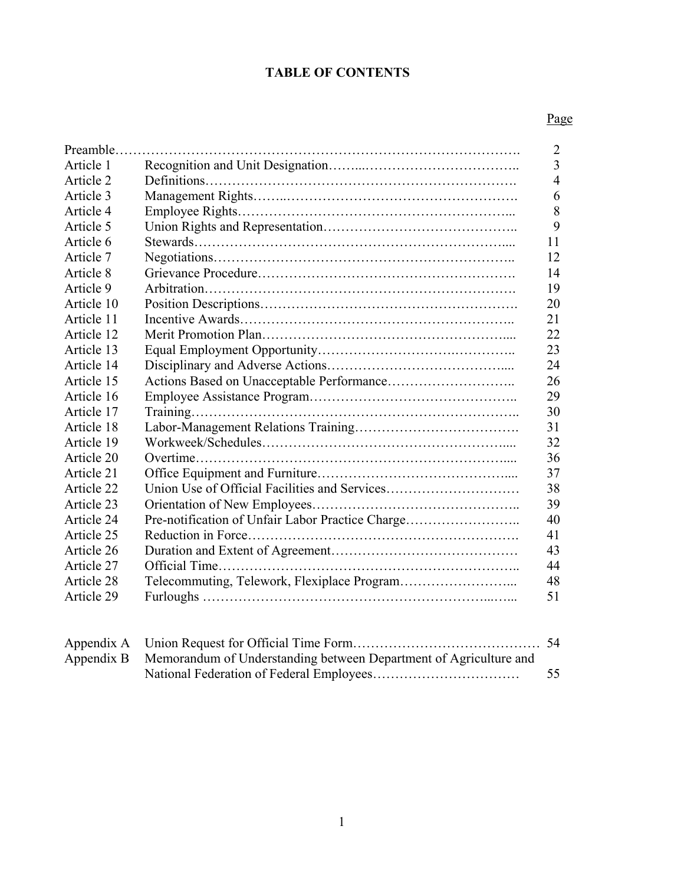# TABLE OF CONTENTS

| | | Page |
|---|---|---|
| Preamble | | 2 |
| Article 1 | Recognition and Unit Designation | 3 |
| Article 2 | Definitions | 4 |
| Article 3 | Management Rights | 6 |
| Article 4 | Employee Rights | 8 |
| Article 5 | Union Rights and Representation | 9 |
| Article 6 | Stewards | 11 |
| Article 7 | Negotiations | 12 |
| Article 8 | Grievance Procedure | 14 |
| Article 9 | Arbitration | 19 |
| Article 10 | Position Descriptions | 20 |
| Article 11 | Incentive Awards | 21 |
| Article 12 | Merit Promotion Plan | 22 |
| Article 13 | Equal Employment Opportunity | 23 |
| Article 14 | Disciplinary and Adverse Actions | 24 |
| Article 15 | Actions Based on Unacceptable Performance | 26 |
| Article 16 | Employee Assistance Program | 29 |
| Article 17 | Training | 30 |
| Article 18 | Labor-Management Relations Training | 31 |
| Article 19 | Workweek/Schedules | 32 |
| Article 20 | Overtime | 36 |
| Article 21 | Office Equipment and Furniture | 37 |
| Article 22 | Union Use of Official Facilities and Services | 38 |
| Article 23 | Orientation of New Employees | 39 |
| Article 24 | Pre-notification of Unfair Labor Practice Charge | 40 |
| Article 25 | Reduction in Force | 41 |
| Article 26 | Duration and Extent of Agreement | 43 |
| Article 27 | Official Time | 44 |
| Article 28 | Telecommuting, Telework, Flexiplace Program | 48 |
| Article 29 | Furloughs | 51 |
| | | |
| Appendix A | Union Request for Official Time Form | 54 |
| Appendix B | Memorandum of Understanding between Department of Agriculture and National Federation of Federal Employees | 55 |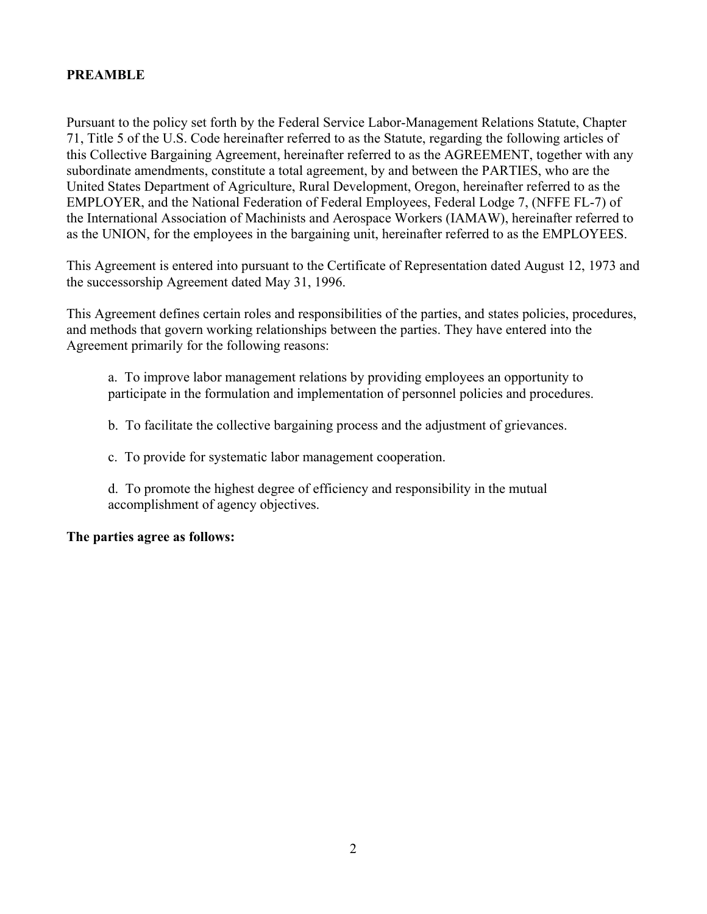## PREAMBLE

Pursuant to the policy set forth by the Federal Service Labor-Management Relations Statute, Chapter 71, Title 5 of the U.S. Code hereinafter referred to as the Statute, regarding the following articles of this Collective Bargaining Agreement, hereinafter referred to as the AGREEMENT, together with any subordinate amendments, constitute a total agreement, by and between the PARTIES, who are the United States Department of Agriculture, Rural Development, Oregon, hereinafter referred to as the EMPLOYER, and the National Federation of Federal Employees, Federal Lodge 7, (NFFE FL-7) of the International Association of Machinists and Aerospace Workers (IAMAW), hereinafter referred to as the UNION, for the employees in the bargaining unit, hereinafter referred to as the EMPLOYEES.

This Agreement is entered into pursuant to the Certificate of Representation dated August 12, 1973 and the successorship Agreement dated May 31, 1996.

This Agreement defines certain roles and responsibilities of the parties, and states policies, procedures, and methods that govern working relationships between the parties. They have entered into the Agreement primarily for the following reasons:

a. To improve labor management relations by providing employees an opportunity to participate in the formulation and implementation of personnel policies and procedures.

b. To facilitate the collective bargaining process and the adjustment of grievances.

c. To provide for systematic labor management cooperation.

d. To promote the highest degree of efficiency and responsibility in the mutual accomplishment of agency objectives.

**The parties agree as follows:**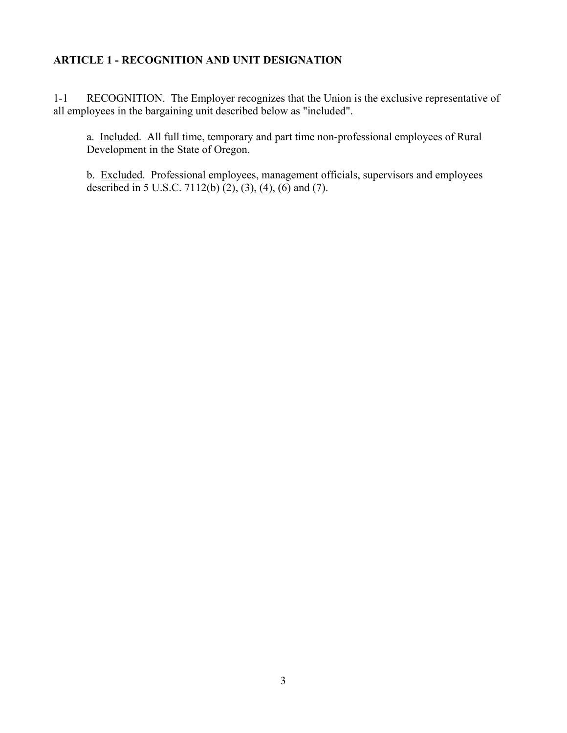## ARTICLE 1 - RECOGNITION AND UNIT DESIGNATION

1-1 RECOGNITION. The Employer recognizes that the Union is the exclusive representative of all employees in the bargaining unit described below as "included".

a. Included. All full time, temporary and part time non-professional employees of Rural Development in the State of Oregon.

b. Excluded. Professional employees, management officials, supervisors and employees described in 5 U.S.C. 7112(b) (2), (3), (4), (6) and (7).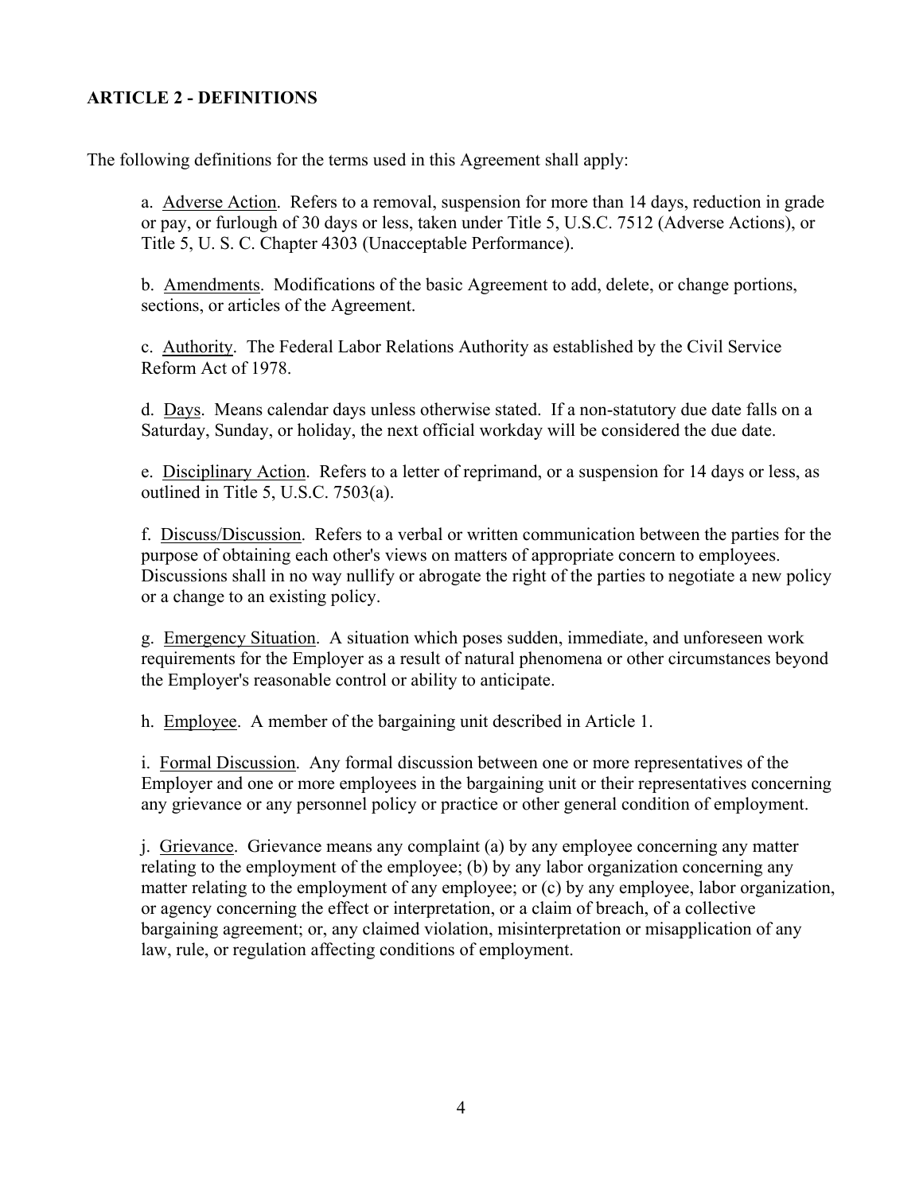## ARTICLE 2 - DEFINITIONS

The following definitions for the terms used in this Agreement shall apply:

a. Adverse Action. Refers to a removal, suspension for more than 14 days, reduction in grade or pay, or furlough of 30 days or less, taken under Title 5, U.S.C. 7512 (Adverse Actions), or Title 5, U. S. C. Chapter 4303 (Unacceptable Performance).

b. Amendments. Modifications of the basic Agreement to add, delete, or change portions, sections, or articles of the Agreement.

c. Authority. The Federal Labor Relations Authority as established by the Civil Service Reform Act of 1978.

d. Days. Means calendar days unless otherwise stated. If a non-statutory due date falls on a Saturday, Sunday, or holiday, the next official workday will be considered the due date.

e. Disciplinary Action. Refers to a letter of reprimand, or a suspension for 14 days or less, as outlined in Title 5, U.S.C. 7503(a).

f. Discuss/Discussion. Refers to a verbal or written communication between the parties for the purpose of obtaining each other's views on matters of appropriate concern to employees. Discussions shall in no way nullify or abrogate the right of the parties to negotiate a new policy or a change to an existing policy.

g. Emergency Situation. A situation which poses sudden, immediate, and unforeseen work requirements for the Employer as a result of natural phenomena or other circumstances beyond the Employer's reasonable control or ability to anticipate.

h. Employee. A member of the bargaining unit described in Article 1.

i. Formal Discussion. Any formal discussion between one or more representatives of the Employer and one or more employees in the bargaining unit or their representatives concerning any grievance or any personnel policy or practice or other general condition of employment.

j. Grievance. Grievance means any complaint (a) by any employee concerning any matter relating to the employment of the employee; (b) by any labor organization concerning any matter relating to the employment of any employee; or (c) by any employee, labor organization, or agency concerning the effect or interpretation, or a claim of breach, of a collective bargaining agreement; or, any claimed violation, misinterpretation or misapplication of any law, rule, or regulation affecting conditions of employment.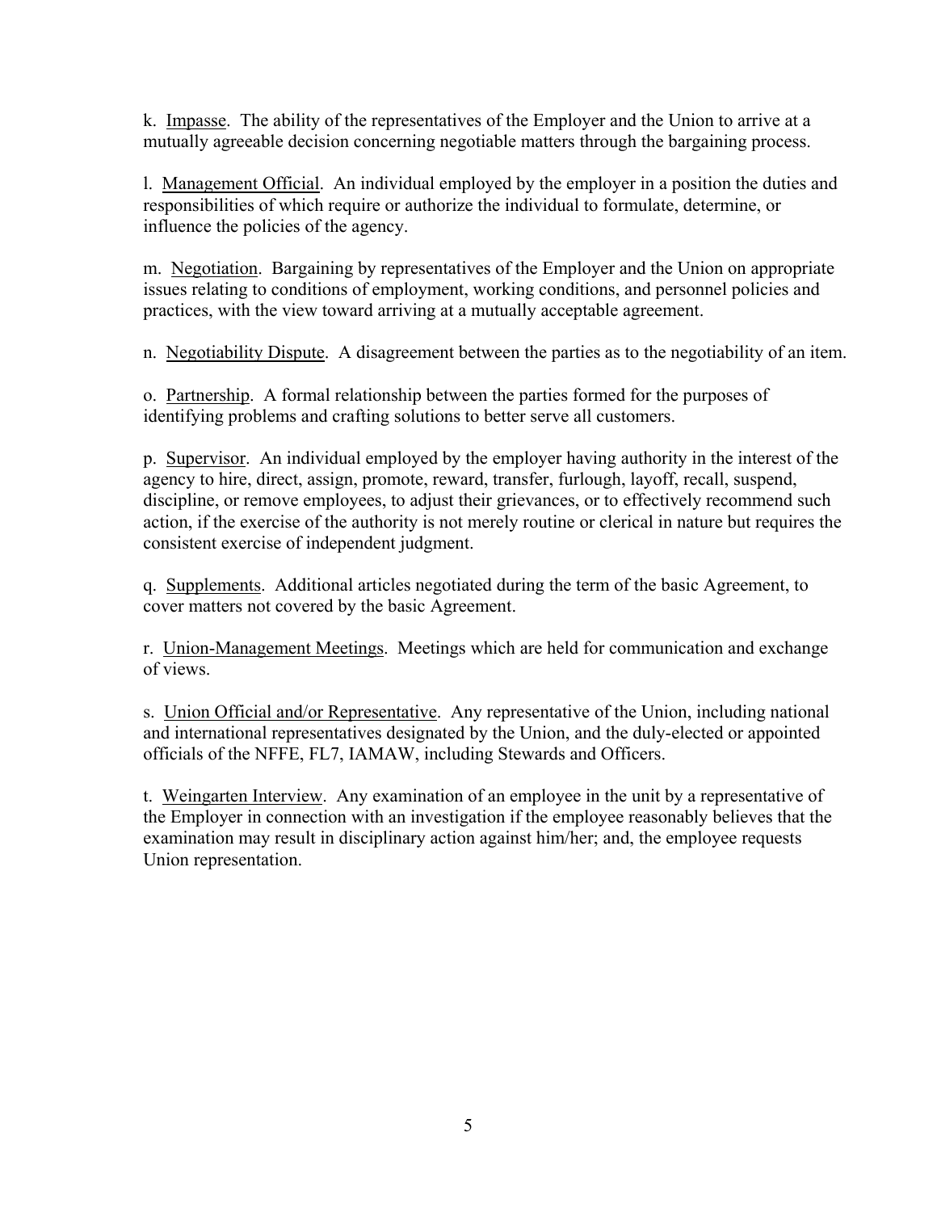k. Impasse. The ability of the representatives of the Employer and the Union to arrive at a mutually agreeable decision concerning negotiable matters through the bargaining process.

l. Management Official. An individual employed by the employer in a position the duties and responsibilities of which require or authorize the individual to formulate, determine, or influence the policies of the agency.

m. Negotiation. Bargaining by representatives of the Employer and the Union on appropriate issues relating to conditions of employment, working conditions, and personnel policies and practices, with the view toward arriving at a mutually acceptable agreement.

n. Negotiability Dispute. A disagreement between the parties as to the negotiability of an item.

o. Partnership. A formal relationship between the parties formed for the purposes of identifying problems and crafting solutions to better serve all customers.

p. Supervisor. An individual employed by the employer having authority in the interest of the agency to hire, direct, assign, promote, reward, transfer, furlough, layoff, recall, suspend, discipline, or remove employees, to adjust their grievances, or to effectively recommend such action, if the exercise of the authority is not merely routine or clerical in nature but requires the consistent exercise of independent judgment.

q. Supplements. Additional articles negotiated during the term of the basic Agreement, to cover matters not covered by the basic Agreement.

r. Union-Management Meetings. Meetings which are held for communication and exchange of views.

s. Union Official and/or Representative. Any representative of the Union, including national and international representatives designated by the Union, and the duly-elected or appointed officials of the NFFE, FL7, IAMAW, including Stewards and Officers.

t. Weingarten Interview. Any examination of an employee in the unit by a representative of the Employer in connection with an investigation if the employee reasonably believes that the examination may result in disciplinary action against him/her; and, the employee requests Union representation.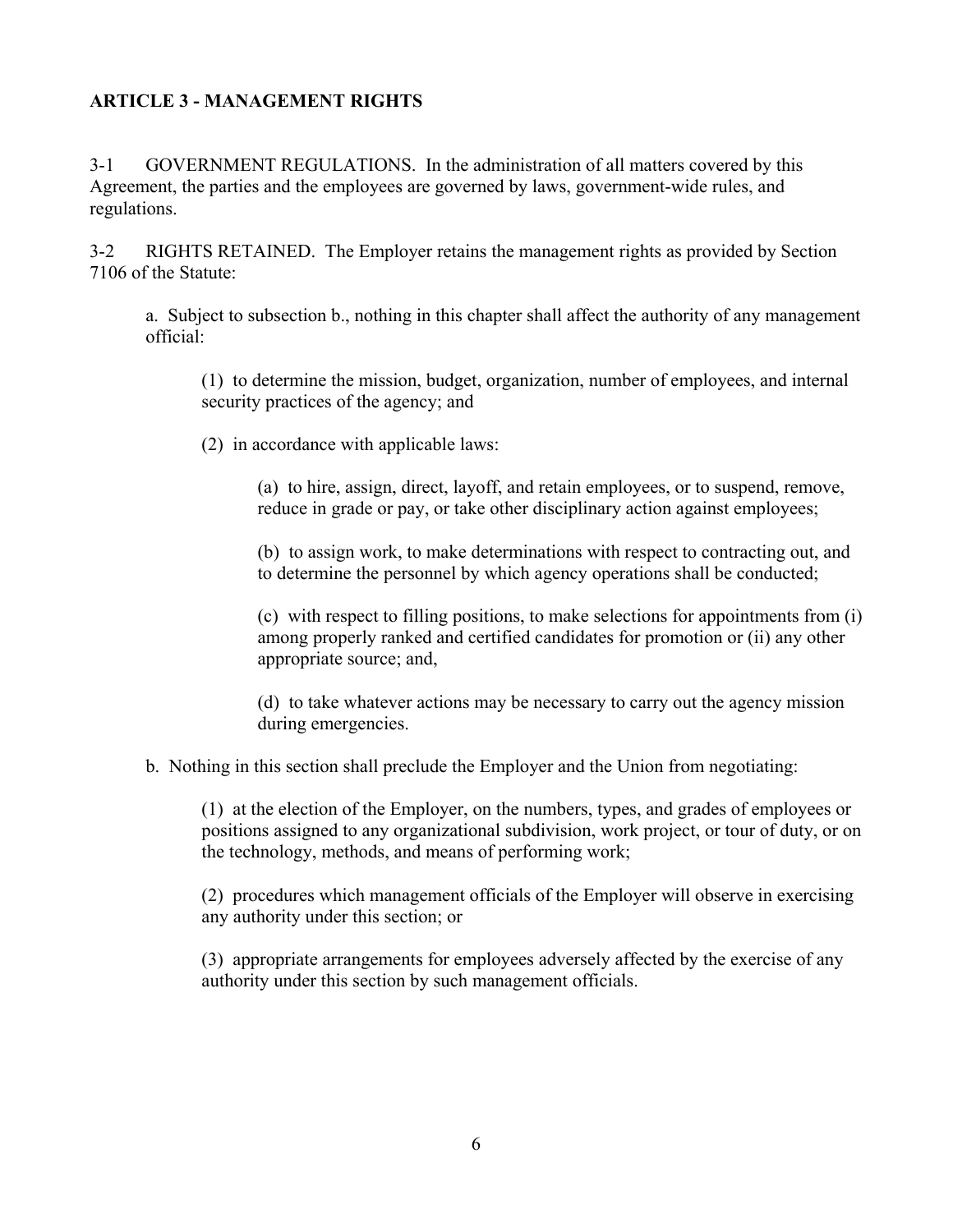## ARTICLE 3 - MANAGEMENT RIGHTS

3-1 GOVERNMENT REGULATIONS. In the administration of all matters covered by this Agreement, the parties and the employees are governed by laws, government-wide rules, and regulations.

3-2 RIGHTS RETAINED. The Employer retains the management rights as provided by Section 7106 of the Statute:

a. Subject to subsection b., nothing in this chapter shall affect the authority of any management official:

(1) to determine the mission, budget, organization, number of employees, and internal security practices of the agency; and

(2) in accordance with applicable laws:

(a) to hire, assign, direct, layoff, and retain employees, or to suspend, remove, reduce in grade or pay, or take other disciplinary action against employees;

(b) to assign work, to make determinations with respect to contracting out, and to determine the personnel by which agency operations shall be conducted;

(c) with respect to filling positions, to make selections for appointments from (i) among properly ranked and certified candidates for promotion or (ii) any other appropriate source; and,

(d) to take whatever actions may be necessary to carry out the agency mission during emergencies.

b. Nothing in this section shall preclude the Employer and the Union from negotiating:

(1) at the election of the Employer, on the numbers, types, and grades of employees or positions assigned to any organizational subdivision, work project, or tour of duty, or on the technology, methods, and means of performing work;

(2) procedures which management officials of the Employer will observe in exercising any authority under this section; or

(3) appropriate arrangements for employees adversely affected by the exercise of any authority under this section by such management officials.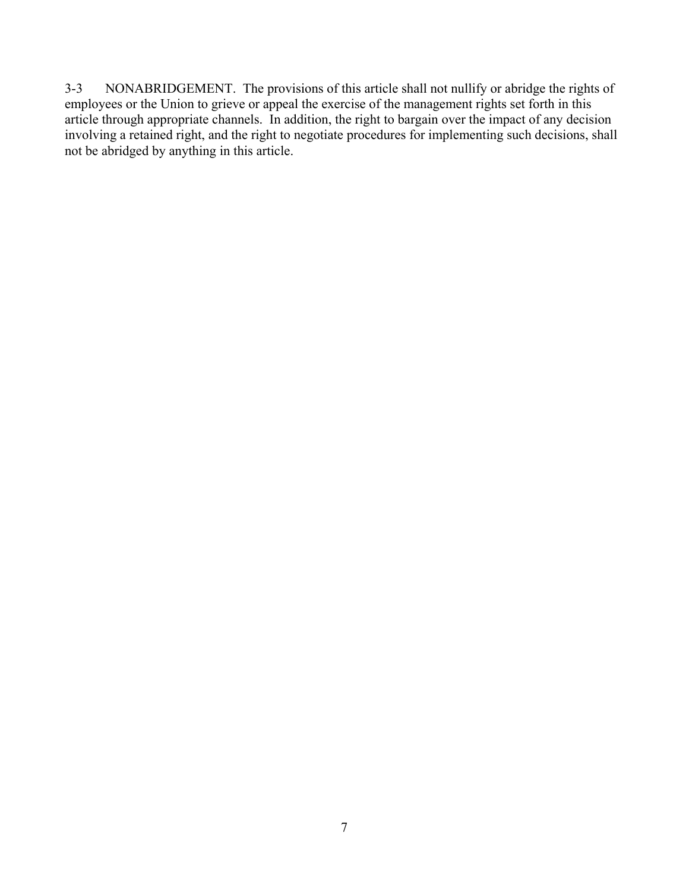3-3 NONABRIDGEMENT. The provisions of this article shall not nullify or abridge the rights of employees or the Union to grieve or appeal the exercise of the management rights set forth in this article through appropriate channels. In addition, the right to bargain over the impact of any decision involving a retained right, and the right to negotiate procedures for implementing such decisions, shall not be abridged by anything in this article.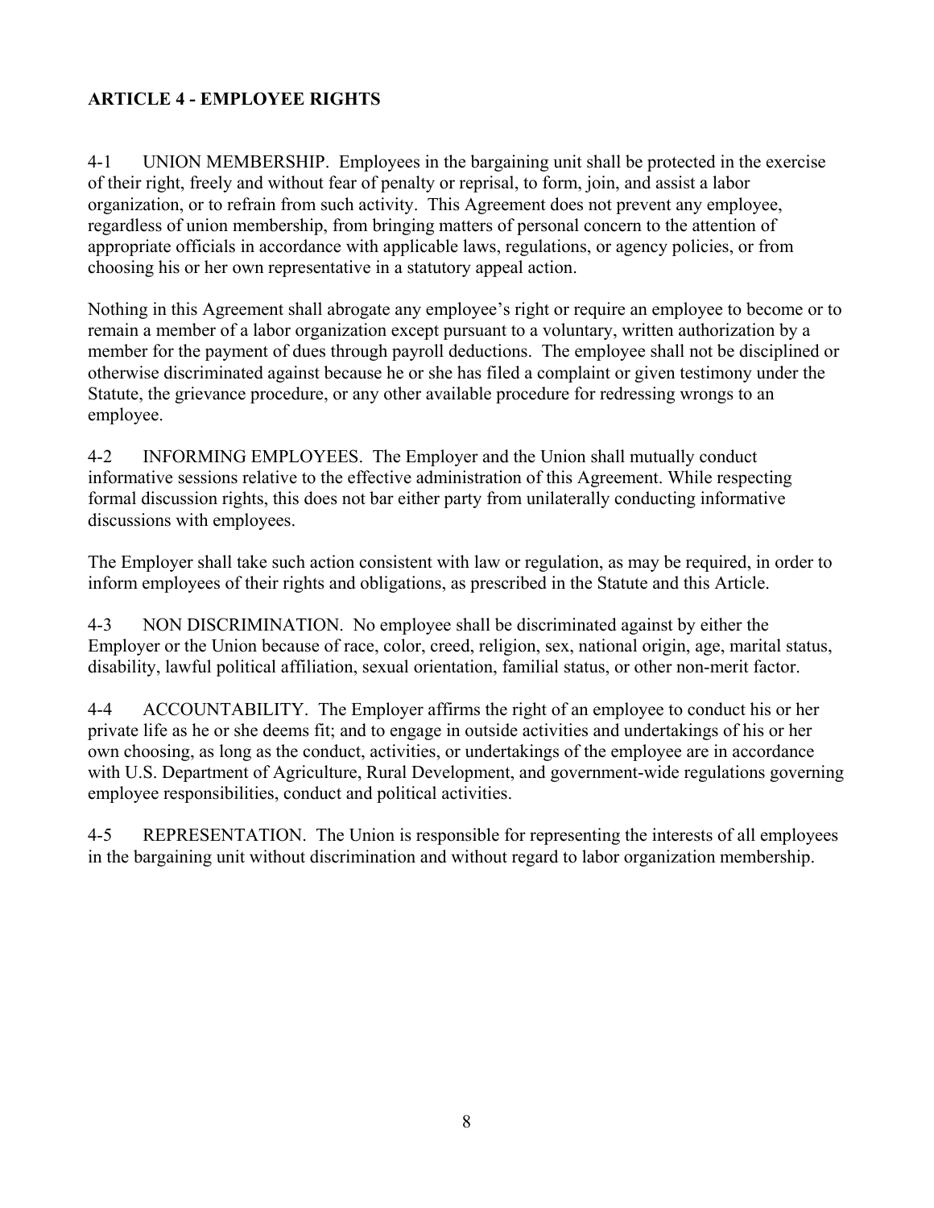## ARTICLE 4 - EMPLOYEE RIGHTS

4-1 UNION MEMBERSHIP. Employees in the bargaining unit shall be protected in the exercise of their right, freely and without fear of penalty or reprisal, to form, join, and assist a labor organization, or to refrain from such activity. This Agreement does not prevent any employee, regardless of union membership, from bringing matters of personal concern to the attention of appropriate officials in accordance with applicable laws, regulations, or agency policies, or from choosing his or her own representative in a statutory appeal action.

Nothing in this Agreement shall abrogate any employee's right or require an employee to become or to remain a member of a labor organization except pursuant to a voluntary, written authorization by a member for the payment of dues through payroll deductions. The employee shall not be disciplined or otherwise discriminated against because he or she has filed a complaint or given testimony under the Statute, the grievance procedure, or any other available procedure for redressing wrongs to an employee.

4-2 INFORMING EMPLOYEES. The Employer and the Union shall mutually conduct informative sessions relative to the effective administration of this Agreement. While respecting formal discussion rights, this does not bar either party from unilaterally conducting informative discussions with employees.

The Employer shall take such action consistent with law or regulation, as may be required, in order to inform employees of their rights and obligations, as prescribed in the Statute and this Article.

4-3 NON DISCRIMINATION. No employee shall be discriminated against by either the Employer or the Union because of race, color, creed, religion, sex, national origin, age, marital status, disability, lawful political affiliation, sexual orientation, familial status, or other non-merit factor.

4-4 ACCOUNTABILITY. The Employer affirms the right of an employee to conduct his or her private life as he or she deems fit; and to engage in outside activities and undertakings of his or her own choosing, as long as the conduct, activities, or undertakings of the employee are in accordance with U.S. Department of Agriculture, Rural Development, and government-wide regulations governing employee responsibilities, conduct and political activities.

4-5 REPRESENTATION. The Union is responsible for representing the interests of all employees in the bargaining unit without discrimination and without regard to labor organization membership.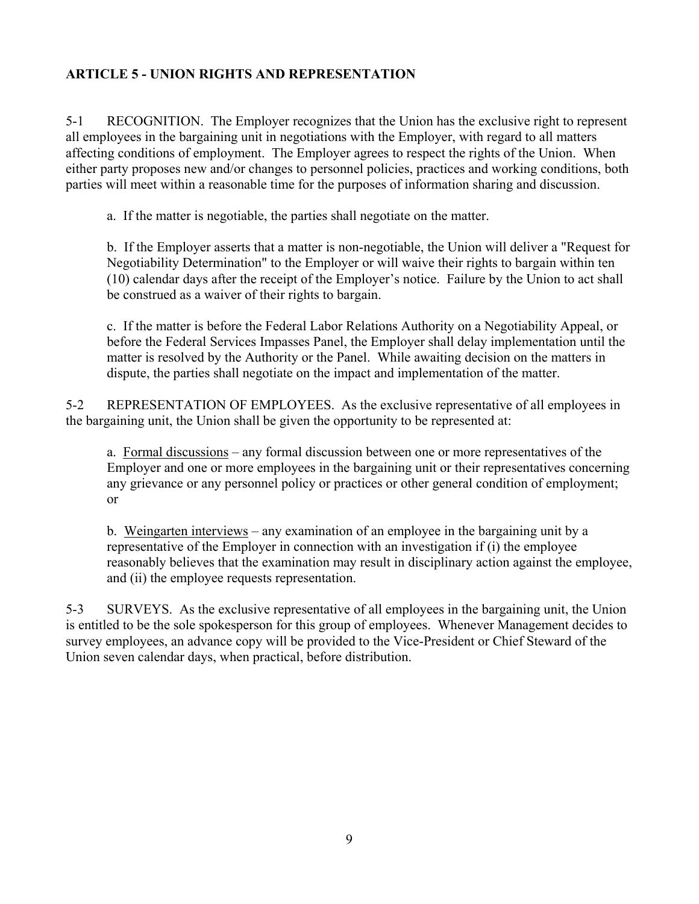## ARTICLE 5 - UNION RIGHTS AND REPRESENTATION

5-1 RECOGNITION. The Employer recognizes that the Union has the exclusive right to represent all employees in the bargaining unit in negotiations with the Employer, with regard to all matters affecting conditions of employment. The Employer agrees to respect the rights of the Union. When either party proposes new and/or changes to personnel policies, practices and working conditions, both parties will meet within a reasonable time for the purposes of information sharing and discussion.

a. If the matter is negotiable, the parties shall negotiate on the matter.

b. If the Employer asserts that a matter is non-negotiable, the Union will deliver a "Request for Negotiability Determination" to the Employer or will waive their rights to bargain within ten (10) calendar days after the receipt of the Employer's notice. Failure by the Union to act shall be construed as a waiver of their rights to bargain.

c. If the matter is before the Federal Labor Relations Authority on a Negotiability Appeal, or before the Federal Services Impasses Panel, the Employer shall delay implementation until the matter is resolved by the Authority or the Panel. While awaiting decision on the matters in dispute, the parties shall negotiate on the impact and implementation of the matter.

5-2 REPRESENTATION OF EMPLOYEES. As the exclusive representative of all employees in the bargaining unit, the Union shall be given the opportunity to be represented at:

a. <u>Formal discussions</u> – any formal discussion between one or more representatives of the Employer and one or more employees in the bargaining unit or their representatives concerning any grievance or any personnel policy or practices or other general condition of employment; or

b. <u>Weingarten interviews</u> – any examination of an employee in the bargaining unit by a representative of the Employer in connection with an investigation if (i) the employee reasonably believes that the examination may result in disciplinary action against the employee, and (ii) the employee requests representation.

5-3 SURVEYS. As the exclusive representative of all employees in the bargaining unit, the Union is entitled to be the sole spokesperson for this group of employees. Whenever Management decides to survey employees, an advance copy will be provided to the Vice-President or Chief Steward of the Union seven calendar days, when practical, before distribution.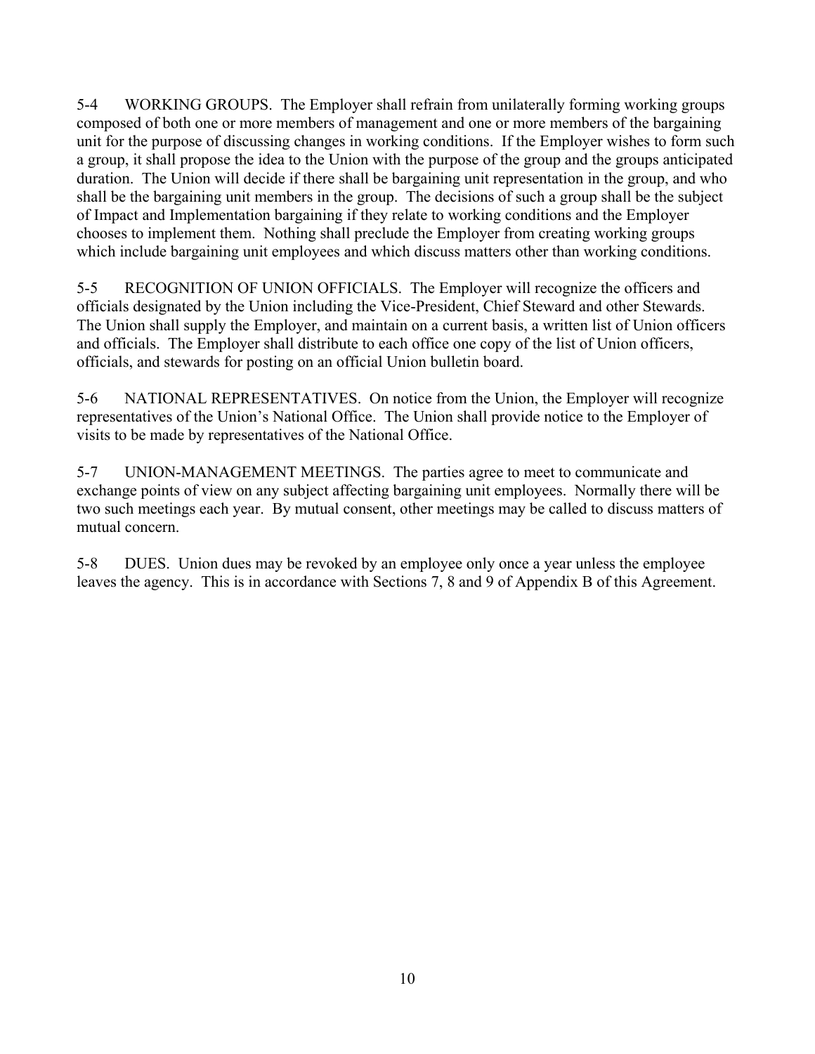5-4 WORKING GROUPS. The Employer shall refrain from unilaterally forming working groups composed of both one or more members of management and one or more members of the bargaining unit for the purpose of discussing changes in working conditions. If the Employer wishes to form such a group, it shall propose the idea to the Union with the purpose of the group and the groups anticipated duration. The Union will decide if there shall be bargaining unit representation in the group, and who shall be the bargaining unit members in the group. The decisions of such a group shall be the subject of Impact and Implementation bargaining if they relate to working conditions and the Employer chooses to implement them. Nothing shall preclude the Employer from creating working groups which include bargaining unit employees and which discuss matters other than working conditions.

5-5 RECOGNITION OF UNION OFFICIALS. The Employer will recognize the officers and officials designated by the Union including the Vice-President, Chief Steward and other Stewards. The Union shall supply the Employer, and maintain on a current basis, a written list of Union officers and officials. The Employer shall distribute to each office one copy of the list of Union officers, officials, and stewards for posting on an official Union bulletin board.

5-6 NATIONAL REPRESENTATIVES. On notice from the Union, the Employer will recognize representatives of the Union's National Office. The Union shall provide notice to the Employer of visits to be made by representatives of the National Office.

5-7 UNION-MANAGEMENT MEETINGS. The parties agree to meet to communicate and exchange points of view on any subject affecting bargaining unit employees. Normally there will be two such meetings each year. By mutual consent, other meetings may be called to discuss matters of mutual concern.

5-8 DUES. Union dues may be revoked by an employee only once a year unless the employee leaves the agency. This is in accordance with Sections 7, 8 and 9 of Appendix B of this Agreement.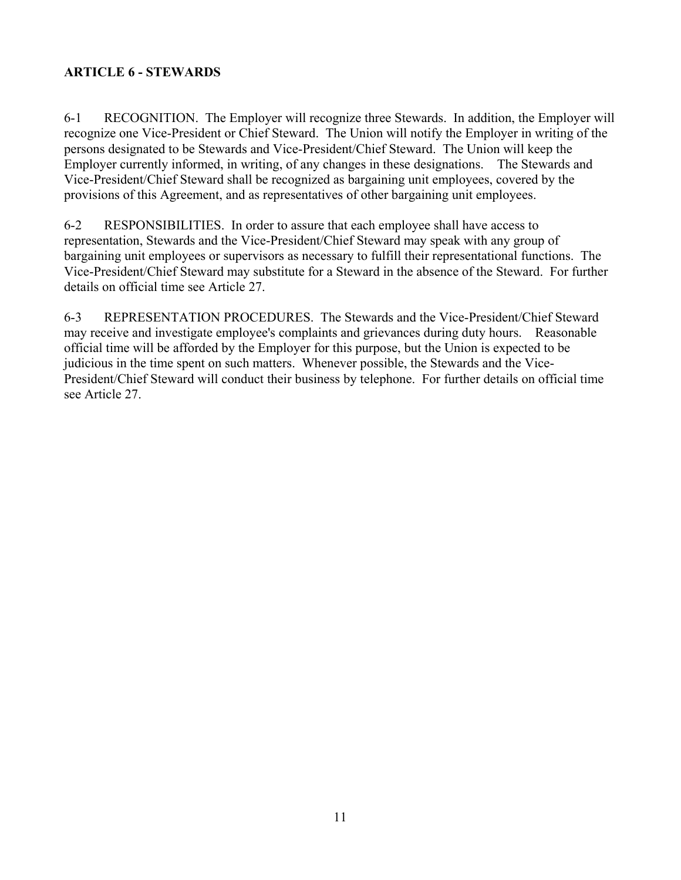## ARTICLE 6 - STEWARDS

6-1 RECOGNITION. The Employer will recognize three Stewards. In addition, the Employer will recognize one Vice-President or Chief Steward. The Union will notify the Employer in writing of the persons designated to be Stewards and Vice-President/Chief Steward. The Union will keep the Employer currently informed, in writing, of any changes in these designations. The Stewards and Vice-President/Chief Steward shall be recognized as bargaining unit employees, covered by the provisions of this Agreement, and as representatives of other bargaining unit employees.

6-2 RESPONSIBILITIES. In order to assure that each employee shall have access to representation, Stewards and the Vice-President/Chief Steward may speak with any group of bargaining unit employees or supervisors as necessary to fulfill their representational functions. The Vice-President/Chief Steward may substitute for a Steward in the absence of the Steward. For further details on official time see Article 27.

6-3 REPRESENTATION PROCEDURES. The Stewards and the Vice-President/Chief Steward may receive and investigate employee's complaints and grievances during duty hours. Reasonable official time will be afforded by the Employer for this purpose, but the Union is expected to be judicious in the time spent on such matters. Whenever possible, the Stewards and the Vice-President/Chief Steward will conduct their business by telephone. For further details on official time see Article 27.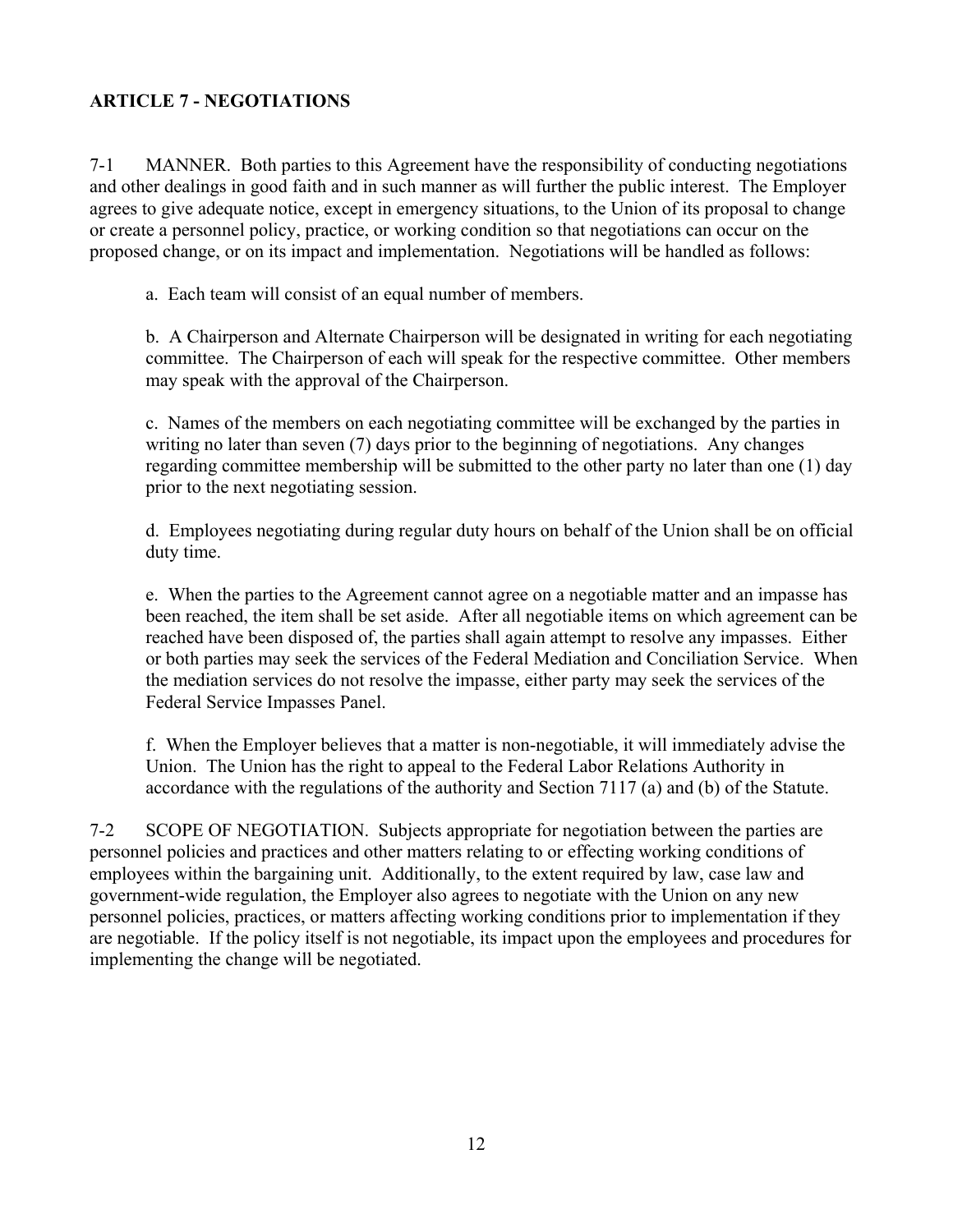## ARTICLE 7 - NEGOTIATIONS

7-1 MANNER. Both parties to this Agreement have the responsibility of conducting negotiations and other dealings in good faith and in such manner as will further the public interest. The Employer agrees to give adequate notice, except in emergency situations, to the Union of its proposal to change or create a personnel policy, practice, or working condition so that negotiations can occur on the proposed change, or on its impact and implementation. Negotiations will be handled as follows:

a. Each team will consist of an equal number of members.

b. A Chairperson and Alternate Chairperson will be designated in writing for each negotiating committee. The Chairperson of each will speak for the respective committee. Other members may speak with the approval of the Chairperson.

c. Names of the members on each negotiating committee will be exchanged by the parties in writing no later than seven (7) days prior to the beginning of negotiations. Any changes regarding committee membership will be submitted to the other party no later than one (1) day prior to the next negotiating session.

d. Employees negotiating during regular duty hours on behalf of the Union shall be on official duty time.

e. When the parties to the Agreement cannot agree on a negotiable matter and an impasse has been reached, the item shall be set aside. After all negotiable items on which agreement can be reached have been disposed of, the parties shall again attempt to resolve any impasses. Either or both parties may seek the services of the Federal Mediation and Conciliation Service. When the mediation services do not resolve the impasse, either party may seek the services of the Federal Service Impasses Panel.

f. When the Employer believes that a matter is non-negotiable, it will immediately advise the Union. The Union has the right to appeal to the Federal Labor Relations Authority in accordance with the regulations of the authority and Section 7117 (a) and (b) of the Statute.

7-2 SCOPE OF NEGOTIATION. Subjects appropriate for negotiation between the parties are personnel policies and practices and other matters relating to or effecting working conditions of employees within the bargaining unit. Additionally, to the extent required by law, case law and government-wide regulation, the Employer also agrees to negotiate with the Union on any new personnel policies, practices, or matters affecting working conditions prior to implementation if they are negotiable. If the policy itself is not negotiable, its impact upon the employees and procedures for implementing the change will be negotiated.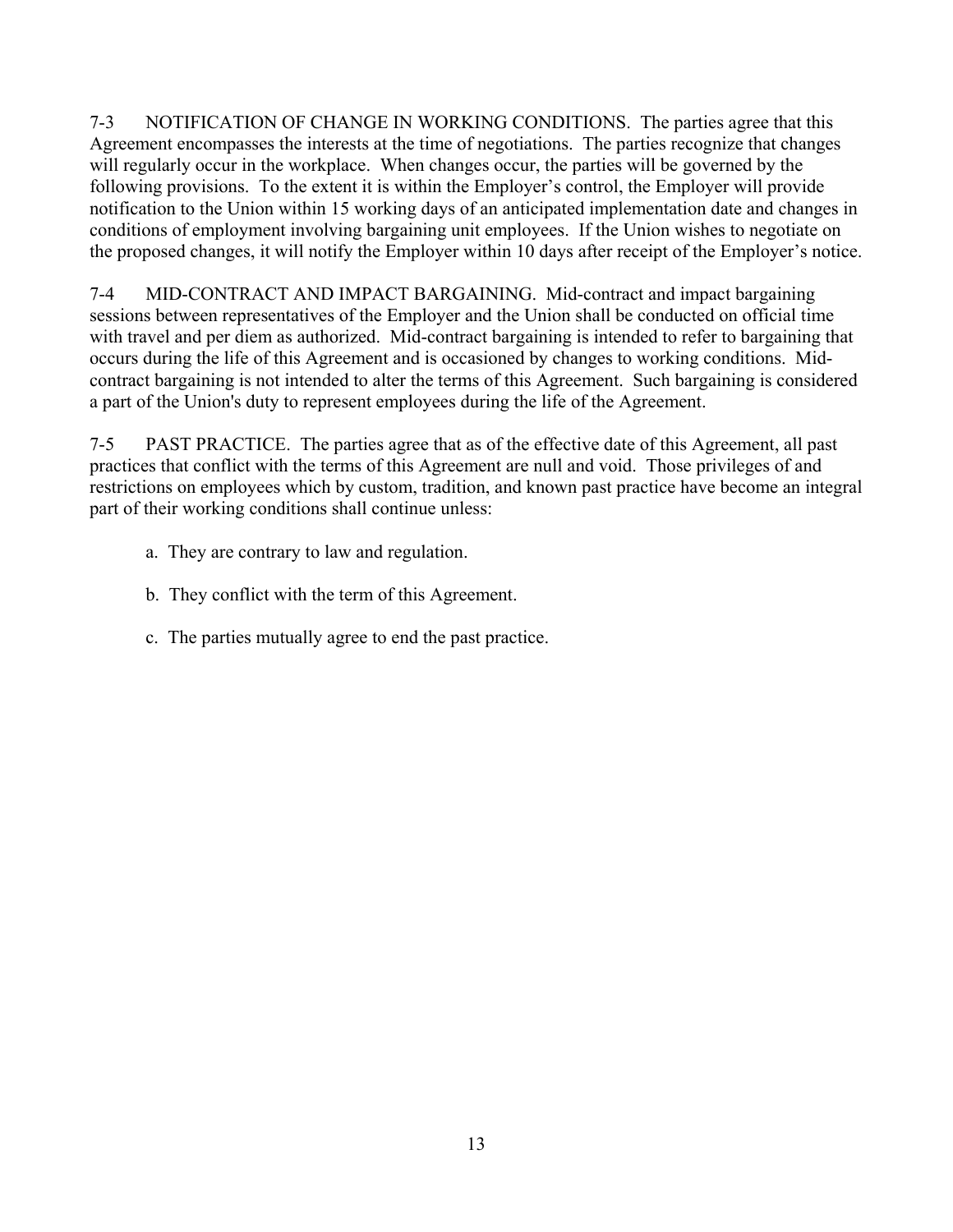7-3 NOTIFICATION OF CHANGE IN WORKING CONDITIONS. The parties agree that this Agreement encompasses the interests at the time of negotiations. The parties recognize that changes will regularly occur in the workplace. When changes occur, the parties will be governed by the following provisions. To the extent it is within the Employer's control, the Employer will provide notification to the Union within 15 working days of an anticipated implementation date and changes in conditions of employment involving bargaining unit employees. If the Union wishes to negotiate on the proposed changes, it will notify the Employer within 10 days after receipt of the Employer's notice.

7-4 MID-CONTRACT AND IMPACT BARGAINING. Mid-contract and impact bargaining sessions between representatives of the Employer and the Union shall be conducted on official time with travel and per diem as authorized. Mid-contract bargaining is intended to refer to bargaining that occurs during the life of this Agreement and is occasioned by changes to working conditions. Mid-contract bargaining is not intended to alter the terms of this Agreement. Such bargaining is considered a part of the Union's duty to represent employees during the life of the Agreement.

7-5 PAST PRACTICE. The parties agree that as of the effective date of this Agreement, all past practices that conflict with the terms of this Agreement are null and void. Those privileges of and restrictions on employees which by custom, tradition, and known past practice have become an integral part of their working conditions shall continue unless:

a. They are contrary to law and regulation.

b. They conflict with the term of this Agreement.

c. The parties mutually agree to end the past practice.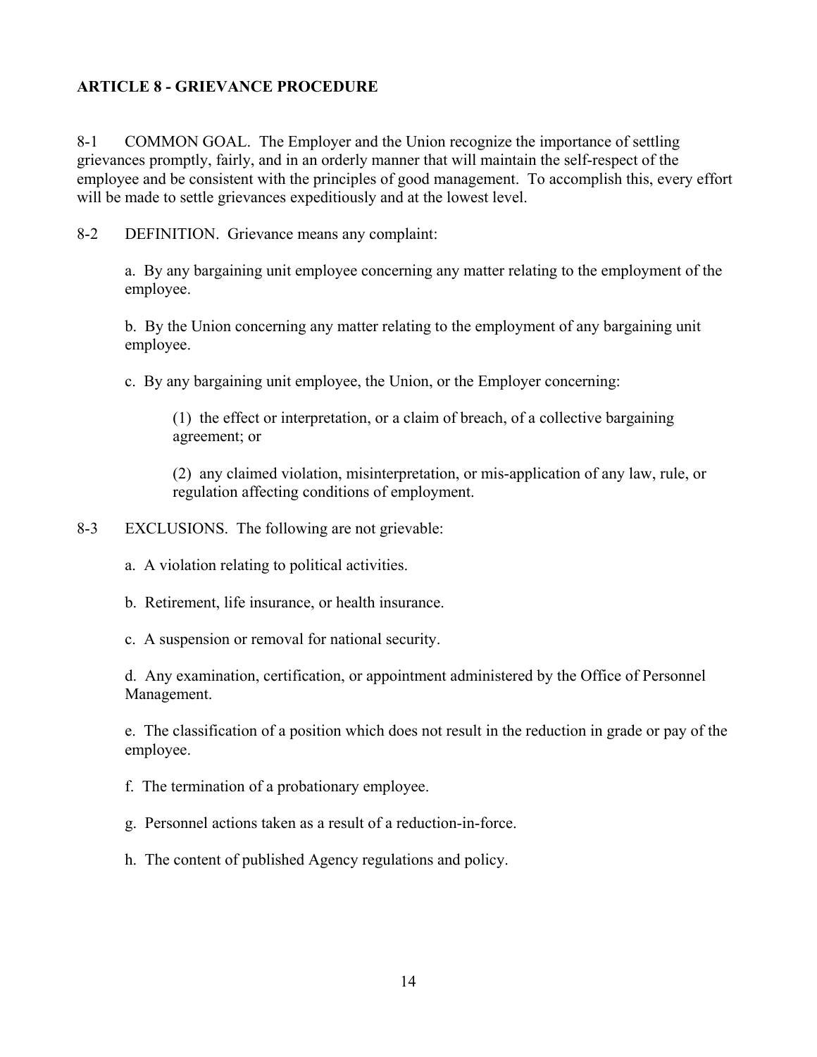## ARTICLE 8 - GRIEVANCE PROCEDURE

8-1 COMMON GOAL. The Employer and the Union recognize the importance of settling grievances promptly, fairly, and in an orderly manner that will maintain the self-respect of the employee and be consistent with the principles of good management. To accomplish this, every effort will be made to settle grievances expeditiously and at the lowest level.

8-2 DEFINITION. Grievance means any complaint:

a. By any bargaining unit employee concerning any matter relating to the employment of the employee.

b. By the Union concerning any matter relating to the employment of any bargaining unit employee.

c. By any bargaining unit employee, the Union, or the Employer concerning:

(1) the effect or interpretation, or a claim of breach, of a collective bargaining agreement; or

(2) any claimed violation, misinterpretation, or mis-application of any law, rule, or regulation affecting conditions of employment.

8-3 EXCLUSIONS. The following are not grievable:

a. A violation relating to political activities.

b. Retirement, life insurance, or health insurance.

c. A suspension or removal for national security.

d. Any examination, certification, or appointment administered by the Office of Personnel Management.

e. The classification of a position which does not result in the reduction in grade or pay of the employee.

f. The termination of a probationary employee.

g. Personnel actions taken as a result of a reduction-in-force.

h. The content of published Agency regulations and policy.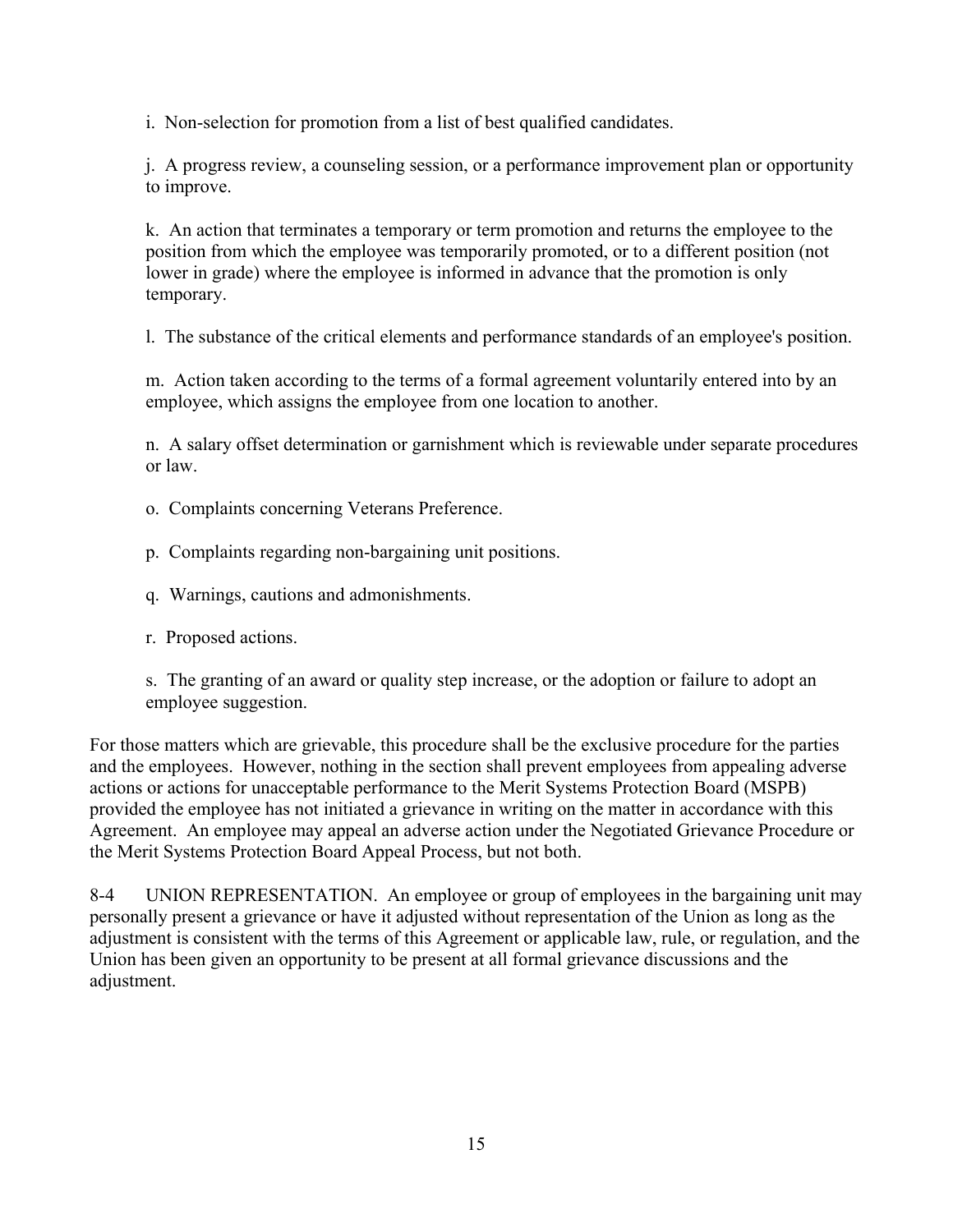i. Non-selection for promotion from a list of best qualified candidates.

j. A progress review, a counseling session, or a performance improvement plan or opportunity to improve.

k. An action that terminates a temporary or term promotion and returns the employee to the position from which the employee was temporarily promoted, or to a different position (not lower in grade) where the employee is informed in advance that the promotion is only temporary.

l. The substance of the critical elements and performance standards of an employee's position.

m. Action taken according to the terms of a formal agreement voluntarily entered into by an employee, which assigns the employee from one location to another.

n. A salary offset determination or garnishment which is reviewable under separate procedures or law.

o. Complaints concerning Veterans Preference.

p. Complaints regarding non-bargaining unit positions.

q. Warnings, cautions and admonishments.

r. Proposed actions.

s. The granting of an award or quality step increase, or the adoption or failure to adopt an employee suggestion.

For those matters which are grievable, this procedure shall be the exclusive procedure for the parties and the employees. However, nothing in the section shall prevent employees from appealing adverse actions or actions for unacceptable performance to the Merit Systems Protection Board (MSPB) provided the employee has not initiated a grievance in writing on the matter in accordance with this Agreement. An employee may appeal an adverse action under the Negotiated Grievance Procedure or the Merit Systems Protection Board Appeal Process, but not both.

8-4 UNION REPRESENTATION. An employee or group of employees in the bargaining unit may personally present a grievance or have it adjusted without representation of the Union as long as the adjustment is consistent with the terms of this Agreement or applicable law, rule, or regulation, and the Union has been given an opportunity to be present at all formal grievance discussions and the adjustment.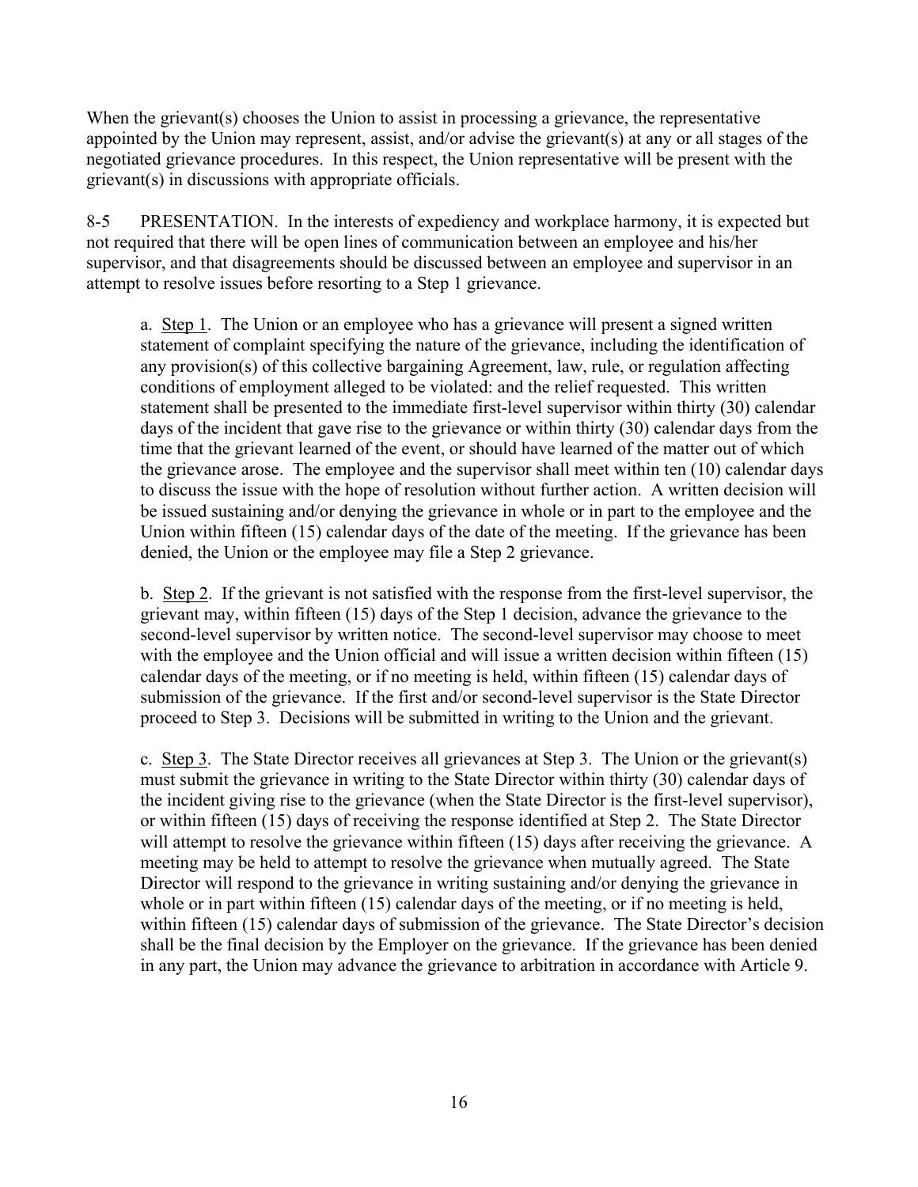When the grievant(s) chooses the Union to assist in processing a grievance, the representative appointed by the Union may represent, assist, and/or advise the grievant(s) at any or all stages of the negotiated grievance procedures. In this respect, the Union representative will be present with the grievant(s) in discussions with appropriate officials.

8-5 PRESENTATION. In the interests of expediency and workplace harmony, it is expected but not required that there will be open lines of communication between an employee and his/her supervisor, and that disagreements should be discussed between an employee and supervisor in an attempt to resolve issues before resorting to a Step 1 grievance.

a. Step 1. The Union or an employee who has a grievance will present a signed written statement of complaint specifying the nature of the grievance, including the identification of any provision(s) of this collective bargaining Agreement, law, rule, or regulation affecting conditions of employment alleged to be violated: and the relief requested. This written statement shall be presented to the immediate first-level supervisor within thirty (30) calendar days of the incident that gave rise to the grievance or within thirty (30) calendar days from the time that the grievant learned of the event, or should have learned of the matter out of which the grievance arose. The employee and the supervisor shall meet within ten (10) calendar days to discuss the issue with the hope of resolution without further action. A written decision will be issued sustaining and/or denying the grievance in whole or in part to the employee and the Union within fifteen (15) calendar days of the date of the meeting. If the grievance has been denied, the Union or the employee may file a Step 2 grievance.

b. Step 2. If the grievant is not satisfied with the response from the first-level supervisor, the grievant may, within fifteen (15) days of the Step 1 decision, advance the grievance to the second-level supervisor by written notice. The second-level supervisor may choose to meet with the employee and the Union official and will issue a written decision within fifteen (15) calendar days of the meeting, or if no meeting is held, within fifteen (15) calendar days of submission of the grievance. If the first and/or second-level supervisor is the State Director proceed to Step 3. Decisions will be submitted in writing to the Union and the grievant.

c. Step 3. The State Director receives all grievances at Step 3. The Union or the grievant(s) must submit the grievance in writing to the State Director within thirty (30) calendar days of the incident giving rise to the grievance (when the State Director is the first-level supervisor), or within fifteen (15) days of receiving the response identified at Step 2. The State Director will attempt to resolve the grievance within fifteen (15) days after receiving the grievance. A meeting may be held to attempt to resolve the grievance when mutually agreed. The State Director will respond to the grievance in writing sustaining and/or denying the grievance in whole or in part within fifteen (15) calendar days of the meeting, or if no meeting is held, within fifteen (15) calendar days of submission of the grievance. The State Director's decision shall be the final decision by the Employer on the grievance. If the grievance has been denied in any part, the Union may advance the grievance to arbitration in accordance with Article 9.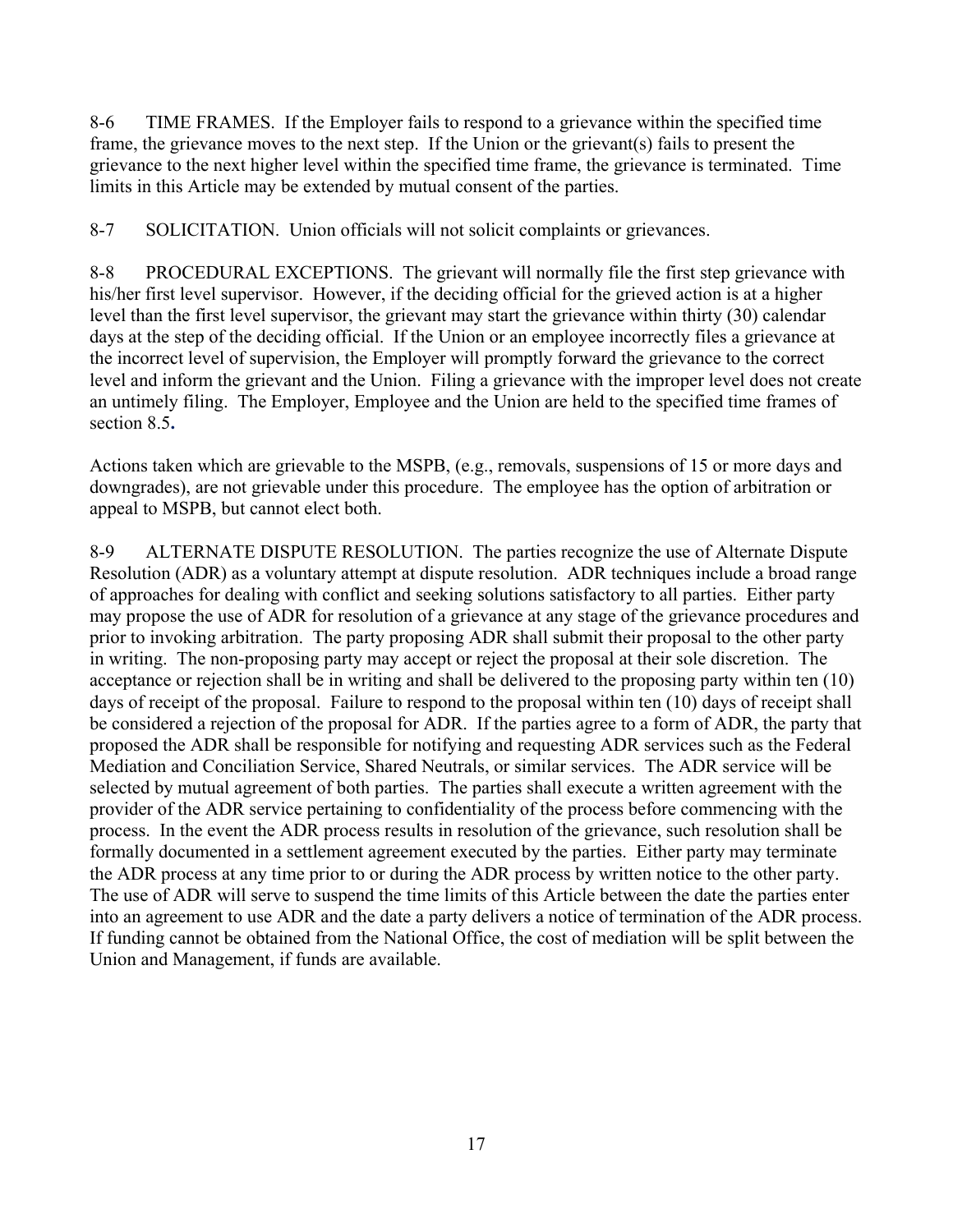8-6 TIME FRAMES. If the Employer fails to respond to a grievance within the specified time frame, the grievance moves to the next step. If the Union or the grievant(s) fails to present the grievance to the next higher level within the specified time frame, the grievance is terminated. Time limits in this Article may be extended by mutual consent of the parties.

8-7 SOLICITATION. Union officials will not solicit complaints or grievances.

8-8 PROCEDURAL EXCEPTIONS. The grievant will normally file the first step grievance with his/her first level supervisor. However, if the deciding official for the grieved action is at a higher level than the first level supervisor, the grievant may start the grievance within thirty (30) calendar days at the step of the deciding official. If the Union or an employee incorrectly files a grievance at the incorrect level of supervision, the Employer will promptly forward the grievance to the correct level and inform the grievant and the Union. Filing a grievance with the improper level does not create an untimely filing. The Employer, Employee and the Union are held to the specified time frames of section 8.5**.**

Actions taken which are grievable to the MSPB, (e.g., removals, suspensions of 15 or more days and downgrades), are not grievable under this procedure. The employee has the option of arbitration or appeal to MSPB, but cannot elect both.

8-9 ALTERNATE DISPUTE RESOLUTION. The parties recognize the use of Alternate Dispute Resolution (ADR) as a voluntary attempt at dispute resolution. ADR techniques include a broad range of approaches for dealing with conflict and seeking solutions satisfactory to all parties. Either party may propose the use of ADR for resolution of a grievance at any stage of the grievance procedures and prior to invoking arbitration. The party proposing ADR shall submit their proposal to the other party in writing. The non-proposing party may accept or reject the proposal at their sole discretion. The acceptance or rejection shall be in writing and shall be delivered to the proposing party within ten (10) days of receipt of the proposal. Failure to respond to the proposal within ten (10) days of receipt shall be considered a rejection of the proposal for ADR. If the parties agree to a form of ADR, the party that proposed the ADR shall be responsible for notifying and requesting ADR services such as the Federal Mediation and Conciliation Service, Shared Neutrals, or similar services. The ADR service will be selected by mutual agreement of both parties. The parties shall execute a written agreement with the provider of the ADR service pertaining to confidentiality of the process before commencing with the process. In the event the ADR process results in resolution of the grievance, such resolution shall be formally documented in a settlement agreement executed by the parties. Either party may terminate the ADR process at any time prior to or during the ADR process by written notice to the other party. The use of ADR will serve to suspend the time limits of this Article between the date the parties enter into an agreement to use ADR and the date a party delivers a notice of termination of the ADR process. If funding cannot be obtained from the National Office, the cost of mediation will be split between the Union and Management, if funds are available.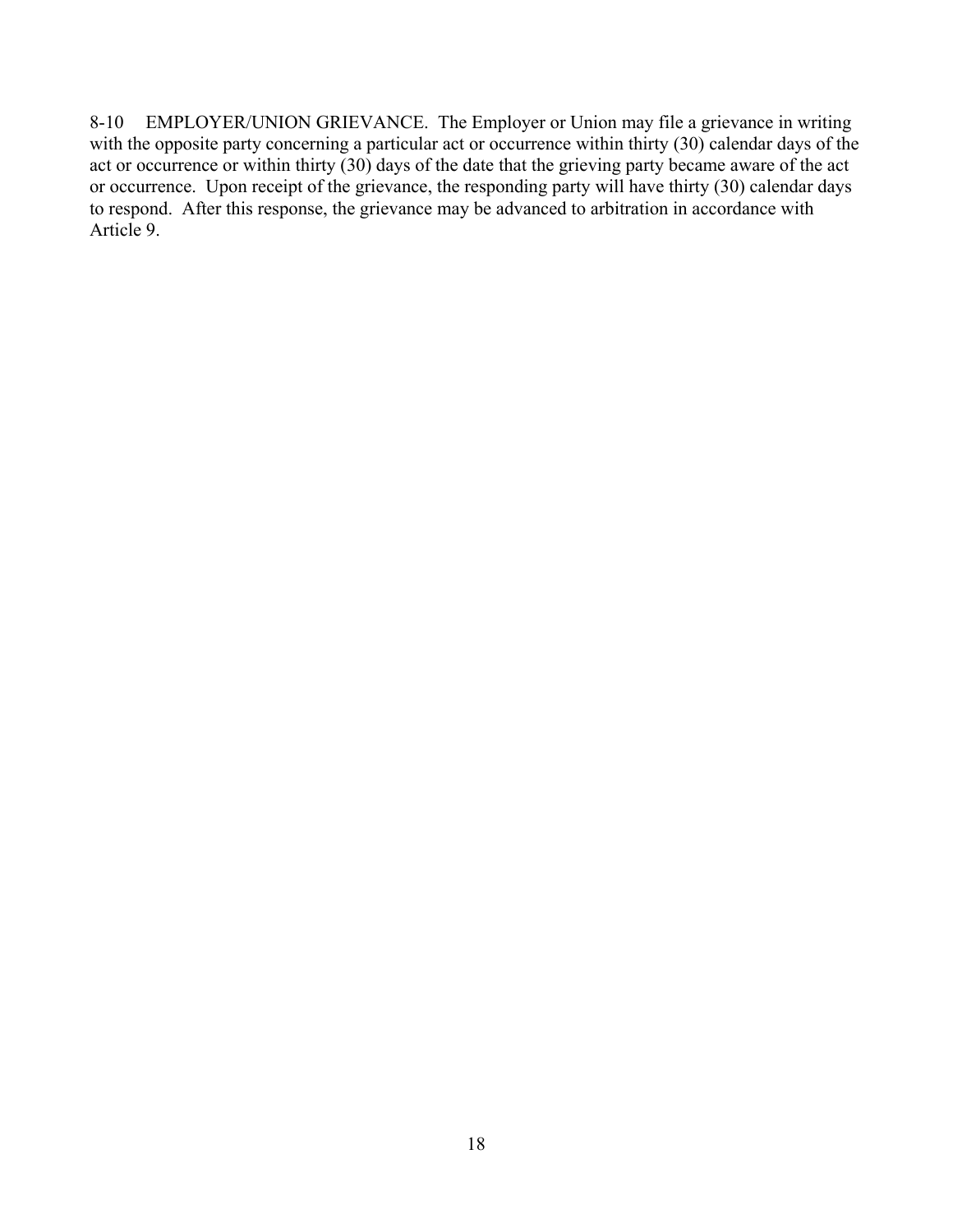8-10 EMPLOYER/UNION GRIEVANCE. The Employer or Union may file a grievance in writing with the opposite party concerning a particular act or occurrence within thirty (30) calendar days of the act or occurrence or within thirty (30) days of the date that the grieving party became aware of the act or occurrence. Upon receipt of the grievance, the responding party will have thirty (30) calendar days to respond. After this response, the grievance may be advanced to arbitration in accordance with Article 9.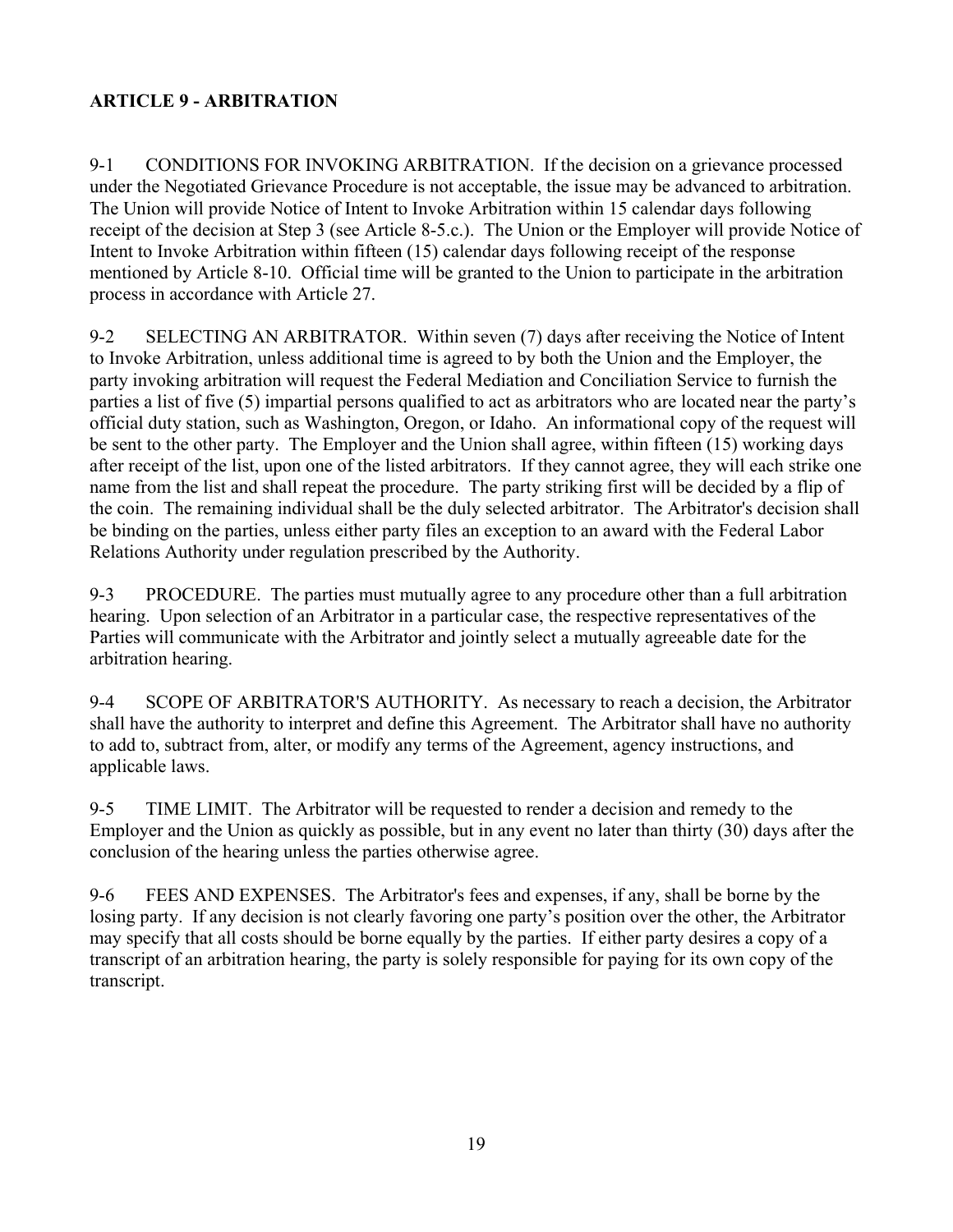## ARTICLE 9 - ARBITRATION

9-1 CONDITIONS FOR INVOKING ARBITRATION. If the decision on a grievance processed under the Negotiated Grievance Procedure is not acceptable, the issue may be advanced to arbitration. The Union will provide Notice of Intent to Invoke Arbitration within 15 calendar days following receipt of the decision at Step 3 (see Article 8-5.c.). The Union or the Employer will provide Notice of Intent to Invoke Arbitration within fifteen (15) calendar days following receipt of the response mentioned by Article 8-10. Official time will be granted to the Union to participate in the arbitration process in accordance with Article 27.

9-2 SELECTING AN ARBITRATOR. Within seven (7) days after receiving the Notice of Intent to Invoke Arbitration, unless additional time is agreed to by both the Union and the Employer, the party invoking arbitration will request the Federal Mediation and Conciliation Service to furnish the parties a list of five (5) impartial persons qualified to act as arbitrators who are located near the party's official duty station, such as Washington, Oregon, or Idaho. An informational copy of the request will be sent to the other party. The Employer and the Union shall agree, within fifteen (15) working days after receipt of the list, upon one of the listed arbitrators. If they cannot agree, they will each strike one name from the list and shall repeat the procedure. The party striking first will be decided by a flip of the coin. The remaining individual shall be the duly selected arbitrator. The Arbitrator's decision shall be binding on the parties, unless either party files an exception to an award with the Federal Labor Relations Authority under regulation prescribed by the Authority.

9-3 PROCEDURE. The parties must mutually agree to any procedure other than a full arbitration hearing. Upon selection of an Arbitrator in a particular case, the respective representatives of the Parties will communicate with the Arbitrator and jointly select a mutually agreeable date for the arbitration hearing.

9-4 SCOPE OF ARBITRATOR'S AUTHORITY. As necessary to reach a decision, the Arbitrator shall have the authority to interpret and define this Agreement. The Arbitrator shall have no authority to add to, subtract from, alter, or modify any terms of the Agreement, agency instructions, and applicable laws.

9-5 TIME LIMIT. The Arbitrator will be requested to render a decision and remedy to the Employer and the Union as quickly as possible, but in any event no later than thirty (30) days after the conclusion of the hearing unless the parties otherwise agree.

9-6 FEES AND EXPENSES. The Arbitrator's fees and expenses, if any, shall be borne by the losing party. If any decision is not clearly favoring one party's position over the other, the Arbitrator may specify that all costs should be borne equally by the parties. If either party desires a copy of a transcript of an arbitration hearing, the party is solely responsible for paying for its own copy of the transcript.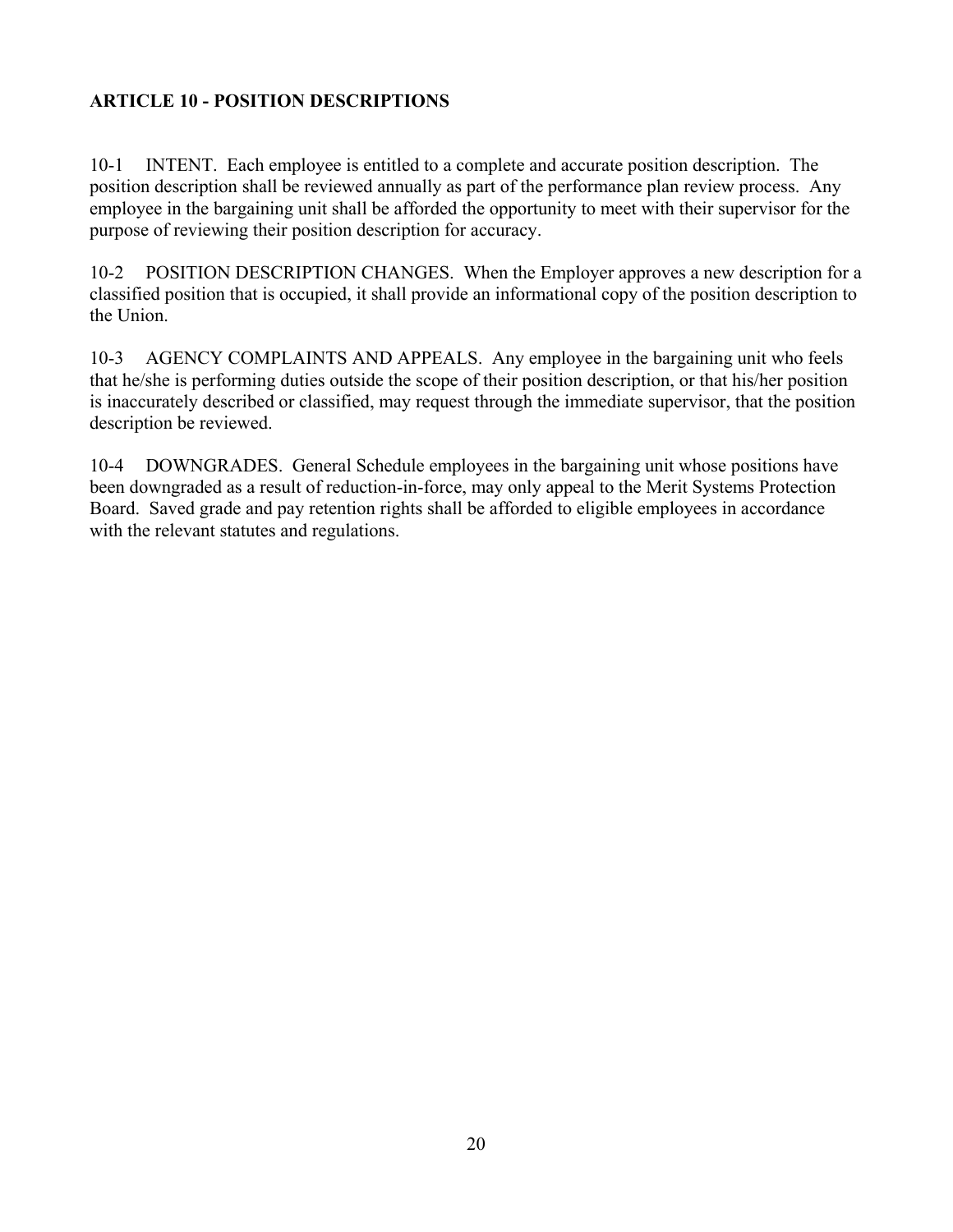## ARTICLE 10 - POSITION DESCRIPTIONS

10-1 INTENT. Each employee is entitled to a complete and accurate position description. The position description shall be reviewed annually as part of the performance plan review process. Any employee in the bargaining unit shall be afforded the opportunity to meet with their supervisor for the purpose of reviewing their position description for accuracy.

10-2 POSITION DESCRIPTION CHANGES. When the Employer approves a new description for a classified position that is occupied, it shall provide an informational copy of the position description to the Union.

10-3 AGENCY COMPLAINTS AND APPEALS. Any employee in the bargaining unit who feels that he/she is performing duties outside the scope of their position description, or that his/her position is inaccurately described or classified, may request through the immediate supervisor, that the position description be reviewed.

10-4 DOWNGRADES. General Schedule employees in the bargaining unit whose positions have been downgraded as a result of reduction-in-force, may only appeal to the Merit Systems Protection Board. Saved grade and pay retention rights shall be afforded to eligible employees in accordance with the relevant statutes and regulations.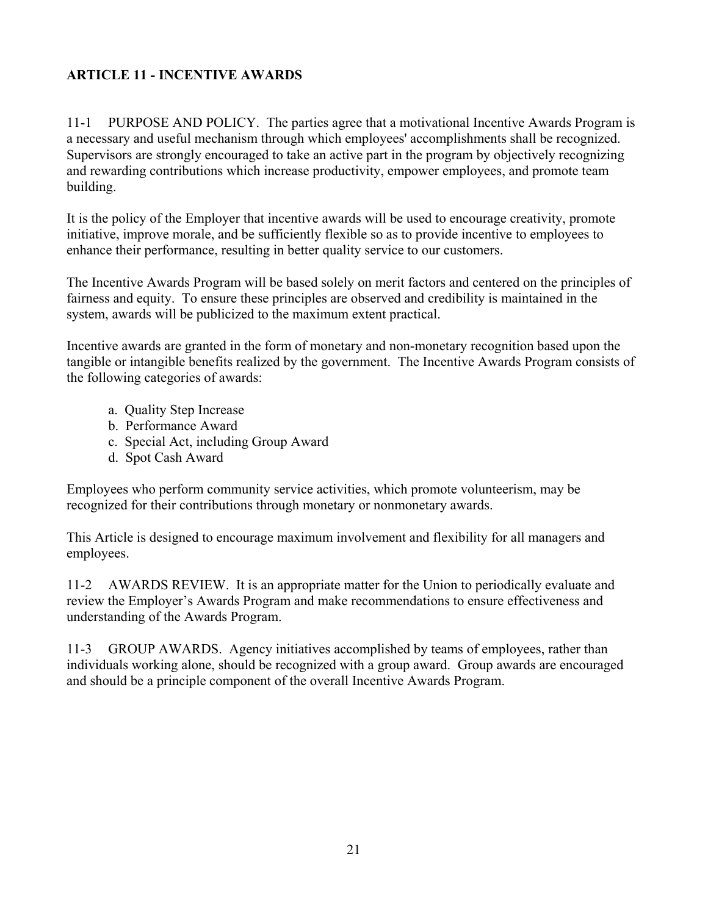## ARTICLE 11 - INCENTIVE AWARDS

11-1 PURPOSE AND POLICY. The parties agree that a motivational Incentive Awards Program is a necessary and useful mechanism through which employees' accomplishments shall be recognized. Supervisors are strongly encouraged to take an active part in the program by objectively recognizing and rewarding contributions which increase productivity, empower employees, and promote team building.

It is the policy of the Employer that incentive awards will be used to encourage creativity, promote initiative, improve morale, and be sufficiently flexible so as to provide incentive to employees to enhance their performance, resulting in better quality service to our customers.

The Incentive Awards Program will be based solely on merit factors and centered on the principles of fairness and equity. To ensure these principles are observed and credibility is maintained in the system, awards will be publicized to the maximum extent practical.

Incentive awards are granted in the form of monetary and non-monetary recognition based upon the tangible or intangible benefits realized by the government. The Incentive Awards Program consists of the following categories of awards:

a. Quality Step Increase
b. Performance Award
c. Special Act, including Group Award
d. Spot Cash Award

Employees who perform community service activities, which promote volunteerism, may be recognized for their contributions through monetary or nonmonetary awards.

This Article is designed to encourage maximum involvement and flexibility for all managers and employees.

11-2 AWARDS REVIEW. It is an appropriate matter for the Union to periodically evaluate and review the Employer's Awards Program and make recommendations to ensure effectiveness and understanding of the Awards Program.

11-3 GROUP AWARDS. Agency initiatives accomplished by teams of employees, rather than individuals working alone, should be recognized with a group award. Group awards are encouraged and should be a principle component of the overall Incentive Awards Program.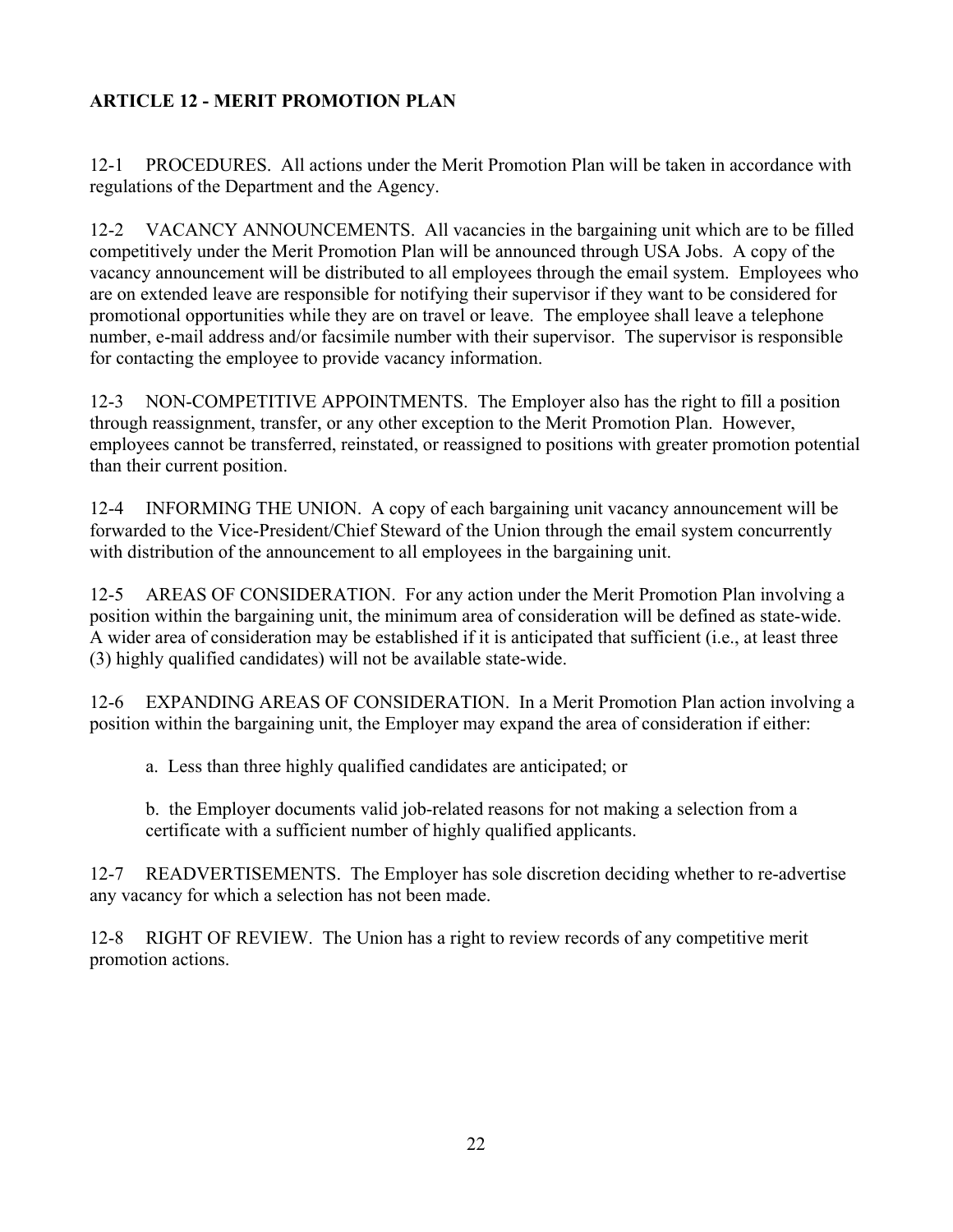## ARTICLE 12 - MERIT PROMOTION PLAN

12-1 PROCEDURES. All actions under the Merit Promotion Plan will be taken in accordance with regulations of the Department and the Agency.

12-2 VACANCY ANNOUNCEMENTS. All vacancies in the bargaining unit which are to be filled competitively under the Merit Promotion Plan will be announced through USA Jobs. A copy of the vacancy announcement will be distributed to all employees through the email system. Employees who are on extended leave are responsible for notifying their supervisor if they want to be considered for promotional opportunities while they are on travel or leave. The employee shall leave a telephone number, e-mail address and/or facsimile number with their supervisor. The supervisor is responsible for contacting the employee to provide vacancy information.

12-3 NON-COMPETITIVE APPOINTMENTS. The Employer also has the right to fill a position through reassignment, transfer, or any other exception to the Merit Promotion Plan. However, employees cannot be transferred, reinstated, or reassigned to positions with greater promotion potential than their current position.

12-4 INFORMING THE UNION. A copy of each bargaining unit vacancy announcement will be forwarded to the Vice-President/Chief Steward of the Union through the email system concurrently with distribution of the announcement to all employees in the bargaining unit.

12-5 AREAS OF CONSIDERATION. For any action under the Merit Promotion Plan involving a position within the bargaining unit, the minimum area of consideration will be defined as state-wide. A wider area of consideration may be established if it is anticipated that sufficient (i.e., at least three (3) highly qualified candidates) will not be available state-wide.

12-6 EXPANDING AREAS OF CONSIDERATION. In a Merit Promotion Plan action involving a position within the bargaining unit, the Employer may expand the area of consideration if either:

a. Less than three highly qualified candidates are anticipated; or

b. the Employer documents valid job-related reasons for not making a selection from a certificate with a sufficient number of highly qualified applicants.

12-7 READVERTISEMENTS. The Employer has sole discretion deciding whether to re-advertise any vacancy for which a selection has not been made.

12-8 RIGHT OF REVIEW. The Union has a right to review records of any competitive merit promotion actions.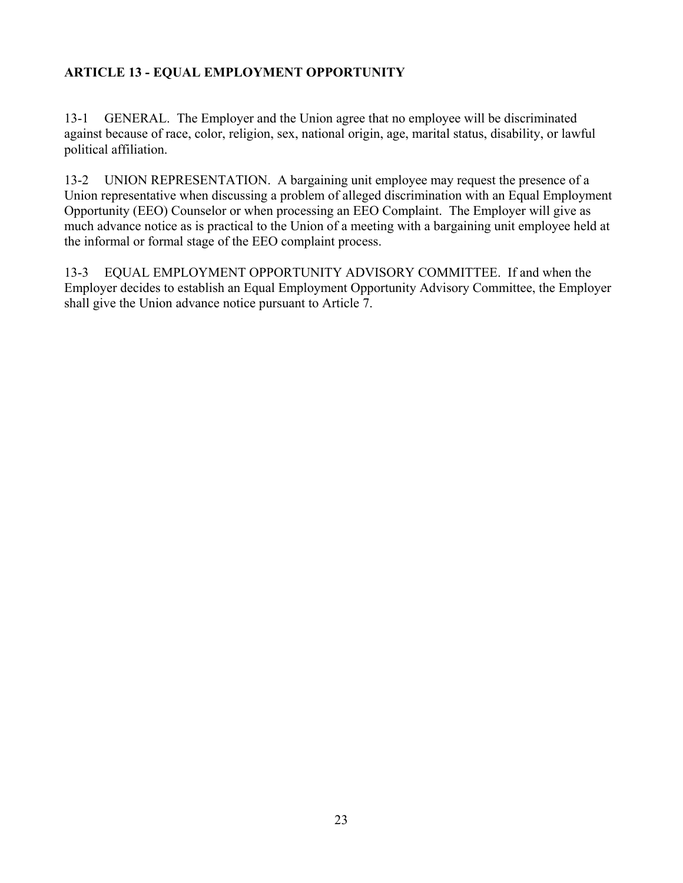## ARTICLE 13 - EQUAL EMPLOYMENT OPPORTUNITY

13-1 GENERAL. The Employer and the Union agree that no employee will be discriminated against because of race, color, religion, sex, national origin, age, marital status, disability, or lawful political affiliation.

13-2 UNION REPRESENTATION. A bargaining unit employee may request the presence of a Union representative when discussing a problem of alleged discrimination with an Equal Employment Opportunity (EEO) Counselor or when processing an EEO Complaint. The Employer will give as much advance notice as is practical to the Union of a meeting with a bargaining unit employee held at the informal or formal stage of the EEO complaint process.

13-3 EQUAL EMPLOYMENT OPPORTUNITY ADVISORY COMMITTEE. If and when the Employer decides to establish an Equal Employment Opportunity Advisory Committee, the Employer shall give the Union advance notice pursuant to Article 7.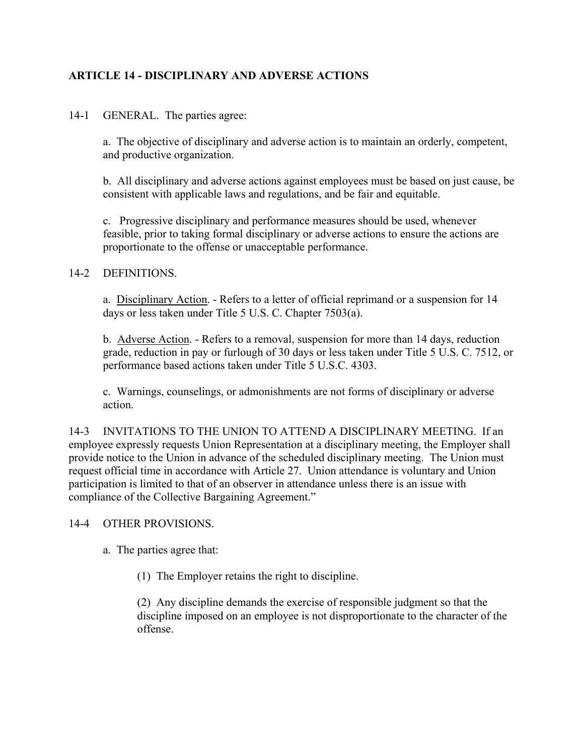## ARTICLE 14 - DISCIPLINARY AND ADVERSE ACTIONS

14-1 GENERAL. The parties agree:

a. The objective of disciplinary and adverse action is to maintain an orderly, competent, and productive organization.

b. All disciplinary and adverse actions against employees must be based on just cause, be consistent with applicable laws and regulations, and be fair and equitable.

c. Progressive disciplinary and performance measures should be used, whenever feasible, prior to taking formal disciplinary or adverse actions to ensure the actions are proportionate to the offense or unacceptable performance.

14-2 DEFINITIONS.

a. Disciplinary Action. - Refers to a letter of official reprimand or a suspension for 14 days or less taken under Title 5 U.S. C. Chapter 7503(a).

b. Adverse Action. - Refers to a removal, suspension for more than 14 days, reduction grade, reduction in pay or furlough of 30 days or less taken under Title 5 U.S. C. 7512, or performance based actions taken under Title 5 U.S.C. 4303.

c. Warnings, counselings, or admonishments are not forms of disciplinary or adverse action.

14-3 INVITATIONS TO THE UNION TO ATTEND A DISCIPLINARY MEETING. If an employee expressly requests Union Representation at a disciplinary meeting, the Employer shall provide notice to the Union in advance of the scheduled disciplinary meeting. The Union must request official time in accordance with Article 27. Union attendance is voluntary and Union participation is limited to that of an observer in attendance unless there is an issue with compliance of the Collective Bargaining Agreement."

14-4 OTHER PROVISIONS.

a. The parties agree that:

(1) The Employer retains the right to discipline.

(2) Any discipline demands the exercise of responsible judgment so that the discipline imposed on an employee is not disproportionate to the character of the offense.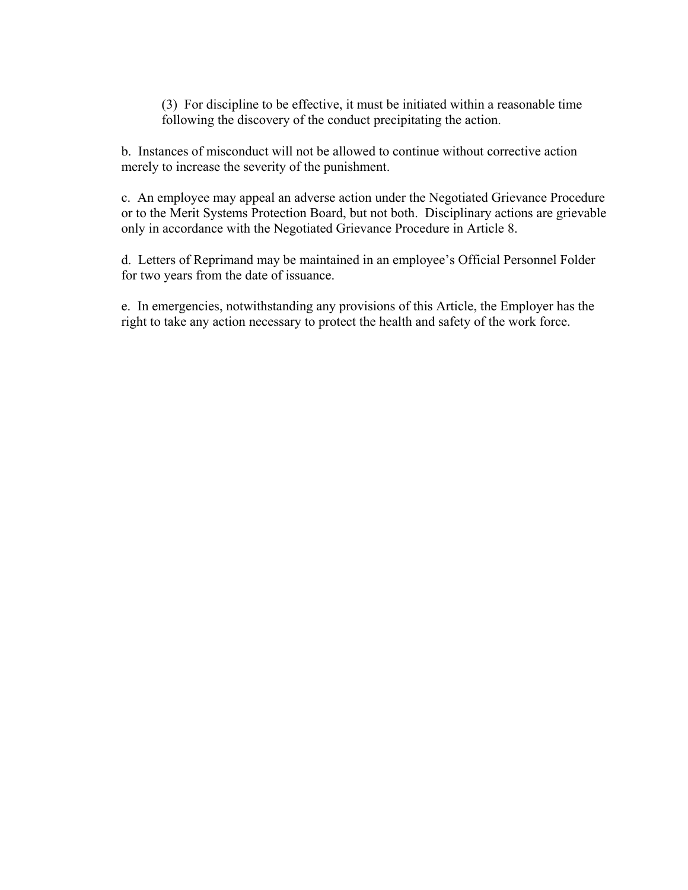(3) For discipline to be effective, it must be initiated within a reasonable time following the discovery of the conduct precipitating the action.

b. Instances of misconduct will not be allowed to continue without corrective action merely to increase the severity of the punishment.

c. An employee may appeal an adverse action under the Negotiated Grievance Procedure or to the Merit Systems Protection Board, but not both. Disciplinary actions are grievable only in accordance with the Negotiated Grievance Procedure in Article 8.

d. Letters of Reprimand may be maintained in an employee's Official Personnel Folder for two years from the date of issuance.

e. In emergencies, notwithstanding any provisions of this Article, the Employer has the right to take any action necessary to protect the health and safety of the work force.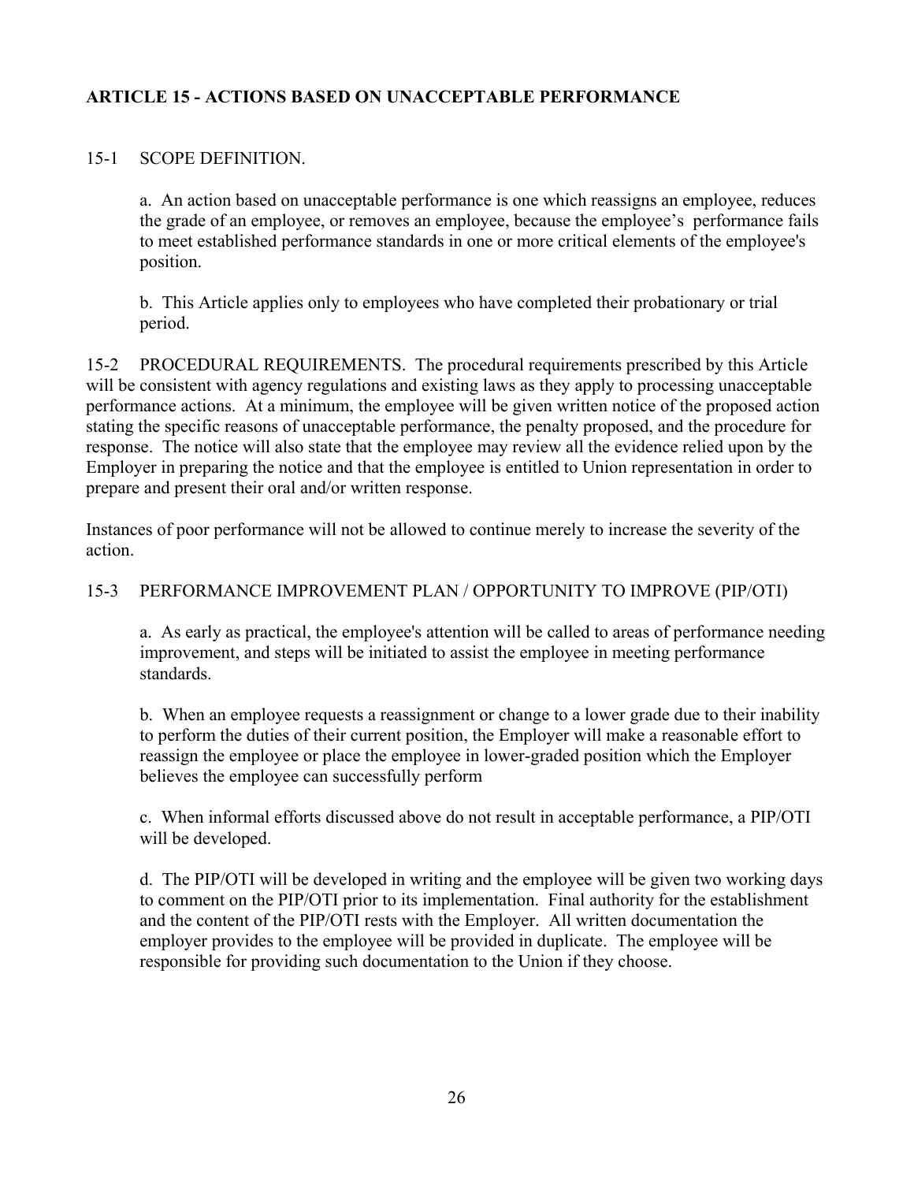## ARTICLE 15 - ACTIONS BASED ON UNACCEPTABLE PERFORMANCE

15-1 SCOPE DEFINITION.

a. An action based on unacceptable performance is one which reassigns an employee, reduces the grade of an employee, or removes an employee, because the employee's performance fails to meet established performance standards in one or more critical elements of the employee's position.

b. This Article applies only to employees who have completed their probationary or trial period.

15-2 PROCEDURAL REQUIREMENTS. The procedural requirements prescribed by this Article will be consistent with agency regulations and existing laws as they apply to processing unacceptable performance actions. At a minimum, the employee will be given written notice of the proposed action stating the specific reasons of unacceptable performance, the penalty proposed, and the procedure for response. The notice will also state that the employee may review all the evidence relied upon by the Employer in preparing the notice and that the employee is entitled to Union representation in order to prepare and present their oral and/or written response.

Instances of poor performance will not be allowed to continue merely to increase the severity of the action.

15-3 PERFORMANCE IMPROVEMENT PLAN / OPPORTUNITY TO IMPROVE (PIP/OTI)

a. As early as practical, the employee's attention will be called to areas of performance needing improvement, and steps will be initiated to assist the employee in meeting performance standards.

b. When an employee requests a reassignment or change to a lower grade due to their inability to perform the duties of their current position, the Employer will make a reasonable effort to reassign the employee or place the employee in lower-graded position which the Employer believes the employee can successfully perform

c. When informal efforts discussed above do not result in acceptable performance, a PIP/OTI will be developed.

d. The PIP/OTI will be developed in writing and the employee will be given two working days to comment on the PIP/OTI prior to its implementation. Final authority for the establishment and the content of the PIP/OTI rests with the Employer. All written documentation the employer provides to the employee will be provided in duplicate. The employee will be responsible for providing such documentation to the Union if they choose.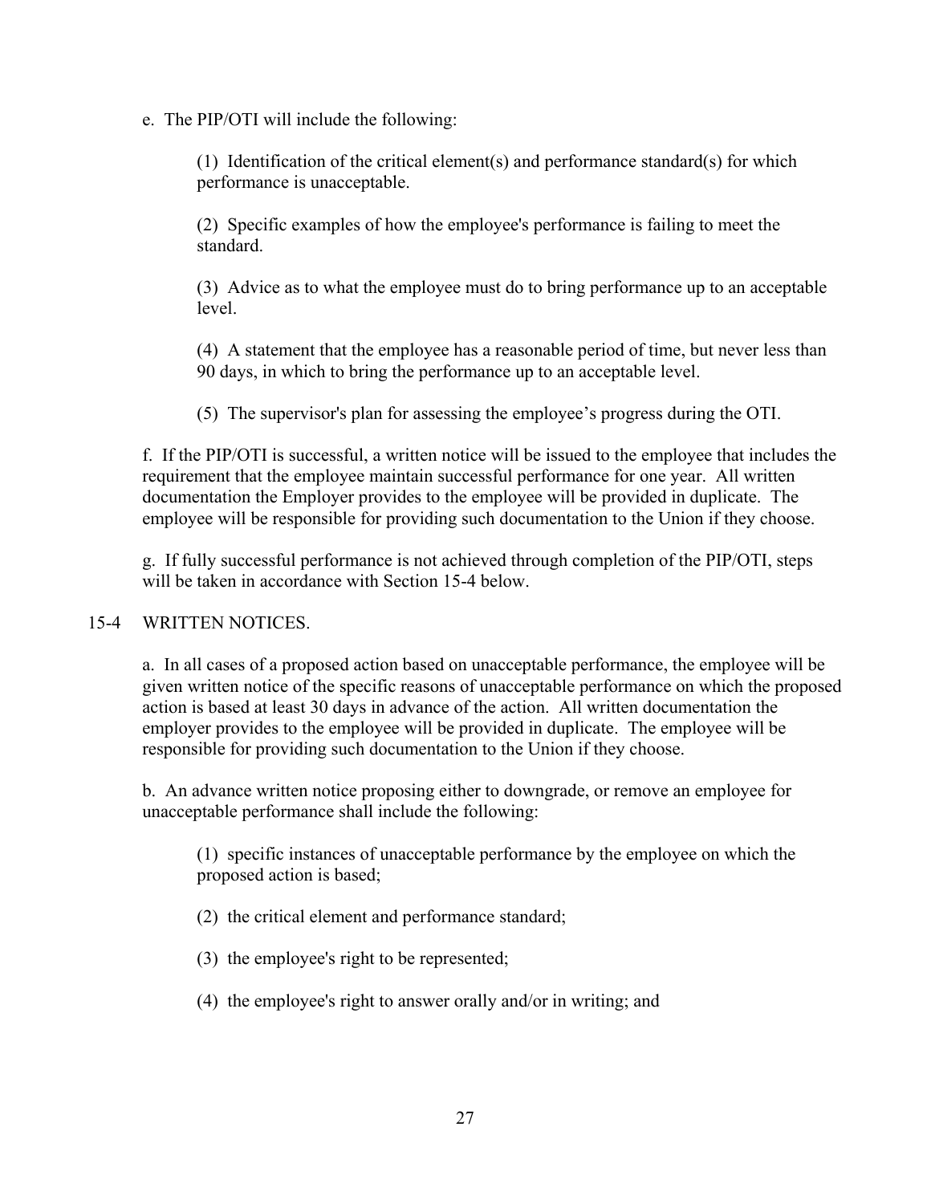e. The PIP/OTI will include the following:

(1) Identification of the critical element(s) and performance standard(s) for which performance is unacceptable.

(2) Specific examples of how the employee's performance is failing to meet the standard.

(3) Advice as to what the employee must do to bring performance up to an acceptable level.

(4) A statement that the employee has a reasonable period of time, but never less than 90 days, in which to bring the performance up to an acceptable level.

(5) The supervisor's plan for assessing the employee's progress during the OTI.

f. If the PIP/OTI is successful, a written notice will be issued to the employee that includes the requirement that the employee maintain successful performance for one year. All written documentation the Employer provides to the employee will be provided in duplicate. The employee will be responsible for providing such documentation to the Union if they choose.

g. If fully successful performance is not achieved through completion of the PIP/OTI, steps will be taken in accordance with Section 15-4 below.

15-4 WRITTEN NOTICES.

a. In all cases of a proposed action based on unacceptable performance, the employee will be given written notice of the specific reasons of unacceptable performance on which the proposed action is based at least 30 days in advance of the action. All written documentation the employer provides to the employee will be provided in duplicate. The employee will be responsible for providing such documentation to the Union if they choose.

b. An advance written notice proposing either to downgrade, or remove an employee for unacceptable performance shall include the following:

(1) specific instances of unacceptable performance by the employee on which the proposed action is based;

(2) the critical element and performance standard;

(3) the employee's right to be represented;

(4) the employee's right to answer orally and/or in writing; and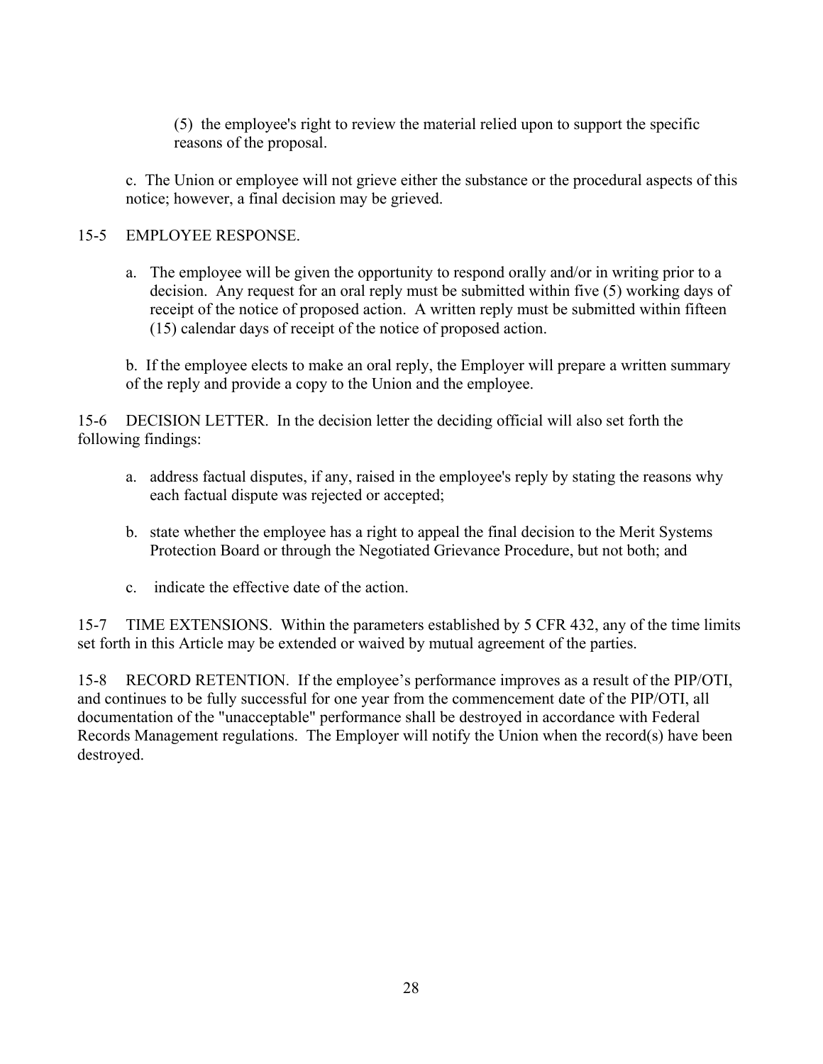(5) the employee's right to review the material relied upon to support the specific reasons of the proposal.

c. The Union or employee will not grieve either the substance or the procedural aspects of this notice; however, a final decision may be grieved.

15-5 EMPLOYEE RESPONSE.

a. The employee will be given the opportunity to respond orally and/or in writing prior to a decision. Any request for an oral reply must be submitted within five (5) working days of receipt of the notice of proposed action. A written reply must be submitted within fifteen (15) calendar days of receipt of the notice of proposed action.

b. If the employee elects to make an oral reply, the Employer will prepare a written summary of the reply and provide a copy to the Union and the employee.

15-6 DECISION LETTER. In the decision letter the deciding official will also set forth the following findings:

a. address factual disputes, if any, raised in the employee's reply by stating the reasons why each factual dispute was rejected or accepted;

b. state whether the employee has a right to appeal the final decision to the Merit Systems Protection Board or through the Negotiated Grievance Procedure, but not both; and

c. indicate the effective date of the action.

15-7 TIME EXTENSIONS. Within the parameters established by 5 CFR 432, any of the time limits set forth in this Article may be extended or waived by mutual agreement of the parties.

15-8 RECORD RETENTION. If the employee's performance improves as a result of the PIP/OTI, and continues to be fully successful for one year from the commencement date of the PIP/OTI, all documentation of the "unacceptable" performance shall be destroyed in accordance with Federal Records Management regulations. The Employer will notify the Union when the record(s) have been destroyed.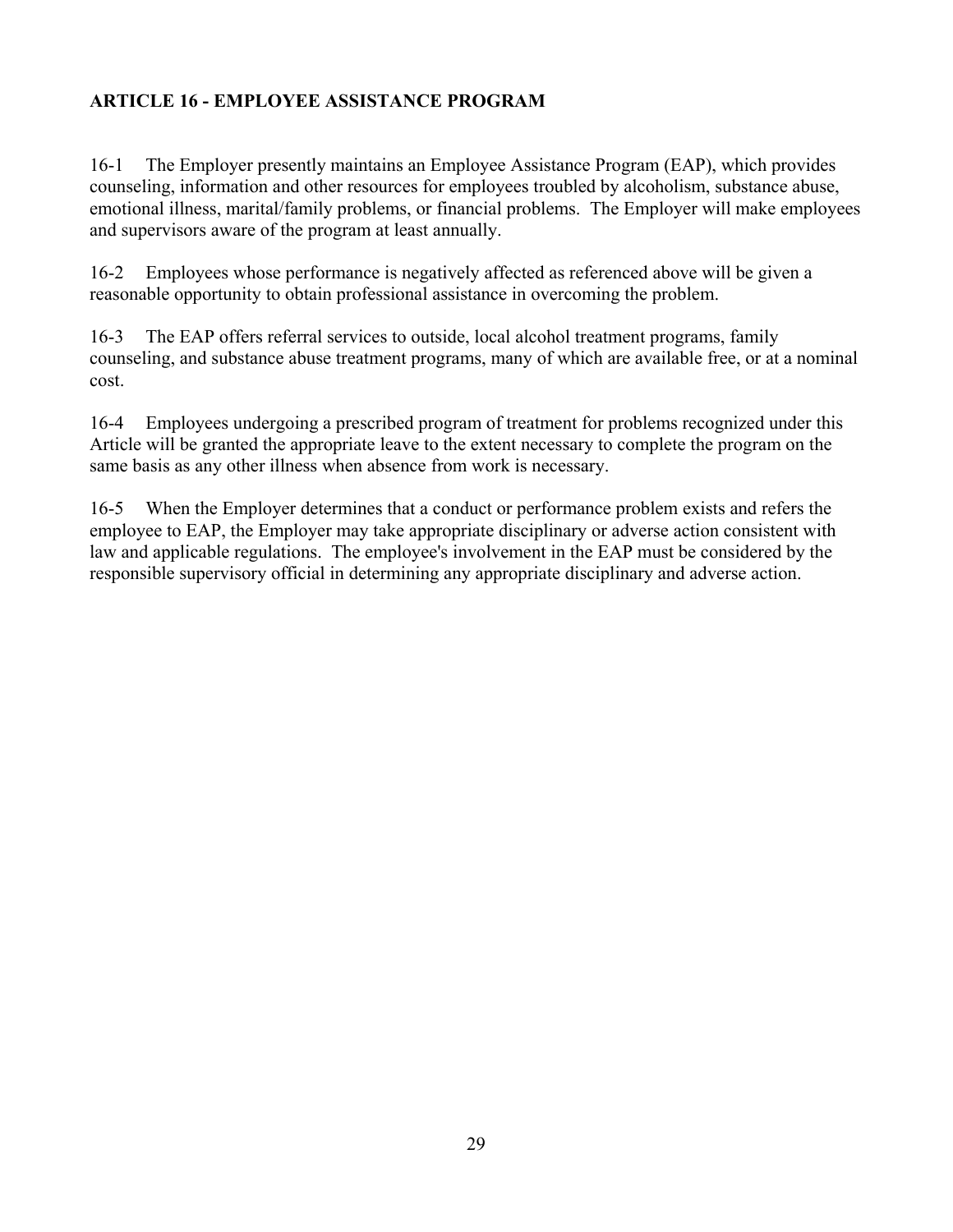## ARTICLE 16 - EMPLOYEE ASSISTANCE PROGRAM

16-1 The Employer presently maintains an Employee Assistance Program (EAP), which provides counseling, information and other resources for employees troubled by alcoholism, substance abuse, emotional illness, marital/family problems, or financial problems. The Employer will make employees and supervisors aware of the program at least annually.

16-2 Employees whose performance is negatively affected as referenced above will be given a reasonable opportunity to obtain professional assistance in overcoming the problem.

16-3 The EAP offers referral services to outside, local alcohol treatment programs, family counseling, and substance abuse treatment programs, many of which are available free, or at a nominal cost.

16-4 Employees undergoing a prescribed program of treatment for problems recognized under this Article will be granted the appropriate leave to the extent necessary to complete the program on the same basis as any other illness when absence from work is necessary.

16-5 When the Employer determines that a conduct or performance problem exists and refers the employee to EAP, the Employer may take appropriate disciplinary or adverse action consistent with law and applicable regulations. The employee's involvement in the EAP must be considered by the responsible supervisory official in determining any appropriate disciplinary and adverse action.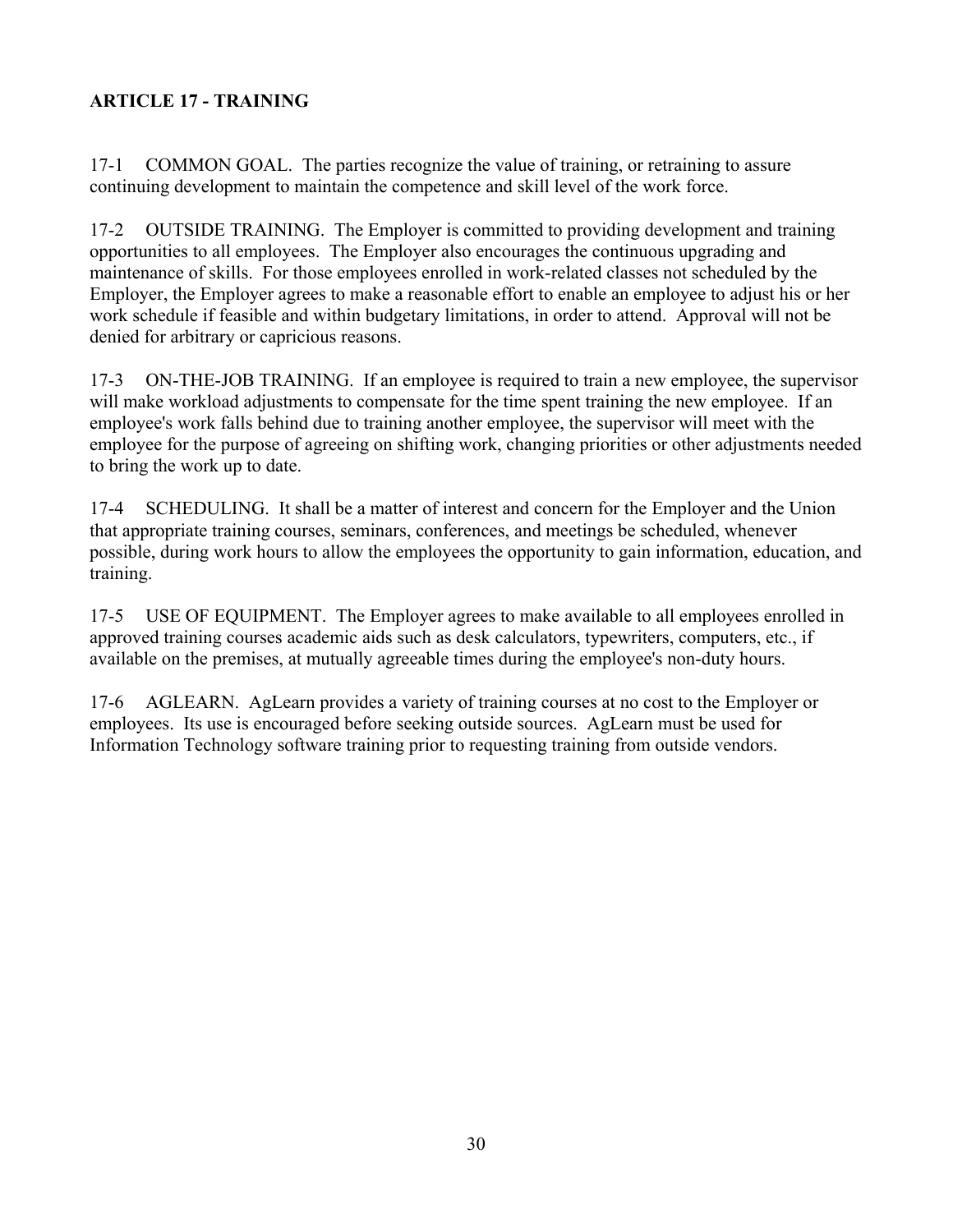## ARTICLE 17 - TRAINING

17-1 COMMON GOAL. The parties recognize the value of training, or retraining to assure continuing development to maintain the competence and skill level of the work force.

17-2 OUTSIDE TRAINING. The Employer is committed to providing development and training opportunities to all employees. The Employer also encourages the continuous upgrading and maintenance of skills. For those employees enrolled in work-related classes not scheduled by the Employer, the Employer agrees to make a reasonable effort to enable an employee to adjust his or her work schedule if feasible and within budgetary limitations, in order to attend. Approval will not be denied for arbitrary or capricious reasons.

17-3 ON-THE-JOB TRAINING. If an employee is required to train a new employee, the supervisor will make workload adjustments to compensate for the time spent training the new employee. If an employee's work falls behind due to training another employee, the supervisor will meet with the employee for the purpose of agreeing on shifting work, changing priorities or other adjustments needed to bring the work up to date.

17-4 SCHEDULING. It shall be a matter of interest and concern for the Employer and the Union that appropriate training courses, seminars, conferences, and meetings be scheduled, whenever possible, during work hours to allow the employees the opportunity to gain information, education, and training.

17-5 USE OF EQUIPMENT. The Employer agrees to make available to all employees enrolled in approved training courses academic aids such as desk calculators, typewriters, computers, etc., if available on the premises, at mutually agreeable times during the employee's non-duty hours.

17-6 AGLEARN. AgLearn provides a variety of training courses at no cost to the Employer or employees. Its use is encouraged before seeking outside sources. AgLearn must be used for Information Technology software training prior to requesting training from outside vendors.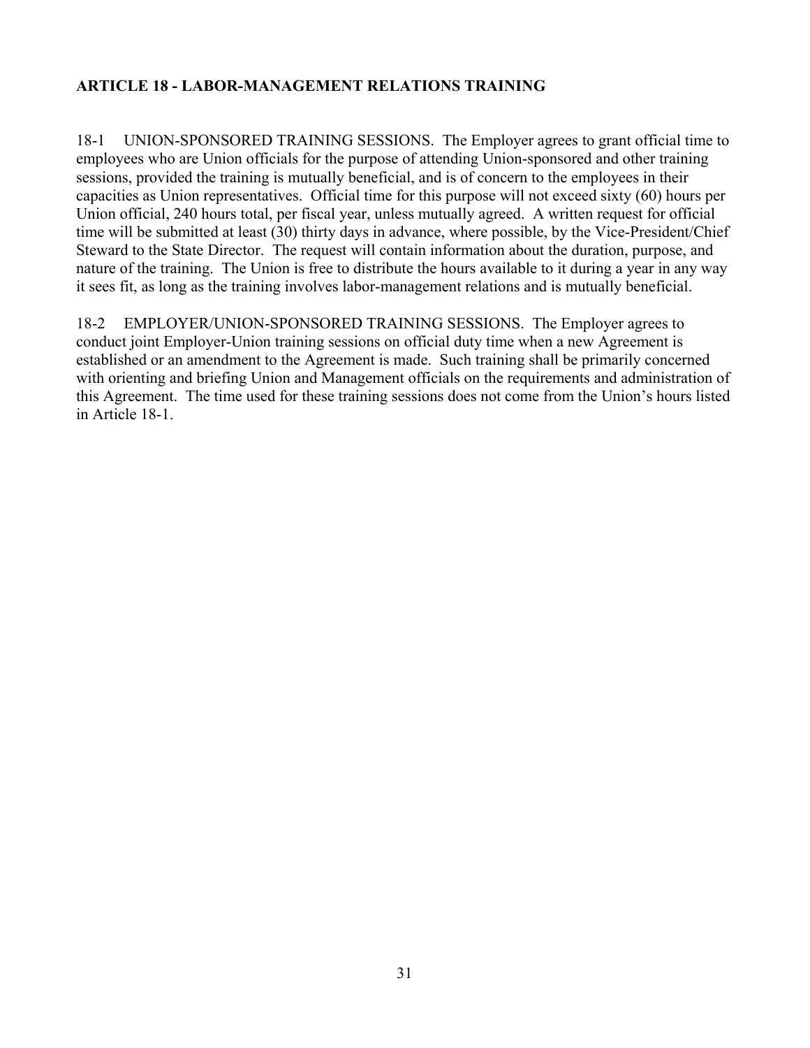## ARTICLE 18 - LABOR-MANAGEMENT RELATIONS TRAINING

18-1 UNION-SPONSORED TRAINING SESSIONS. The Employer agrees to grant official time to employees who are Union officials for the purpose of attending Union-sponsored and other training sessions, provided the training is mutually beneficial, and is of concern to the employees in their capacities as Union representatives. Official time for this purpose will not exceed sixty (60) hours per Union official, 240 hours total, per fiscal year, unless mutually agreed. A written request for official time will be submitted at least (30) thirty days in advance, where possible, by the Vice-President/Chief Steward to the State Director. The request will contain information about the duration, purpose, and nature of the training. The Union is free to distribute the hours available to it during a year in any way it sees fit, as long as the training involves labor-management relations and is mutually beneficial.

18-2 EMPLOYER/UNION-SPONSORED TRAINING SESSIONS. The Employer agrees to conduct joint Employer-Union training sessions on official duty time when a new Agreement is established or an amendment to the Agreement is made. Such training shall be primarily concerned with orienting and briefing Union and Management officials on the requirements and administration of this Agreement. The time used for these training sessions does not come from the Union's hours listed in Article 18-1.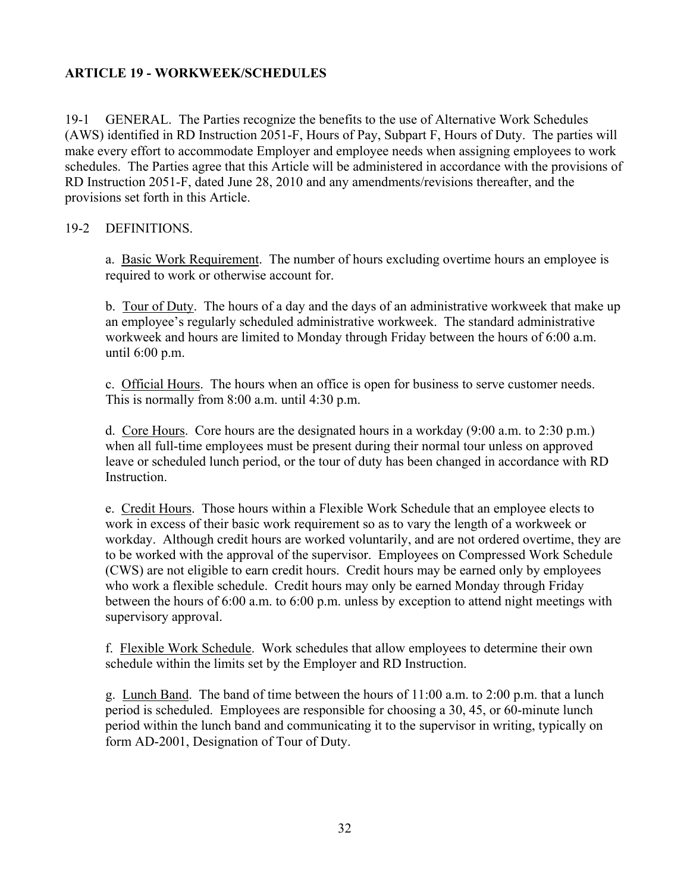## ARTICLE 19 - WORKWEEK/SCHEDULES

19-1 GENERAL. The Parties recognize the benefits to the use of Alternative Work Schedules (AWS) identified in RD Instruction 2051-F, Hours of Pay, Subpart F, Hours of Duty. The parties will make every effort to accommodate Employer and employee needs when assigning employees to work schedules. The Parties agree that this Article will be administered in accordance with the provisions of RD Instruction 2051-F, dated June 28, 2010 and any amendments/revisions thereafter, and the provisions set forth in this Article.

19-2 DEFINITIONS.

a. <u>Basic Work Requirement</u>. The number of hours excluding overtime hours an employee is required to work or otherwise account for.

b. <u>Tour of Duty</u>. The hours of a day and the days of an administrative workweek that make up an employee's regularly scheduled administrative workweek. The standard administrative workweek and hours are limited to Monday through Friday between the hours of 6:00 a.m. until 6:00 p.m.

c. <u>Official Hours</u>. The hours when an office is open for business to serve customer needs. This is normally from 8:00 a.m. until 4:30 p.m.

d. <u>Core Hours</u>. Core hours are the designated hours in a workday (9:00 a.m. to 2:30 p.m.) when all full-time employees must be present during their normal tour unless on approved leave or scheduled lunch period, or the tour of duty has been changed in accordance with RD Instruction.

e. <u>Credit Hours</u>. Those hours within a Flexible Work Schedule that an employee elects to work in excess of their basic work requirement so as to vary the length of a workweek or workday. Although credit hours are worked voluntarily, and are not ordered overtime, they are to be worked with the approval of the supervisor. Employees on Compressed Work Schedule (CWS) are not eligible to earn credit hours. Credit hours may be earned only by employees who work a flexible schedule. Credit hours may only be earned Monday through Friday between the hours of 6:00 a.m. to 6:00 p.m. unless by exception to attend night meetings with supervisory approval.

f. <u>Flexible Work Schedule</u>. Work schedules that allow employees to determine their own schedule within the limits set by the Employer and RD Instruction.

g. <u>Lunch Band</u>. The band of time between the hours of 11:00 a.m. to 2:00 p.m. that a lunch period is scheduled. Employees are responsible for choosing a 30, 45, or 60-minute lunch period within the lunch band and communicating it to the supervisor in writing, typically on form AD-2001, Designation of Tour of Duty.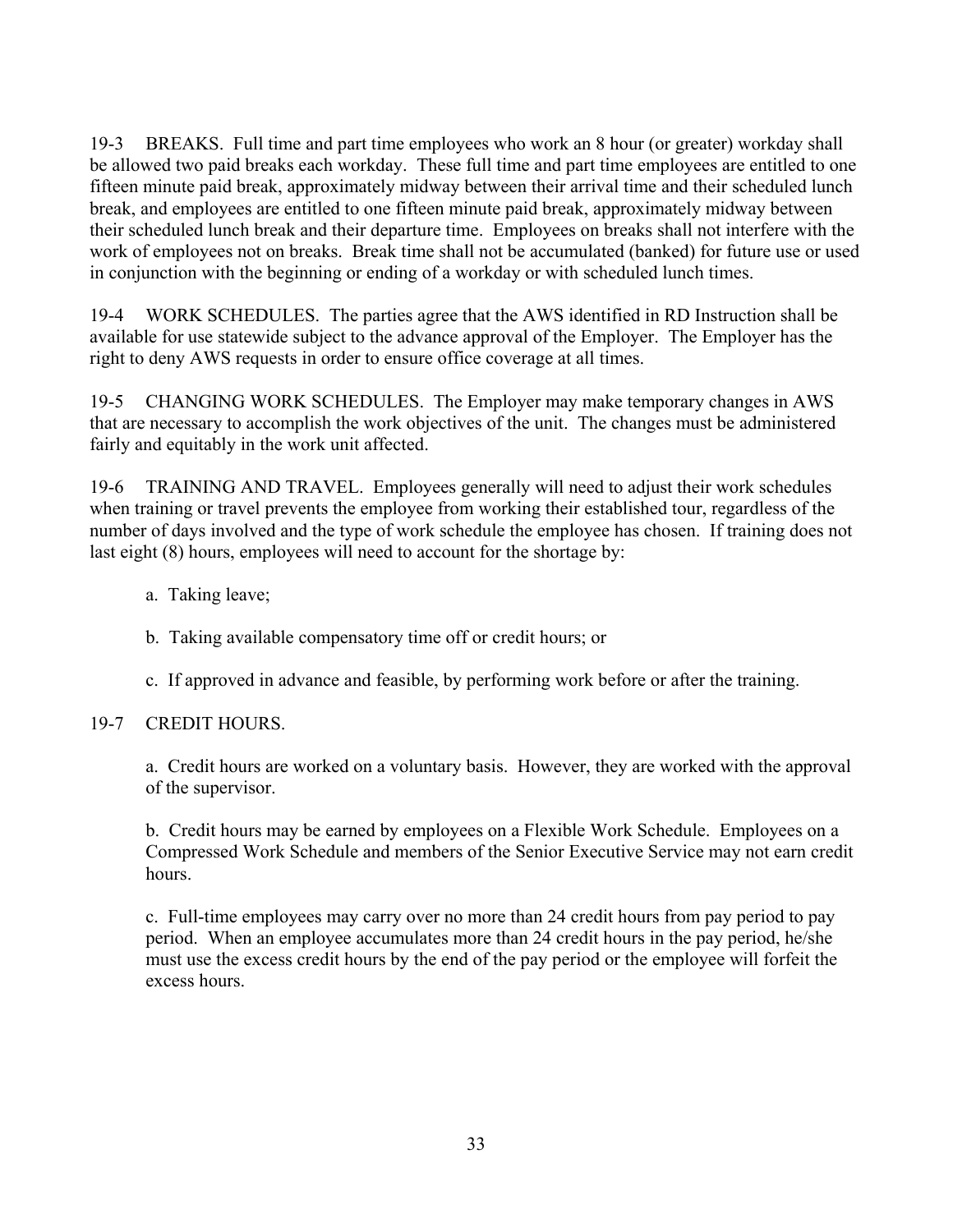19-3 BREAKS. Full time and part time employees who work an 8 hour (or greater) workday shall be allowed two paid breaks each workday. These full time and part time employees are entitled to one fifteen minute paid break, approximately midway between their arrival time and their scheduled lunch break, and employees are entitled to one fifteen minute paid break, approximately midway between their scheduled lunch break and their departure time. Employees on breaks shall not interfere with the work of employees not on breaks. Break time shall not be accumulated (banked) for future use or used in conjunction with the beginning or ending of a workday or with scheduled lunch times.

19-4 WORK SCHEDULES. The parties agree that the AWS identified in RD Instruction shall be available for use statewide subject to the advance approval of the Employer. The Employer has the right to deny AWS requests in order to ensure office coverage at all times.

19-5 CHANGING WORK SCHEDULES. The Employer may make temporary changes in AWS that are necessary to accomplish the work objectives of the unit. The changes must be administered fairly and equitably in the work unit affected.

19-6 TRAINING AND TRAVEL. Employees generally will need to adjust their work schedules when training or travel prevents the employee from working their established tour, regardless of the number of days involved and the type of work schedule the employee has chosen. If training does not last eight (8) hours, employees will need to account for the shortage by:

a. Taking leave;

b. Taking available compensatory time off or credit hours; or

c. If approved in advance and feasible, by performing work before or after the training.

19-7 CREDIT HOURS.

a. Credit hours are worked on a voluntary basis. However, they are worked with the approval of the supervisor.

b. Credit hours may be earned by employees on a Flexible Work Schedule. Employees on a Compressed Work Schedule and members of the Senior Executive Service may not earn credit hours.

c. Full-time employees may carry over no more than 24 credit hours from pay period to pay period. When an employee accumulates more than 24 credit hours in the pay period, he/she must use the excess credit hours by the end of the pay period or the employee will forfeit the excess hours.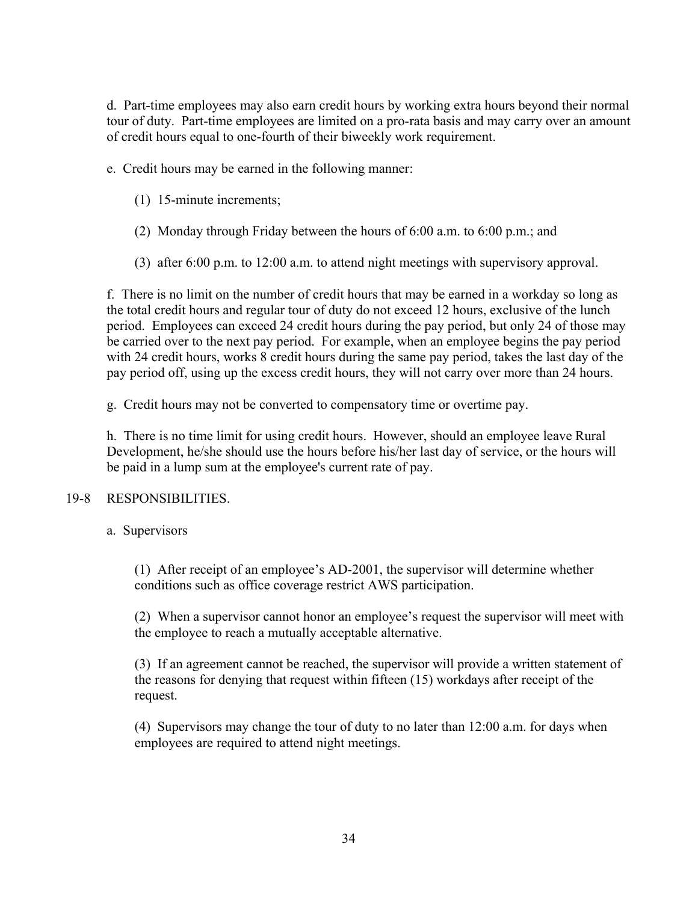d. Part-time employees may also earn credit hours by working extra hours beyond their normal tour of duty. Part-time employees are limited on a pro-rata basis and may carry over an amount of credit hours equal to one-fourth of their biweekly work requirement.

e. Credit hours may be earned in the following manner:

(1) 15-minute increments;

(2) Monday through Friday between the hours of 6:00 a.m. to 6:00 p.m.; and

(3) after 6:00 p.m. to 12:00 a.m. to attend night meetings with supervisory approval.

f. There is no limit on the number of credit hours that may be earned in a workday so long as the total credit hours and regular tour of duty do not exceed 12 hours, exclusive of the lunch period. Employees can exceed 24 credit hours during the pay period, but only 24 of those may be carried over to the next pay period. For example, when an employee begins the pay period with 24 credit hours, works 8 credit hours during the same pay period, takes the last day of the pay period off, using up the excess credit hours, they will not carry over more than 24 hours.

g. Credit hours may not be converted to compensatory time or overtime pay.

h. There is no time limit for using credit hours. However, should an employee leave Rural Development, he/she should use the hours before his/her last day of service, or the hours will be paid in a lump sum at the employee's current rate of pay.

## 19-8 RESPONSIBILITIES.

a. Supervisors

(1) After receipt of an employee's AD-2001, the supervisor will determine whether conditions such as office coverage restrict AWS participation.

(2) When a supervisor cannot honor an employee's request the supervisor will meet with the employee to reach a mutually acceptable alternative.

(3) If an agreement cannot be reached, the supervisor will provide a written statement of the reasons for denying that request within fifteen (15) workdays after receipt of the request.

(4) Supervisors may change the tour of duty to no later than 12:00 a.m. for days when employees are required to attend night meetings.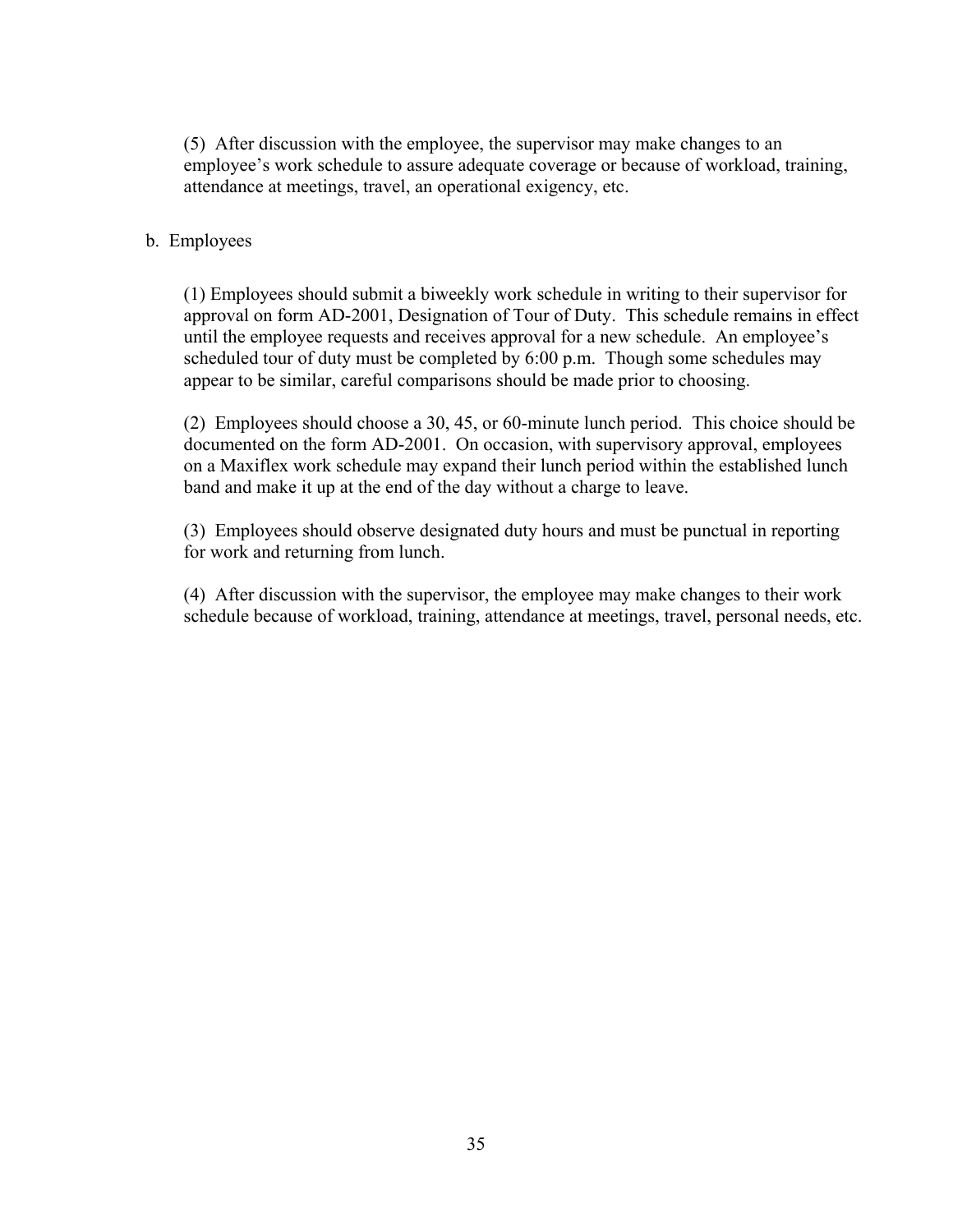(5) After discussion with the employee, the supervisor may make changes to an employee's work schedule to assure adequate coverage or because of workload, training, attendance at meetings, travel, an operational exigency, etc.

b. Employees

(1) Employees should submit a biweekly work schedule in writing to their supervisor for approval on form AD-2001, Designation of Tour of Duty. This schedule remains in effect until the employee requests and receives approval for a new schedule. An employee's scheduled tour of duty must be completed by 6:00 p.m. Though some schedules may appear to be similar, careful comparisons should be made prior to choosing.

(2) Employees should choose a 30, 45, or 60-minute lunch period. This choice should be documented on the form AD-2001. On occasion, with supervisory approval, employees on a Maxiflex work schedule may expand their lunch period within the established lunch band and make it up at the end of the day without a charge to leave.

(3) Employees should observe designated duty hours and must be punctual in reporting for work and returning from lunch.

(4) After discussion with the supervisor, the employee may make changes to their work schedule because of workload, training, attendance at meetings, travel, personal needs, etc.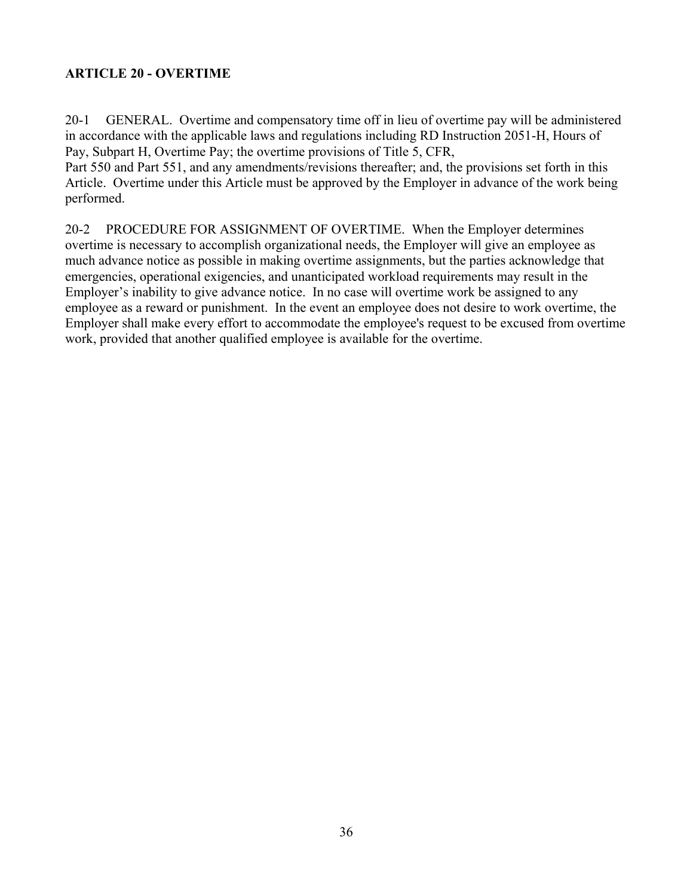**ARTICLE 20 - OVERTIME**

20-1 GENERAL. Overtime and compensatory time off in lieu of overtime pay will be administered in accordance with the applicable laws and regulations including RD Instruction 2051-H, Hours of Pay, Subpart H, Overtime Pay; the overtime provisions of Title 5, CFR, Part 550 and Part 551, and any amendments/revisions thereafter; and, the provisions set forth in this Article. Overtime under this Article must be approved by the Employer in advance of the work being performed.

20-2 PROCEDURE FOR ASSIGNMENT OF OVERTIME. When the Employer determines overtime is necessary to accomplish organizational needs, the Employer will give an employee as much advance notice as possible in making overtime assignments, but the parties acknowledge that emergencies, operational exigencies, and unanticipated workload requirements may result in the Employer's inability to give advance notice. In no case will overtime work be assigned to any employee as a reward or punishment. In the event an employee does not desire to work overtime, the Employer shall make every effort to accommodate the employee's request to be excused from overtime work, provided that another qualified employee is available for the overtime.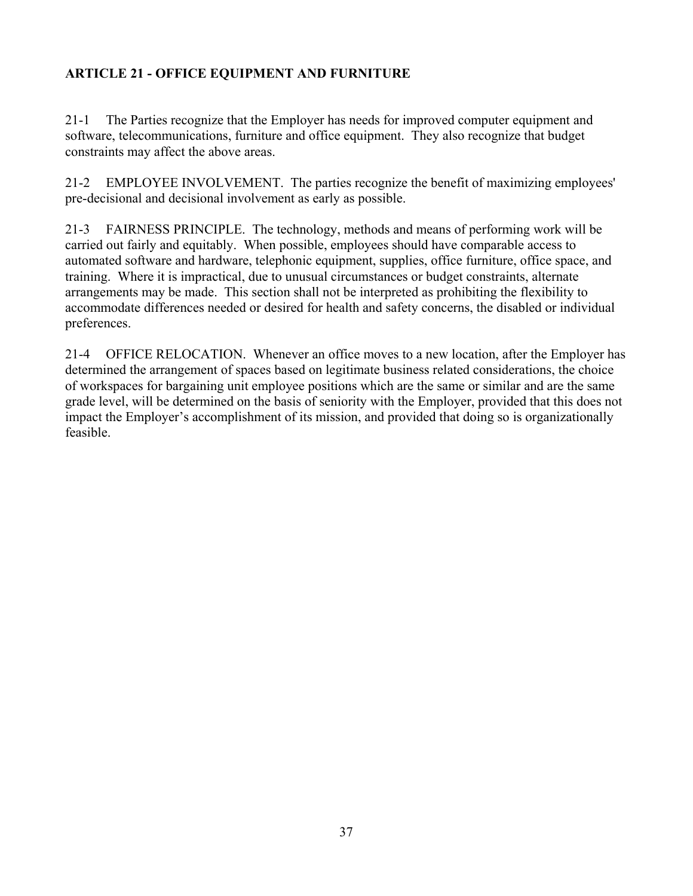## ARTICLE 21 - OFFICE EQUIPMENT AND FURNITURE

21-1 The Parties recognize that the Employer has needs for improved computer equipment and software, telecommunications, furniture and office equipment. They also recognize that budget constraints may affect the above areas.

21-2 EMPLOYEE INVOLVEMENT. The parties recognize the benefit of maximizing employees' pre-decisional and decisional involvement as early as possible.

21-3 FAIRNESS PRINCIPLE. The technology, methods and means of performing work will be carried out fairly and equitably. When possible, employees should have comparable access to automated software and hardware, telephonic equipment, supplies, office furniture, office space, and training. Where it is impractical, due to unusual circumstances or budget constraints, alternate arrangements may be made. This section shall not be interpreted as prohibiting the flexibility to accommodate differences needed or desired for health and safety concerns, the disabled or individual preferences.

21-4 OFFICE RELOCATION. Whenever an office moves to a new location, after the Employer has determined the arrangement of spaces based on legitimate business related considerations, the choice of workspaces for bargaining unit employee positions which are the same or similar and are the same grade level, will be determined on the basis of seniority with the Employer, provided that this does not impact the Employer's accomplishment of its mission, and provided that doing so is organizationally feasible.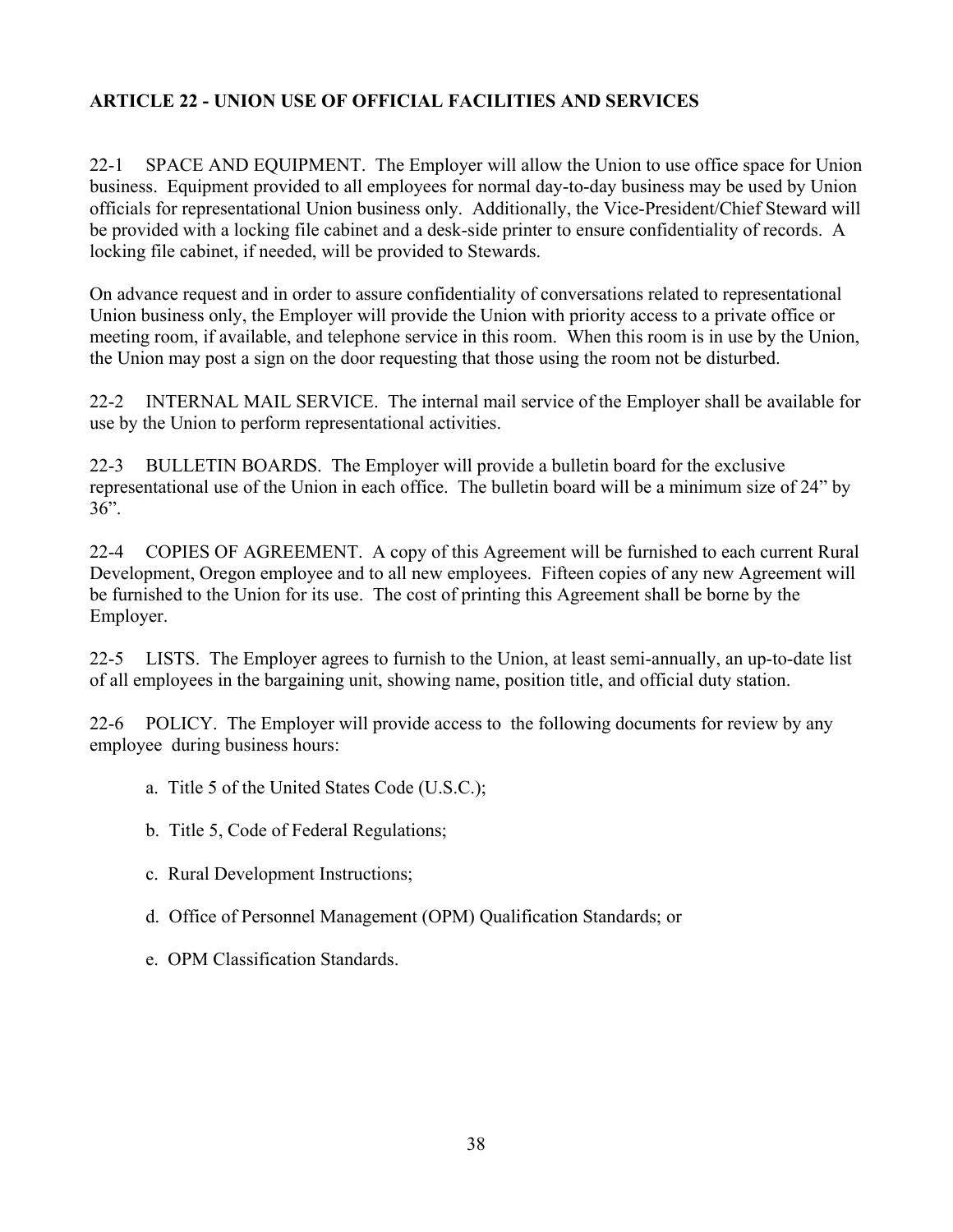## ARTICLE 22 - UNION USE OF OFFICIAL FACILITIES AND SERVICES

22-1 SPACE AND EQUIPMENT. The Employer will allow the Union to use office space for Union business. Equipment provided to all employees for normal day-to-day business may be used by Union officials for representational Union business only. Additionally, the Vice-President/Chief Steward will be provided with a locking file cabinet and a desk-side printer to ensure confidentiality of records. A locking file cabinet, if needed, will be provided to Stewards.

On advance request and in order to assure confidentiality of conversations related to representational Union business only, the Employer will provide the Union with priority access to a private office or meeting room, if available, and telephone service in this room. When this room is in use by the Union, the Union may post a sign on the door requesting that those using the room not be disturbed.

22-2 INTERNAL MAIL SERVICE. The internal mail service of the Employer shall be available for use by the Union to perform representational activities.

22-3 BULLETIN BOARDS. The Employer will provide a bulletin board for the exclusive representational use of the Union in each office. The bulletin board will be a minimum size of 24" by 36".

22-4 COPIES OF AGREEMENT. A copy of this Agreement will be furnished to each current Rural Development, Oregon employee and to all new employees. Fifteen copies of any new Agreement will be furnished to the Union for its use. The cost of printing this Agreement shall be borne by the Employer.

22-5 LISTS. The Employer agrees to furnish to the Union, at least semi-annually, an up-to-date list of all employees in the bargaining unit, showing name, position title, and official duty station.

22-6 POLICY. The Employer will provide access to the following documents for review by any employee during business hours:

a. Title 5 of the United States Code (U.S.C.);

b. Title 5, Code of Federal Regulations;

c. Rural Development Instructions;

d. Office of Personnel Management (OPM) Qualification Standards; or

e. OPM Classification Standards.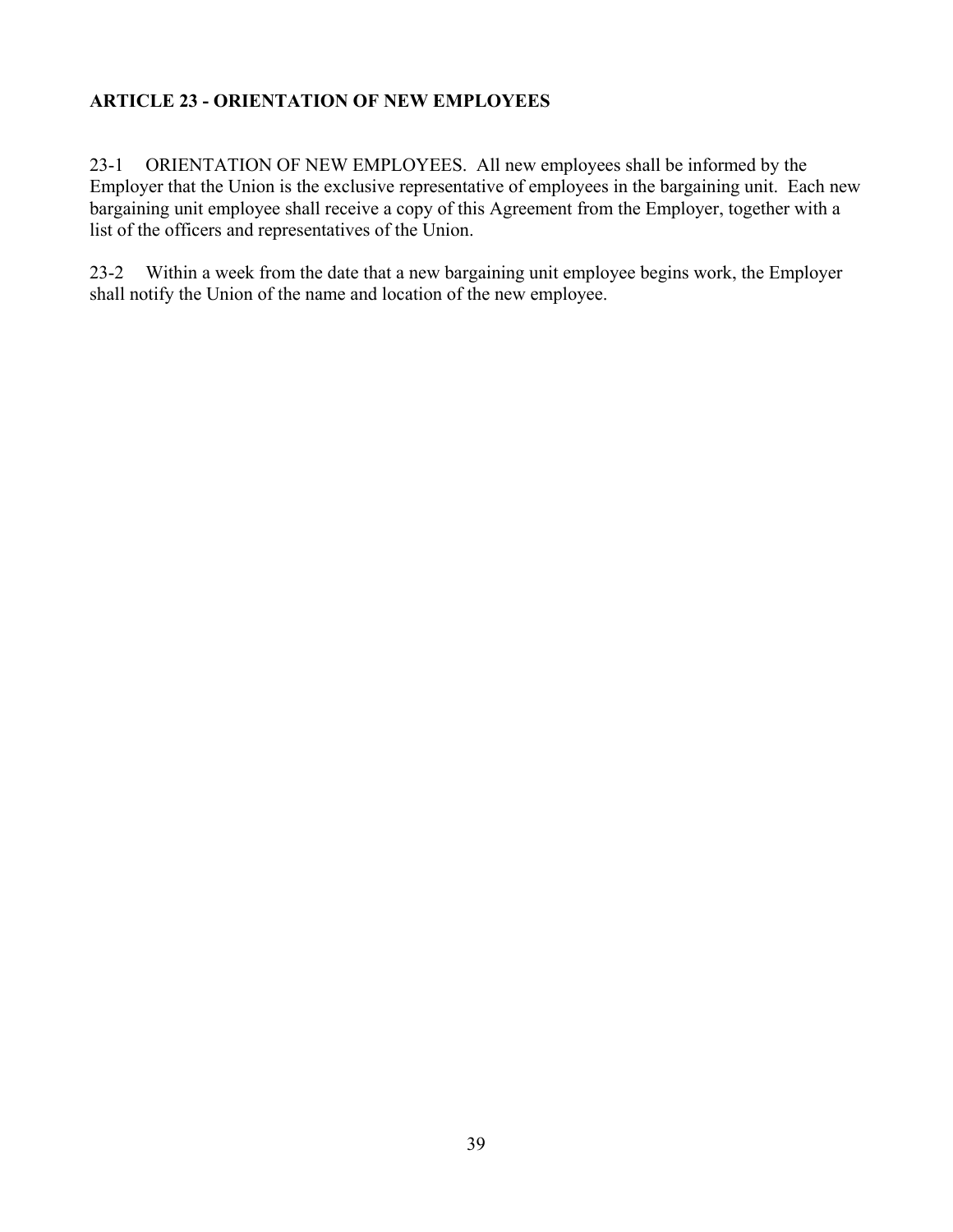**ARTICLE 23 - ORIENTATION OF NEW EMPLOYEES**

23-1 ORIENTATION OF NEW EMPLOYEES. All new employees shall be informed by the Employer that the Union is the exclusive representative of employees in the bargaining unit. Each new bargaining unit employee shall receive a copy of this Agreement from the Employer, together with a list of the officers and representatives of the Union.

23-2 Within a week from the date that a new bargaining unit employee begins work, the Employer shall notify the Union of the name and location of the new employee.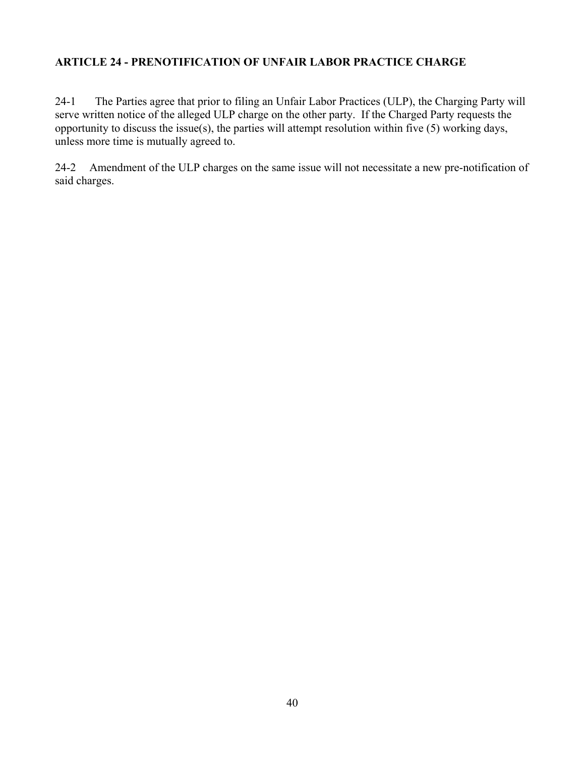**ARTICLE 24 - PRENOTIFICATION OF UNFAIR LABOR PRACTICE CHARGE**

24-1 The Parties agree that prior to filing an Unfair Labor Practices (ULP), the Charging Party will serve written notice of the alleged ULP charge on the other party. If the Charged Party requests the opportunity to discuss the issue(s), the parties will attempt resolution within five (5) working days, unless more time is mutually agreed to.

24-2 Amendment of the ULP charges on the same issue will not necessitate a new pre-notification of said charges.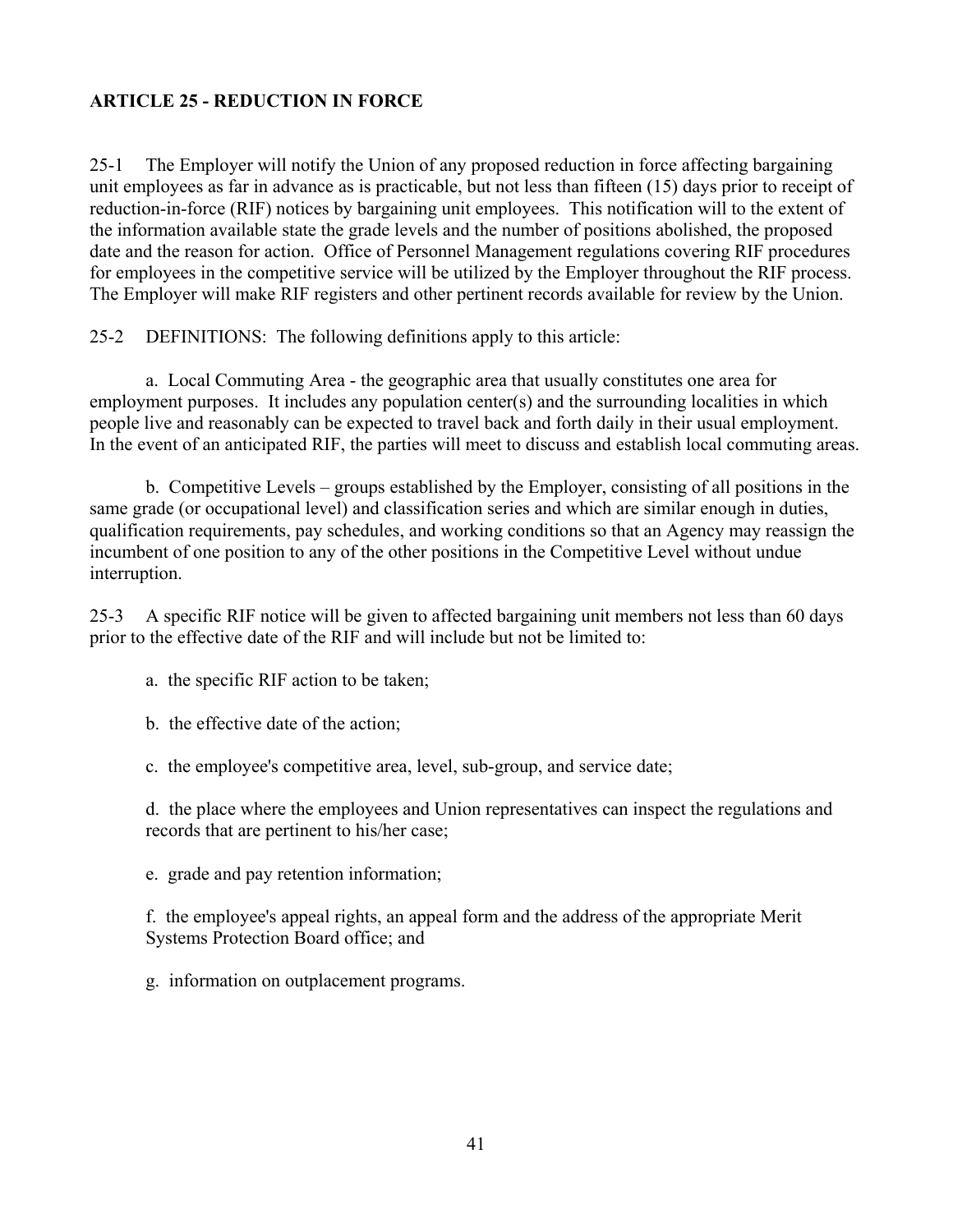## ARTICLE 25 - REDUCTION IN FORCE

25-1 The Employer will notify the Union of any proposed reduction in force affecting bargaining unit employees as far in advance as is practicable, but not less than fifteen (15) days prior to receipt of reduction-in-force (RIF) notices by bargaining unit employees. This notification will to the extent of the information available state the grade levels and the number of positions abolished, the proposed date and the reason for action. Office of Personnel Management regulations covering RIF procedures for employees in the competitive service will be utilized by the Employer throughout the RIF process. The Employer will make RIF registers and other pertinent records available for review by the Union.

25-2 DEFINITIONS: The following definitions apply to this article:

a. Local Commuting Area - the geographic area that usually constitutes one area for employment purposes. It includes any population center(s) and the surrounding localities in which people live and reasonably can be expected to travel back and forth daily in their usual employment. In the event of an anticipated RIF, the parties will meet to discuss and establish local commuting areas.

b. Competitive Levels – groups established by the Employer, consisting of all positions in the same grade (or occupational level) and classification series and which are similar enough in duties, qualification requirements, pay schedules, and working conditions so that an Agency may reassign the incumbent of one position to any of the other positions in the Competitive Level without undue interruption.

25-3 A specific RIF notice will be given to affected bargaining unit members not less than 60 days prior to the effective date of the RIF and will include but not be limited to:

a. the specific RIF action to be taken;

b. the effective date of the action;

c. the employee's competitive area, level, sub-group, and service date;

d. the place where the employees and Union representatives can inspect the regulations and records that are pertinent to his/her case;

e. grade and pay retention information;

f. the employee's appeal rights, an appeal form and the address of the appropriate Merit Systems Protection Board office; and

g. information on outplacement programs.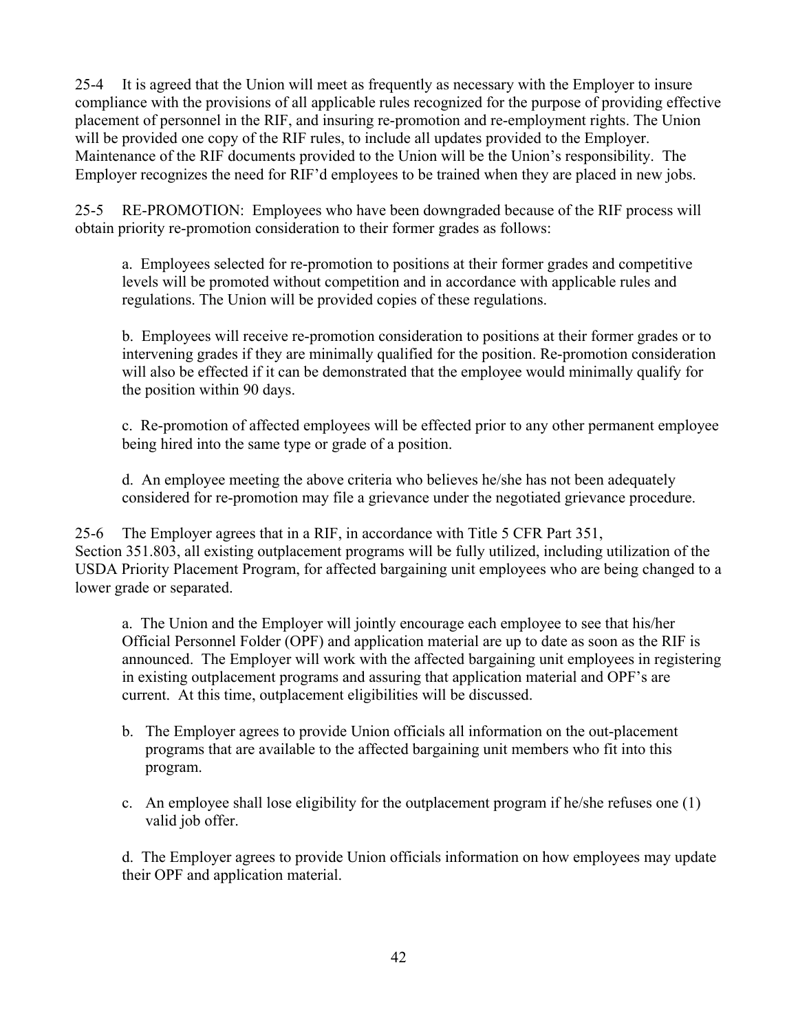25-4 It is agreed that the Union will meet as frequently as necessary with the Employer to insure compliance with the provisions of all applicable rules recognized for the purpose of providing effective placement of personnel in the RIF, and insuring re-promotion and re-employment rights. The Union will be provided one copy of the RIF rules, to include all updates provided to the Employer. Maintenance of the RIF documents provided to the Union will be the Union's responsibility. The Employer recognizes the need for RIF'd employees to be trained when they are placed in new jobs.

25-5 RE-PROMOTION: Employees who have been downgraded because of the RIF process will obtain priority re-promotion consideration to their former grades as follows:

a. Employees selected for re-promotion to positions at their former grades and competitive levels will be promoted without competition and in accordance with applicable rules and regulations. The Union will be provided copies of these regulations.

b. Employees will receive re-promotion consideration to positions at their former grades or to intervening grades if they are minimally qualified for the position. Re-promotion consideration will also be effected if it can be demonstrated that the employee would minimally qualify for the position within 90 days.

c. Re-promotion of affected employees will be effected prior to any other permanent employee being hired into the same type or grade of a position.

d. An employee meeting the above criteria who believes he/she has not been adequately considered for re-promotion may file a grievance under the negotiated grievance procedure.

25-6 The Employer agrees that in a RIF, in accordance with Title 5 CFR Part 351, Section 351.803, all existing outplacement programs will be fully utilized, including utilization of the USDA Priority Placement Program, for affected bargaining unit employees who are being changed to a lower grade or separated.

a. The Union and the Employer will jointly encourage each employee to see that his/her Official Personnel Folder (OPF) and application material are up to date as soon as the RIF is announced. The Employer will work with the affected bargaining unit employees in registering in existing outplacement programs and assuring that application material and OPF's are current. At this time, outplacement eligibilities will be discussed.

b. The Employer agrees to provide Union officials all information on the out-placement programs that are available to the affected bargaining unit members who fit into this program.

c. An employee shall lose eligibility for the outplacement program if he/she refuses one (1) valid job offer.

d. The Employer agrees to provide Union officials information on how employees may update their OPF and application material.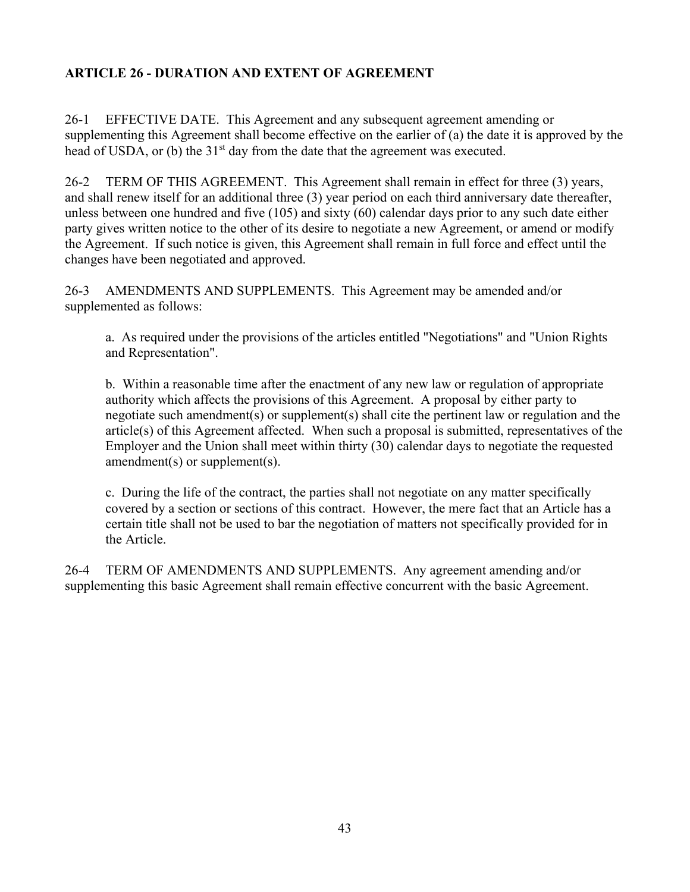## ARTICLE 26 - DURATION AND EXTENT OF AGREEMENT

26-1 EFFECTIVE DATE. This Agreement and any subsequent agreement amending or supplementing this Agreement shall become effective on the earlier of (a) the date it is approved by the head of USDA, or (b) the 31st day from the date that the agreement was executed.

26-2 TERM OF THIS AGREEMENT. This Agreement shall remain in effect for three (3) years, and shall renew itself for an additional three (3) year period on each third anniversary date thereafter, unless between one hundred and five (105) and sixty (60) calendar days prior to any such date either party gives written notice to the other of its desire to negotiate a new Agreement, or amend or modify the Agreement. If such notice is given, this Agreement shall remain in full force and effect until the changes have been negotiated and approved.

26-3 AMENDMENTS AND SUPPLEMENTS. This Agreement may be amended and/or supplemented as follows:

a. As required under the provisions of the articles entitled "Negotiations" and "Union Rights and Representation".

b. Within a reasonable time after the enactment of any new law or regulation of appropriate authority which affects the provisions of this Agreement. A proposal by either party to negotiate such amendment(s) or supplement(s) shall cite the pertinent law or regulation and the article(s) of this Agreement affected. When such a proposal is submitted, representatives of the Employer and the Union shall meet within thirty (30) calendar days to negotiate the requested amendment(s) or supplement(s).

c. During the life of the contract, the parties shall not negotiate on any matter specifically covered by a section or sections of this contract. However, the mere fact that an Article has a certain title shall not be used to bar the negotiation of matters not specifically provided for in the Article.

26-4 TERM OF AMENDMENTS AND SUPPLEMENTS. Any agreement amending and/or supplementing this basic Agreement shall remain effective concurrent with the basic Agreement.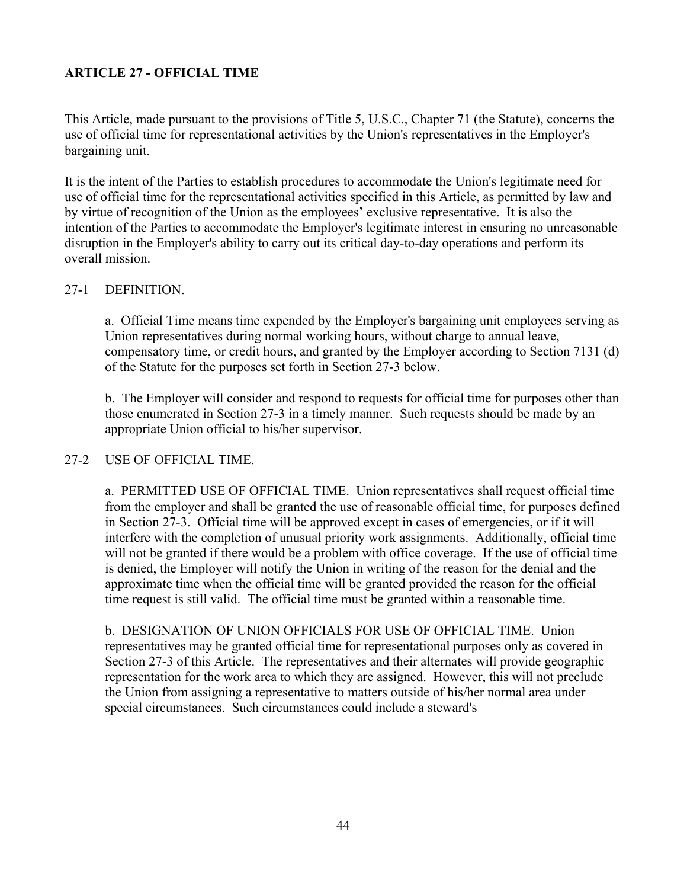## ARTICLE 27 - OFFICIAL TIME

This Article, made pursuant to the provisions of Title 5, U.S.C., Chapter 71 (the Statute), concerns the use of official time for representational activities by the Union's representatives in the Employer's bargaining unit.

It is the intent of the Parties to establish procedures to accommodate the Union's legitimate need for use of official time for the representational activities specified in this Article, as permitted by law and by virtue of recognition of the Union as the employees' exclusive representative. It is also the intention of the Parties to accommodate the Employer's legitimate interest in ensuring no unreasonable disruption in the Employer's ability to carry out its critical day-to-day operations and perform its overall mission.

27-1 DEFINITION.

a. Official Time means time expended by the Employer's bargaining unit employees serving as Union representatives during normal working hours, without charge to annual leave, compensatory time, or credit hours, and granted by the Employer according to Section 7131 (d) of the Statute for the purposes set forth in Section 27-3 below.

b. The Employer will consider and respond to requests for official time for purposes other than those enumerated in Section 27-3 in a timely manner. Such requests should be made by an appropriate Union official to his/her supervisor.

27-2 USE OF OFFICIAL TIME.

a. PERMITTED USE OF OFFICIAL TIME. Union representatives shall request official time from the employer and shall be granted the use of reasonable official time, for purposes defined in Section 27-3. Official time will be approved except in cases of emergencies, or if it will interfere with the completion of unusual priority work assignments. Additionally, official time will not be granted if there would be a problem with office coverage. If the use of official time is denied, the Employer will notify the Union in writing of the reason for the denial and the approximate time when the official time will be granted provided the reason for the official time request is still valid. The official time must be granted within a reasonable time.

b. DESIGNATION OF UNION OFFICIALS FOR USE OF OFFICIAL TIME. Union representatives may be granted official time for representational purposes only as covered in Section 27-3 of this Article. The representatives and their alternates will provide geographic representation for the work area to which they are assigned. However, this will not preclude the Union from assigning a representative to matters outside of his/her normal area under special circumstances. Such circumstances could include a steward's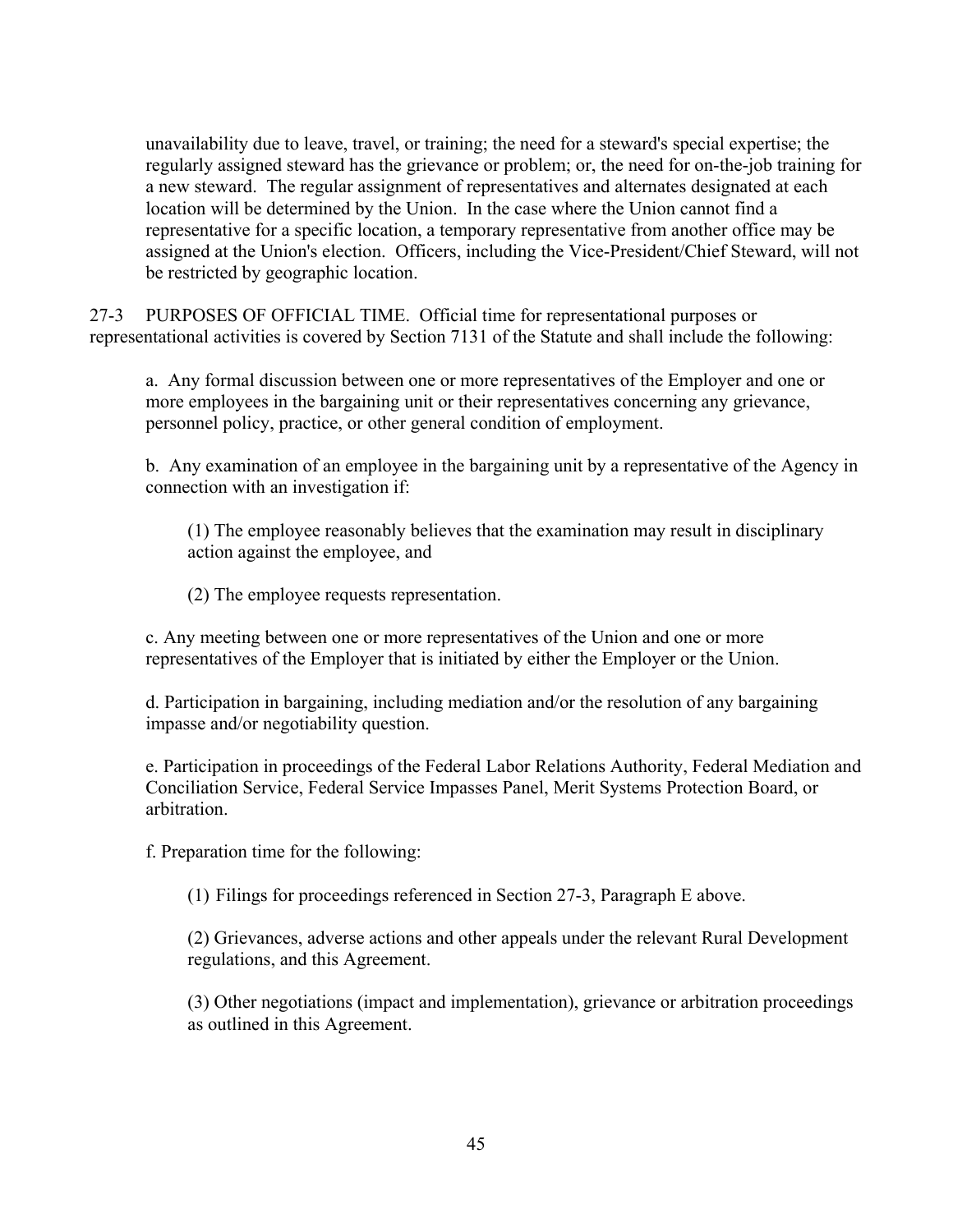unavailability due to leave, travel, or training; the need for a steward's special expertise; the regularly assigned steward has the grievance or problem; or, the need for on-the-job training for a new steward. The regular assignment of representatives and alternates designated at each location will be determined by the Union. In the case where the Union cannot find a representative for a specific location, a temporary representative from another office may be assigned at the Union's election. Officers, including the Vice-President/Chief Steward, will not be restricted by geographic location.

27-3 PURPOSES OF OFFICIAL TIME. Official time for representational purposes or representational activities is covered by Section 7131 of the Statute and shall include the following:

a. Any formal discussion between one or more representatives of the Employer and one or more employees in the bargaining unit or their representatives concerning any grievance, personnel policy, practice, or other general condition of employment.

b. Any examination of an employee in the bargaining unit by a representative of the Agency in connection with an investigation if:

(1) The employee reasonably believes that the examination may result in disciplinary action against the employee, and

(2) The employee requests representation.

c. Any meeting between one or more representatives of the Union and one or more representatives of the Employer that is initiated by either the Employer or the Union.

d. Participation in bargaining, including mediation and/or the resolution of any bargaining impasse and/or negotiability question.

e. Participation in proceedings of the Federal Labor Relations Authority, Federal Mediation and Conciliation Service, Federal Service Impasses Panel, Merit Systems Protection Board, or arbitration.

f. Preparation time for the following:

(1) Filings for proceedings referenced in Section 27-3, Paragraph E above.

(2) Grievances, adverse actions and other appeals under the relevant Rural Development regulations, and this Agreement.

(3) Other negotiations (impact and implementation), grievance or arbitration proceedings as outlined in this Agreement.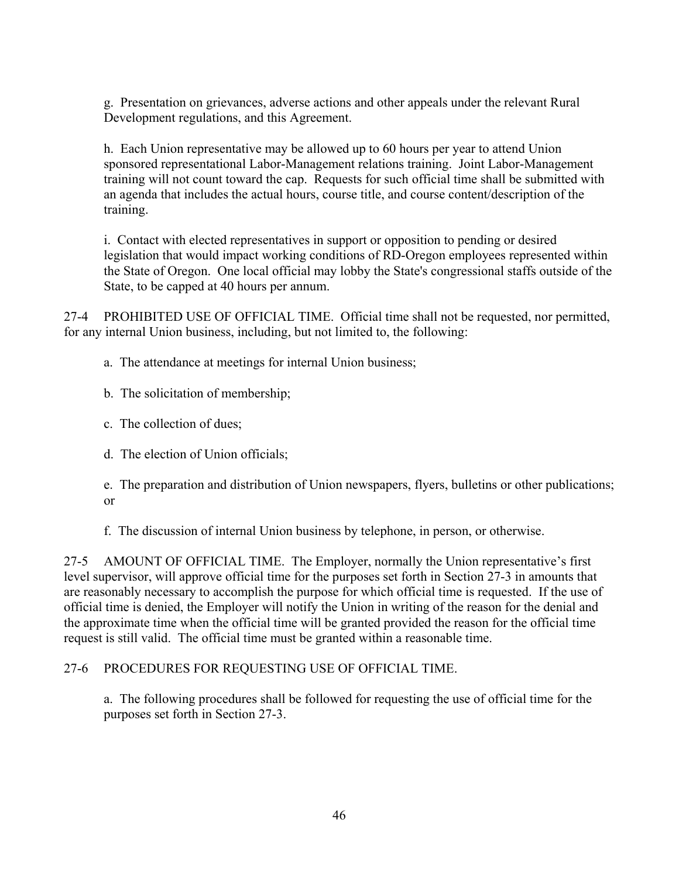g. Presentation on grievances, adverse actions and other appeals under the relevant Rural Development regulations, and this Agreement.

h. Each Union representative may be allowed up to 60 hours per year to attend Union sponsored representational Labor-Management relations training. Joint Labor-Management training will not count toward the cap. Requests for such official time shall be submitted with an agenda that includes the actual hours, course title, and course content/description of the training.

i. Contact with elected representatives in support or opposition to pending or desired legislation that would impact working conditions of RD-Oregon employees represented within the State of Oregon. One local official may lobby the State's congressional staffs outside of the State, to be capped at 40 hours per annum.

27-4 PROHIBITED USE OF OFFICIAL TIME. Official time shall not be requested, nor permitted, for any internal Union business, including, but not limited to, the following:

a. The attendance at meetings for internal Union business;

b. The solicitation of membership;

c. The collection of dues;

d. The election of Union officials;

e. The preparation and distribution of Union newspapers, flyers, bulletins or other publications; or

f. The discussion of internal Union business by telephone, in person, or otherwise.

27-5 AMOUNT OF OFFICIAL TIME. The Employer, normally the Union representative's first level supervisor, will approve official time for the purposes set forth in Section 27-3 in amounts that are reasonably necessary to accomplish the purpose for which official time is requested. If the use of official time is denied, the Employer will notify the Union in writing of the reason for the denial and the approximate time when the official time will be granted provided the reason for the official time request is still valid. The official time must be granted within a reasonable time.

27-6 PROCEDURES FOR REQUESTING USE OF OFFICIAL TIME.

a. The following procedures shall be followed for requesting the use of official time for the purposes set forth in Section 27-3.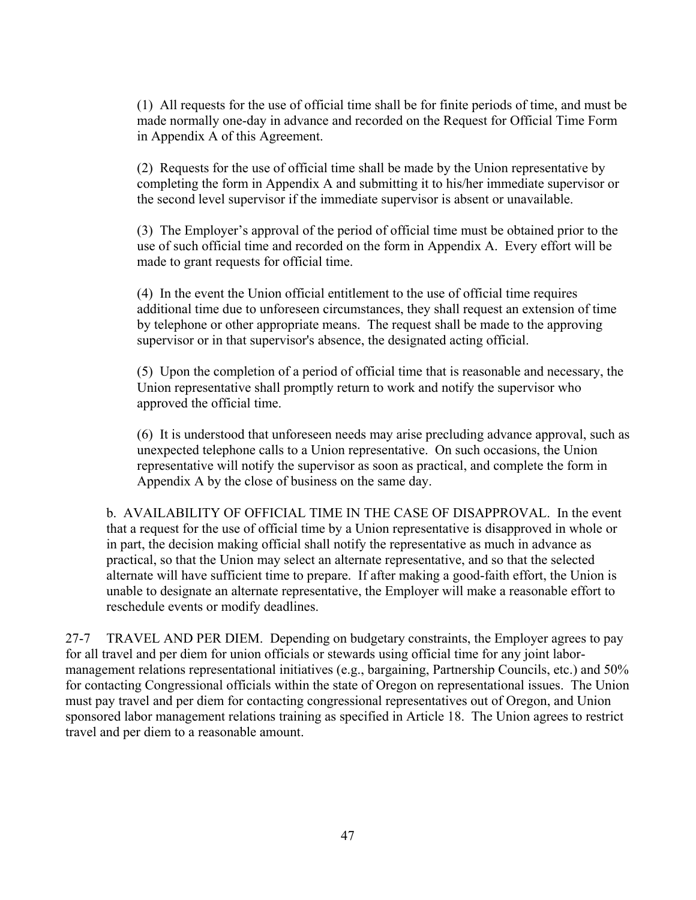(1) All requests for the use of official time shall be for finite periods of time, and must be made normally one-day in advance and recorded on the Request for Official Time Form in Appendix A of this Agreement.

(2) Requests for the use of official time shall be made by the Union representative by completing the form in Appendix A and submitting it to his/her immediate supervisor or the second level supervisor if the immediate supervisor is absent or unavailable.

(3) The Employer's approval of the period of official time must be obtained prior to the use of such official time and recorded on the form in Appendix A. Every effort will be made to grant requests for official time.

(4) In the event the Union official entitlement to the use of official time requires additional time due to unforeseen circumstances, they shall request an extension of time by telephone or other appropriate means. The request shall be made to the approving supervisor or in that supervisor's absence, the designated acting official.

(5) Upon the completion of a period of official time that is reasonable and necessary, the Union representative shall promptly return to work and notify the supervisor who approved the official time.

(6) It is understood that unforeseen needs may arise precluding advance approval, such as unexpected telephone calls to a Union representative. On such occasions, the Union representative will notify the supervisor as soon as practical, and complete the form in Appendix A by the close of business on the same day.

b. AVAILABILITY OF OFFICIAL TIME IN THE CASE OF DISAPPROVAL. In the event that a request for the use of official time by a Union representative is disapproved in whole or in part, the decision making official shall notify the representative as much in advance as practical, so that the Union may select an alternate representative, and so that the selected alternate will have sufficient time to prepare. If after making a good-faith effort, the Union is unable to designate an alternate representative, the Employer will make a reasonable effort to reschedule events or modify deadlines.

27-7 TRAVEL AND PER DIEM. Depending on budgetary constraints, the Employer agrees to pay for all travel and per diem for union officials or stewards using official time for any joint labor-management relations representational initiatives (e.g., bargaining, Partnership Councils, etc.) and 50% for contacting Congressional officials within the state of Oregon on representational issues. The Union must pay travel and per diem for contacting congressional representatives out of Oregon, and Union sponsored labor management relations training as specified in Article 18. The Union agrees to restrict travel and per diem to a reasonable amount.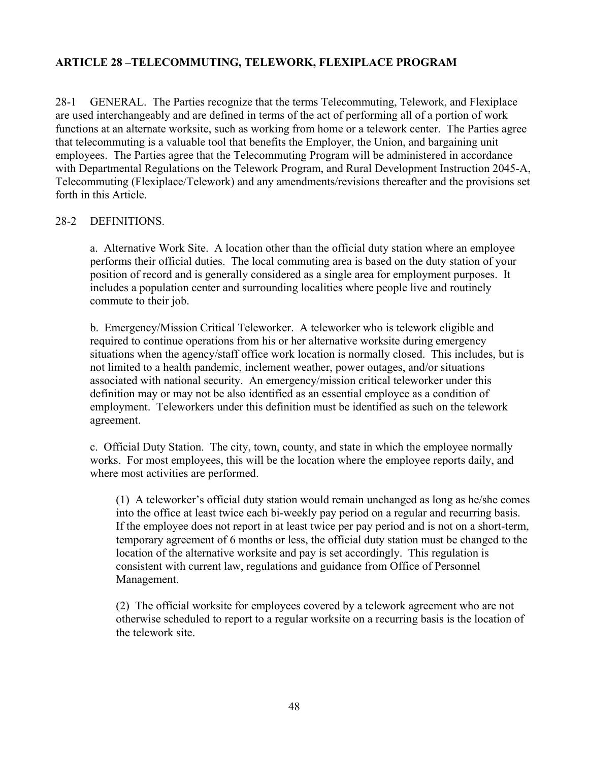## ARTICLE 28 –TELECOMMUTING, TELEWORK, FLEXIPLACE PROGRAM

28-1 GENERAL. The Parties recognize that the terms Telecommuting, Telework, and Flexiplace are used interchangeably and are defined in terms of the act of performing all of a portion of work functions at an alternate worksite, such as working from home or a telework center. The Parties agree that telecommuting is a valuable tool that benefits the Employer, the Union, and bargaining unit employees. The Parties agree that the Telecommuting Program will be administered in accordance with Departmental Regulations on the Telework Program, and Rural Development Instruction 2045-A, Telecommuting (Flexiplace/Telework) and any amendments/revisions thereafter and the provisions set forth in this Article.

28-2 DEFINITIONS.

a. Alternative Work Site. A location other than the official duty station where an employee performs their official duties. The local commuting area is based on the duty station of your position of record and is generally considered as a single area for employment purposes. It includes a population center and surrounding localities where people live and routinely commute to their job.

b. Emergency/Mission Critical Teleworker. A teleworker who is telework eligible and required to continue operations from his or her alternative worksite during emergency situations when the agency/staff office work location is normally closed. This includes, but is not limited to a health pandemic, inclement weather, power outages, and/or situations associated with national security. An emergency/mission critical teleworker under this definition may or may not be also identified as an essential employee as a condition of employment. Teleworkers under this definition must be identified as such on the telework agreement.

c. Official Duty Station. The city, town, county, and state in which the employee normally works. For most employees, this will be the location where the employee reports daily, and where most activities are performed.

(1) A teleworker's official duty station would remain unchanged as long as he/she comes into the office at least twice each bi-weekly pay period on a regular and recurring basis. If the employee does not report in at least twice per pay period and is not on a short-term, temporary agreement of 6 months or less, the official duty station must be changed to the location of the alternative worksite and pay is set accordingly. This regulation is consistent with current law, regulations and guidance from Office of Personnel Management.

(2) The official worksite for employees covered by a telework agreement who are not otherwise scheduled to report to a regular worksite on a recurring basis is the location of the telework site.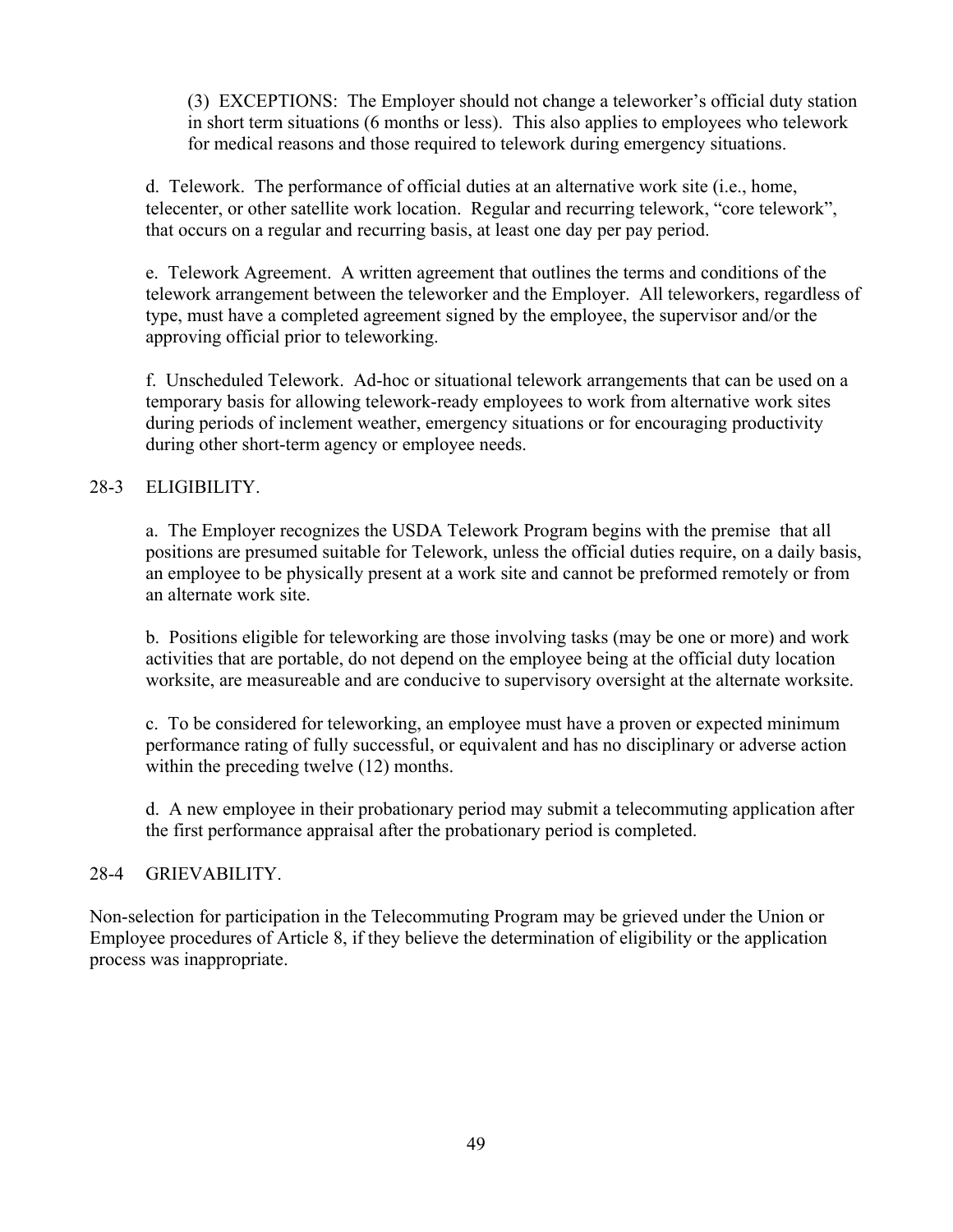(3) EXCEPTIONS: The Employer should not change a teleworker's official duty station in short term situations (6 months or less). This also applies to employees who telework for medical reasons and those required to telework during emergency situations.

d. Telework. The performance of official duties at an alternative work site (i.e., home, telecenter, or other satellite work location. Regular and recurring telework, "core telework", that occurs on a regular and recurring basis, at least one day per pay period.

e. Telework Agreement. A written agreement that outlines the terms and conditions of the telework arrangement between the teleworker and the Employer. All teleworkers, regardless of type, must have a completed agreement signed by the employee, the supervisor and/or the approving official prior to teleworking.

f. Unscheduled Telework. Ad-hoc or situational telework arrangements that can be used on a temporary basis for allowing telework-ready employees to work from alternative work sites during periods of inclement weather, emergency situations or for encouraging productivity during other short-term agency or employee needs.

## 28-3 ELIGIBILITY.

a. The Employer recognizes the USDA Telework Program begins with the premise that all positions are presumed suitable for Telework, unless the official duties require, on a daily basis, an employee to be physically present at a work site and cannot be preformed remotely or from an alternate work site.

b. Positions eligible for teleworking are those involving tasks (may be one or more) and work activities that are portable, do not depend on the employee being at the official duty location worksite, are measureable and are conducive to supervisory oversight at the alternate worksite.

c. To be considered for teleworking, an employee must have a proven or expected minimum performance rating of fully successful, or equivalent and has no disciplinary or adverse action within the preceding twelve (12) months.

d. A new employee in their probationary period may submit a telecommuting application after the first performance appraisal after the probationary period is completed.

## 28-4 GRIEVABILITY.

Non-selection for participation in the Telecommuting Program may be grieved under the Union or Employee procedures of Article 8, if they believe the determination of eligibility or the application process was inappropriate.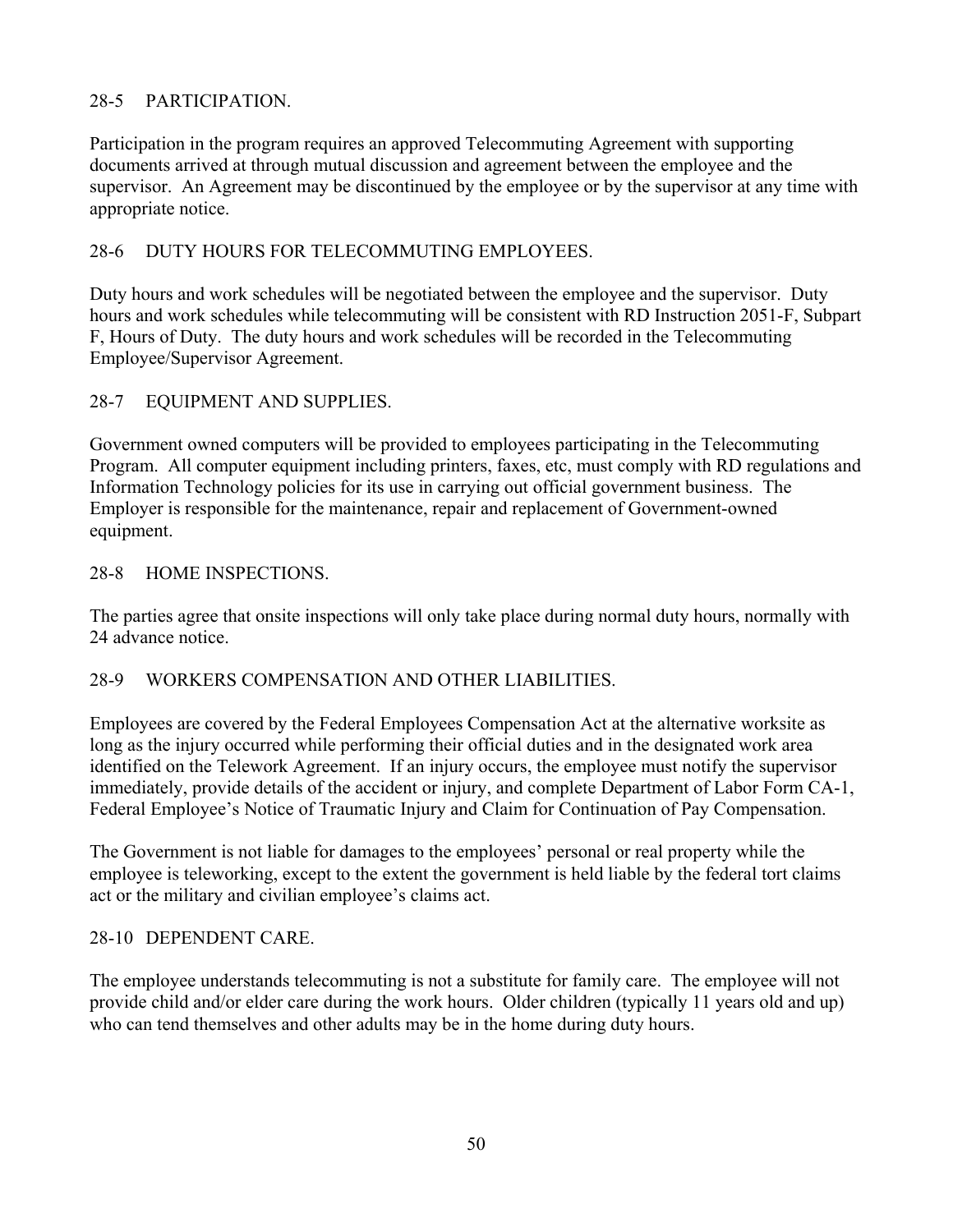## 28-5 PARTICIPATION.

Participation in the program requires an approved Telecommuting Agreement with supporting documents arrived at through mutual discussion and agreement between the employee and the supervisor. An Agreement may be discontinued by the employee or by the supervisor at any time with appropriate notice.

## 28-6 DUTY HOURS FOR TELECOMMUTING EMPLOYEES.

Duty hours and work schedules will be negotiated between the employee and the supervisor. Duty hours and work schedules while telecommuting will be consistent with RD Instruction 2051-F, Subpart F, Hours of Duty. The duty hours and work schedules will be recorded in the Telecommuting Employee/Supervisor Agreement.

## 28-7 EQUIPMENT AND SUPPLIES.

Government owned computers will be provided to employees participating in the Telecommuting Program. All computer equipment including printers, faxes, etc, must comply with RD regulations and Information Technology policies for its use in carrying out official government business. The Employer is responsible for the maintenance, repair and replacement of Government-owned equipment.

## 28-8 HOME INSPECTIONS.

The parties agree that onsite inspections will only take place during normal duty hours, normally with 24 advance notice.

## 28-9 WORKERS COMPENSATION AND OTHER LIABILITIES.

Employees are covered by the Federal Employees Compensation Act at the alternative worksite as long as the injury occurred while performing their official duties and in the designated work area identified on the Telework Agreement. If an injury occurs, the employee must notify the supervisor immediately, provide details of the accident or injury, and complete Department of Labor Form CA-1, Federal Employee's Notice of Traumatic Injury and Claim for Continuation of Pay Compensation.

The Government is not liable for damages to the employees' personal or real property while the employee is teleworking, except to the extent the government is held liable by the federal tort claims act or the military and civilian employee's claims act.

## 28-10 DEPENDENT CARE.

The employee understands telecommuting is not a substitute for family care. The employee will not provide child and/or elder care during the work hours. Older children (typically 11 years old and up) who can tend themselves and other adults may be in the home during duty hours.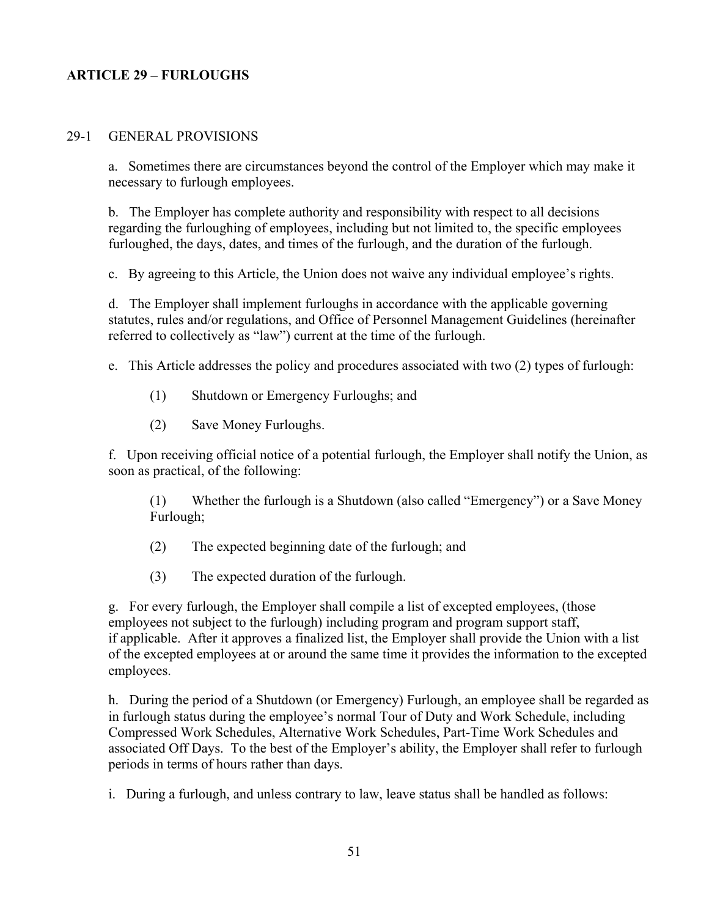## ARTICLE 29 – FURLOUGHS

### 29-1 GENERAL PROVISIONS

a. Sometimes there are circumstances beyond the control of the Employer which may make it necessary to furlough employees.

b. The Employer has complete authority and responsibility with respect to all decisions regarding the furloughing of employees, including but not limited to, the specific employees furloughed, the days, dates, and times of the furlough, and the duration of the furlough.

c. By agreeing to this Article, the Union does not waive any individual employee's rights.

d. The Employer shall implement furloughs in accordance with the applicable governing statutes, rules and/or regulations, and Office of Personnel Management Guidelines (hereinafter referred to collectively as "law") current at the time of the furlough.

e. This Article addresses the policy and procedures associated with two (2) types of furlough:

(1) Shutdown or Emergency Furloughs; and

(2) Save Money Furloughs.

f. Upon receiving official notice of a potential furlough, the Employer shall notify the Union, as soon as practical, of the following:

(1) Whether the furlough is a Shutdown (also called "Emergency") or a Save Money Furlough;

(2) The expected beginning date of the furlough; and

(3) The expected duration of the furlough.

g. For every furlough, the Employer shall compile a list of excepted employees, (those employees not subject to the furlough) including program and program support staff, if applicable. After it approves a finalized list, the Employer shall provide the Union with a list of the excepted employees at or around the same time it provides the information to the excepted employees.

h. During the period of a Shutdown (or Emergency) Furlough, an employee shall be regarded as in furlough status during the employee's normal Tour of Duty and Work Schedule, including Compressed Work Schedules, Alternative Work Schedules, Part-Time Work Schedules and associated Off Days. To the best of the Employer's ability, the Employer shall refer to furlough periods in terms of hours rather than days.

i. During a furlough, and unless contrary to law, leave status shall be handled as follows: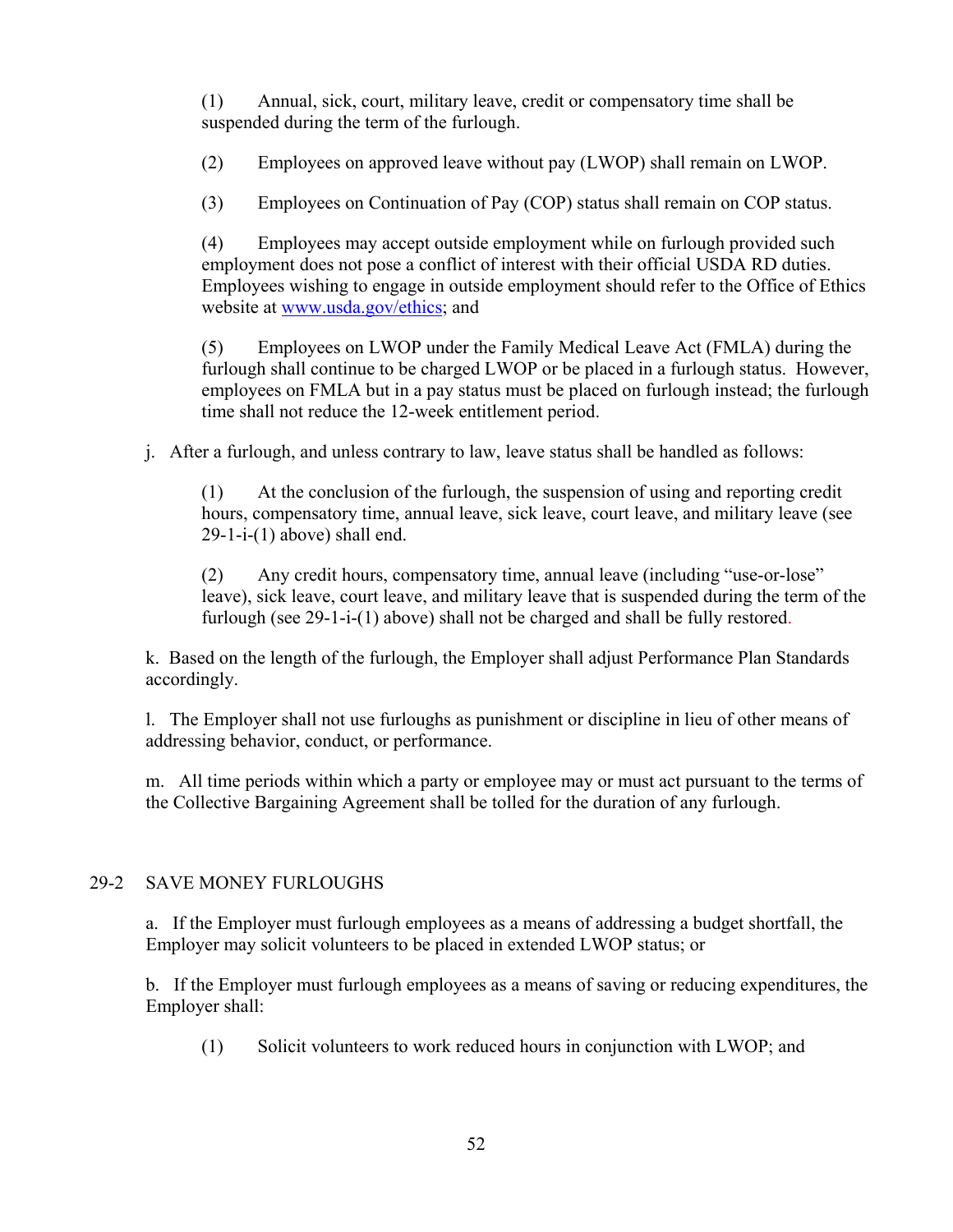(1) Annual, sick, court, military leave, credit or compensatory time shall be suspended during the term of the furlough.

(2) Employees on approved leave without pay (LWOP) shall remain on LWOP.

(3) Employees on Continuation of Pay (COP) status shall remain on COP status.

(4) Employees may accept outside employment while on furlough provided such employment does not pose a conflict of interest with their official USDA RD duties. Employees wishing to engage in outside employment should refer to the Office of Ethics website at www.usda.gov/ethics; and

(5) Employees on LWOP under the Family Medical Leave Act (FMLA) during the furlough shall continue to be charged LWOP or be placed in a furlough status. However, employees on FMLA but in a pay status must be placed on furlough instead; the furlough time shall not reduce the 12-week entitlement period.

j. After a furlough, and unless contrary to law, leave status shall be handled as follows:

(1) At the conclusion of the furlough, the suspension of using and reporting credit hours, compensatory time, annual leave, sick leave, court leave, and military leave (see 29-1-i-(1) above) shall end.

(2) Any credit hours, compensatory time, annual leave (including "use-or-lose" leave), sick leave, court leave, and military leave that is suspended during the term of the furlough (see 29-1-i-(1) above) shall not be charged and shall be fully restored.

k. Based on the length of the furlough, the Employer shall adjust Performance Plan Standards accordingly.

l. The Employer shall not use furloughs as punishment or discipline in lieu of other means of addressing behavior, conduct, or performance.

m. All time periods within which a party or employee may or must act pursuant to the terms of the Collective Bargaining Agreement shall be tolled for the duration of any furlough.

## 29-2 SAVE MONEY FURLOUGHS

a. If the Employer must furlough employees as a means of addressing a budget shortfall, the Employer may solicit volunteers to be placed in extended LWOP status; or

b. If the Employer must furlough employees as a means of saving or reducing expenditures, the Employer shall:

(1) Solicit volunteers to work reduced hours in conjunction with LWOP; and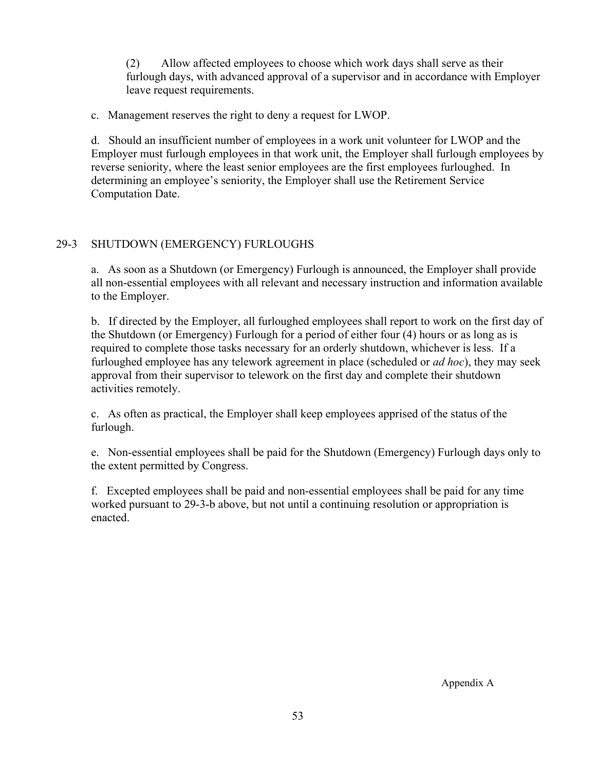(2) Allow affected employees to choose which work days shall serve as their furlough days, with advanced approval of a supervisor and in accordance with Employer leave request requirements.

c. Management reserves the right to deny a request for LWOP.

d. Should an insufficient number of employees in a work unit volunteer for LWOP and the Employer must furlough employees in that work unit, the Employer shall furlough employees by reverse seniority, where the least senior employees are the first employees furloughed. In determining an employee's seniority, the Employer shall use the Retirement Service Computation Date.

## 29-3 SHUTDOWN (EMERGENCY) FURLOUGHS

a. As soon as a Shutdown (or Emergency) Furlough is announced, the Employer shall provide all non-essential employees with all relevant and necessary instruction and information available to the Employer.

b. If directed by the Employer, all furloughed employees shall report to work on the first day of the Shutdown (or Emergency) Furlough for a period of either four (4) hours or as long as is required to complete those tasks necessary for an orderly shutdown, whichever is less. If a furloughed employee has any telework agreement in place (scheduled or *ad hoc*), they may seek approval from their supervisor to telework on the first day and complete their shutdown activities remotely.

c. As often as practical, the Employer shall keep employees apprised of the status of the furlough.

e. Non-essential employees shall be paid for the Shutdown (Emergency) Furlough days only to the extent permitted by Congress.

f. Excepted employees shall be paid and non-essential employees shall be paid for any time worked pursuant to 29-3-b above, but not until a continuing resolution or appropriation is enacted.

Appendix A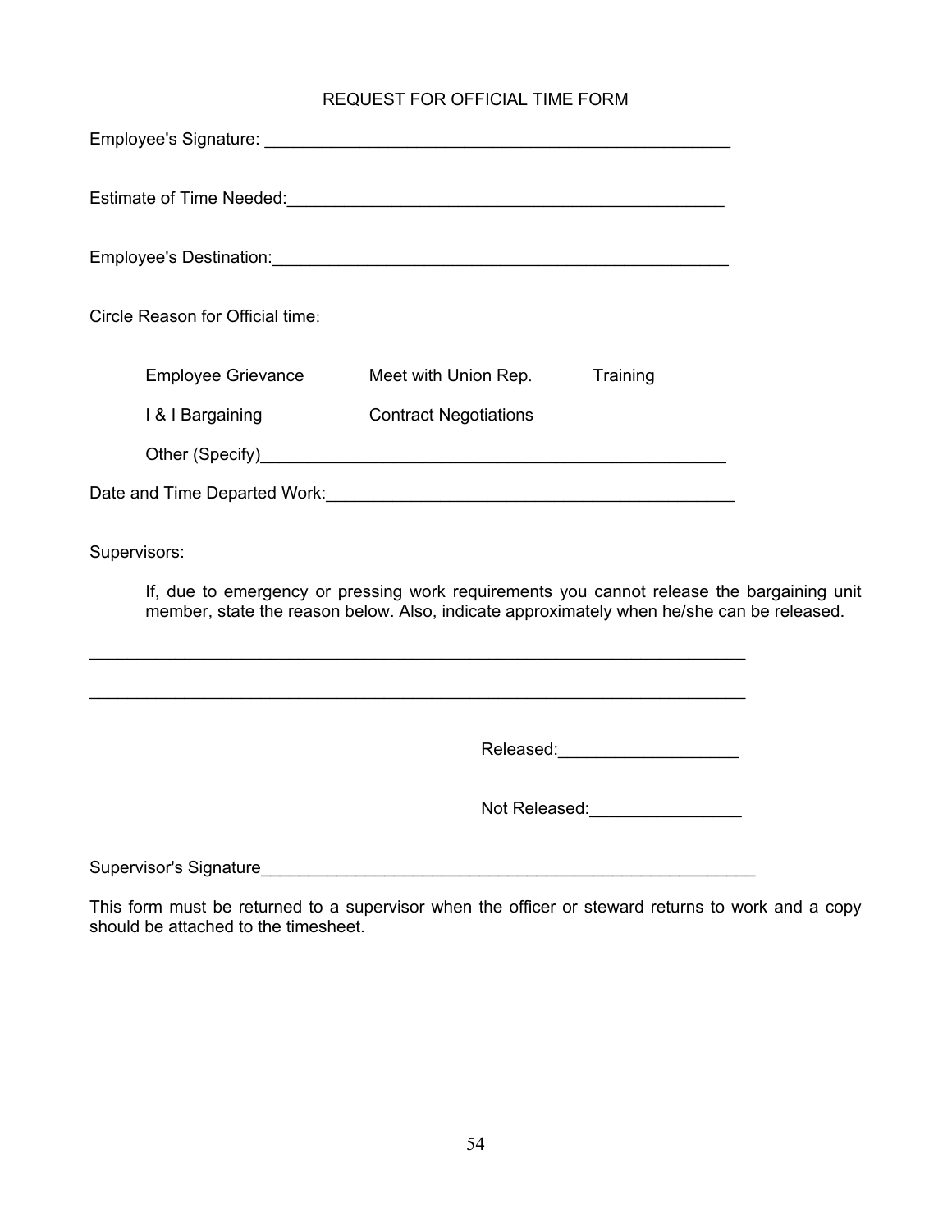# REQUEST FOR OFFICIAL TIME FORM

Employee's Signature: ___________________________________________________

Estimate of Time Needed: ________________________________________________

Employee's Destination: _________________________________________________

Circle Reason for Official time:

| | | |
|---|---|---|
| Employee Grievance | Meet with Union Rep. | Training |
| I & I Bargaining | Contract Negotiations | |

Other (Specify) _________________________________________________________

Date and Time Departed Work: ____________________________________________

Supervisors:

If, due to emergency or pressing work requirements you cannot release the bargaining unit member, state the reason below. Also, indicate approximately when he/she can be released.

_________________________________________________________________________

_________________________________________________________________________

Released: ___________________

Not Released: ________________

Supervisor's Signature __________________________________________________

This form must be returned to a supervisor when the officer or steward returns to work and a copy should be attached to the timesheet.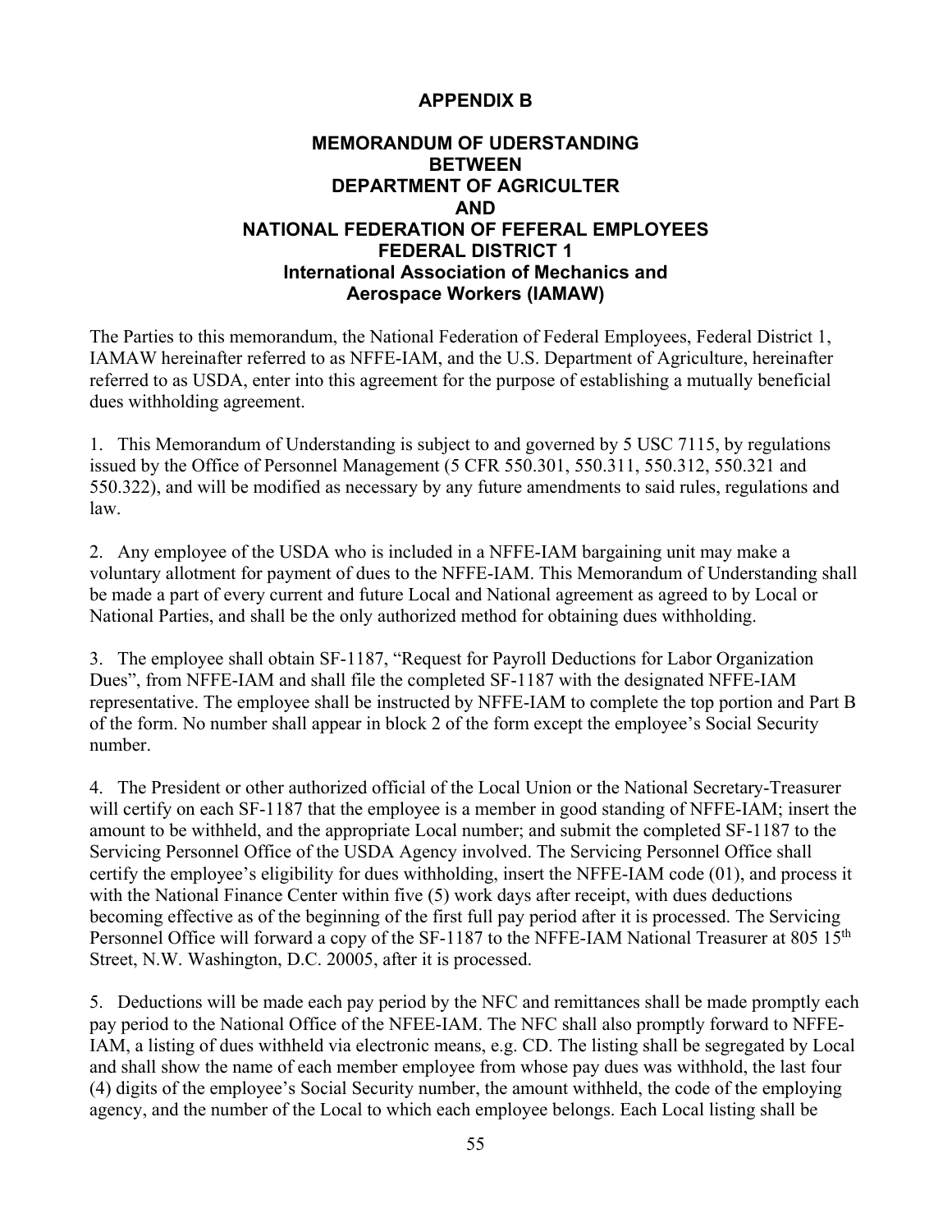# APPENDIX B

## MEMORANDUM OF UNDERSTANDING
## BETWEEN
## DEPARTMENT OF AGRICULTER
## AND
## NATIONAL FEDERATION OF FEFERAL EMPLOYEES
## FEDERAL DISTRICT 1
## International Association of Mechanics and Aerospace Workers (IAMAW)

The Parties to this memorandum, the National Federation of Federal Employees, Federal District 1, IAMAW hereinafter referred to as NFFE-IAM, and the U.S. Department of Agriculture, hereinafter referred to as USDA, enter into this agreement for the purpose of establishing a mutually beneficial dues withholding agreement.

1. This Memorandum of Understanding is subject to and governed by 5 USC 7115, by regulations issued by the Office of Personnel Management (5 CFR 550.301, 550.311, 550.312, 550.321 and 550.322), and will be modified as necessary by any future amendments to said rules, regulations and law.

2. Any employee of the USDA who is included in a NFFE-IAM bargaining unit may make a voluntary allotment for payment of dues to the NFFE-IAM. This Memorandum of Understanding shall be made a part of every current and future Local and National agreement as agreed to by Local or National Parties, and shall be the only authorized method for obtaining dues withholding.

3. The employee shall obtain SF-1187, "Request for Payroll Deductions for Labor Organization Dues", from NFFE-IAM and shall file the completed SF-1187 with the designated NFFE-IAM representative. The employee shall be instructed by NFFE-IAM to complete the top portion and Part B of the form. No number shall appear in block 2 of the form except the employee's Social Security number.

4. The President or other authorized official of the Local Union or the National Secretary-Treasurer will certify on each SF-1187 that the employee is a member in good standing of NFFE-IAM; insert the amount to be withheld, and the appropriate Local number; and submit the completed SF-1187 to the Servicing Personnel Office of the USDA Agency involved. The Servicing Personnel Office shall certify the employee's eligibility for dues withholding, insert the NFFE-IAM code (01), and process it with the National Finance Center within five (5) work days after receipt, with dues deductions becoming effective as of the beginning of the first full pay period after it is processed. The Servicing Personnel Office will forward a copy of the SF-1187 to the NFFE-IAM National Treasurer at 805 15th Street, N.W. Washington, D.C. 20005, after it is processed.

5. Deductions will be made each pay period by the NFC and remittances shall be made promptly each pay period to the National Office of the NFEE-IAM. The NFC shall also promptly forward to NFFE-IAM, a listing of dues withheld via electronic means, e.g. CD. The listing shall be segregated by Local and shall show the name of each member employee from whose pay dues was withhold, the last four (4) digits of the employee's Social Security number, the amount withheld, the code of the employing agency, and the number of the Local to which each employee belongs. Each Local listing shall be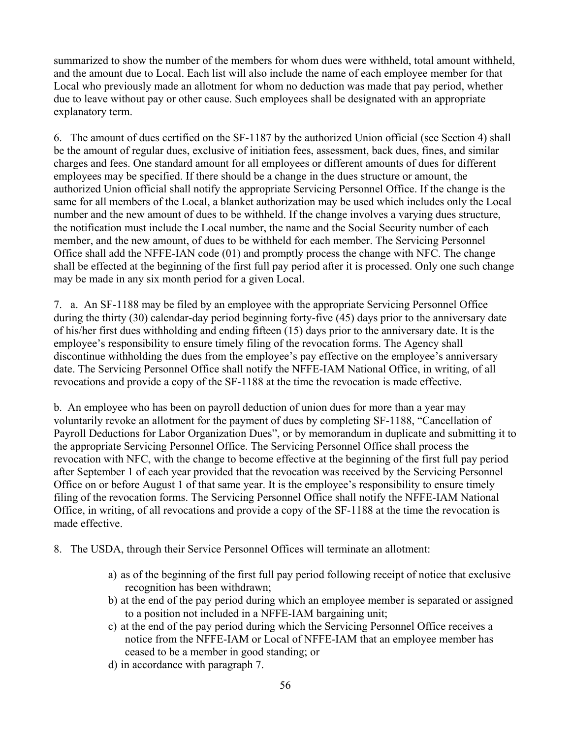summarized to show the number of the members for whom dues were withheld, total amount withheld, and the amount due to Local. Each list will also include the name of each employee member for that Local who previously made an allotment for whom no deduction was made that pay period, whether due to leave without pay or other cause. Such employees shall be designated with an appropriate explanatory term.

6. The amount of dues certified on the SF-1187 by the authorized Union official (see Section 4) shall be the amount of regular dues, exclusive of initiation fees, assessment, back dues, fines, and similar charges and fees. One standard amount for all employees or different amounts of dues for different employees may be specified. If there should be a change in the dues structure or amount, the authorized Union official shall notify the appropriate Servicing Personnel Office. If the change is the same for all members of the Local, a blanket authorization may be used which includes only the Local number and the new amount of dues to be withheld. If the change involves a varying dues structure, the notification must include the Local number, the name and the Social Security number of each member, and the new amount, of dues to be withheld for each member. The Servicing Personnel Office shall add the NFFE-IAN code (01) and promptly process the change with NFC. The change shall be effected at the beginning of the first full pay period after it is processed. Only one such change may be made in any six month period for a given Local.

7. a. An SF-1188 may be filed by an employee with the appropriate Servicing Personnel Office during the thirty (30) calendar-day period beginning forty-five (45) days prior to the anniversary date of his/her first dues withholding and ending fifteen (15) days prior to the anniversary date. It is the employee's responsibility to ensure timely filing of the revocation forms. The Agency shall discontinue withholding the dues from the employee's pay effective on the employee's anniversary date. The Servicing Personnel Office shall notify the NFFE-IAM National Office, in writing, of all revocations and provide a copy of the SF-1188 at the time the revocation is made effective.

b. An employee who has been on payroll deduction of union dues for more than a year may voluntarily revoke an allotment for the payment of dues by completing SF-1188, "Cancellation of Payroll Deductions for Labor Organization Dues", or by memorandum in duplicate and submitting it to the appropriate Servicing Personnel Office. The Servicing Personnel Office shall process the revocation with NFC, with the change to become effective at the beginning of the first full pay period after September 1 of each year provided that the revocation was received by the Servicing Personnel Office on or before August 1 of that same year. It is the employee's responsibility to ensure timely filing of the revocation forms. The Servicing Personnel Office shall notify the NFFE-IAM National Office, in writing, of all revocations and provide a copy of the SF-1188 at the time the revocation is made effective.

8. The USDA, through their Service Personnel Offices will terminate an allotment:

a) as of the beginning of the first full pay period following receipt of notice that exclusive recognition has been withdrawn;
b) at the end of the pay period during which an employee member is separated or assigned to a position not included in a NFFE-IAM bargaining unit;
c) at the end of the pay period during which the Servicing Personnel Office receives a notice from the NFFE-IAM or Local of NFFE-IAM that an employee member has ceased to be a member in good standing; or
d) in accordance with paragraph 7.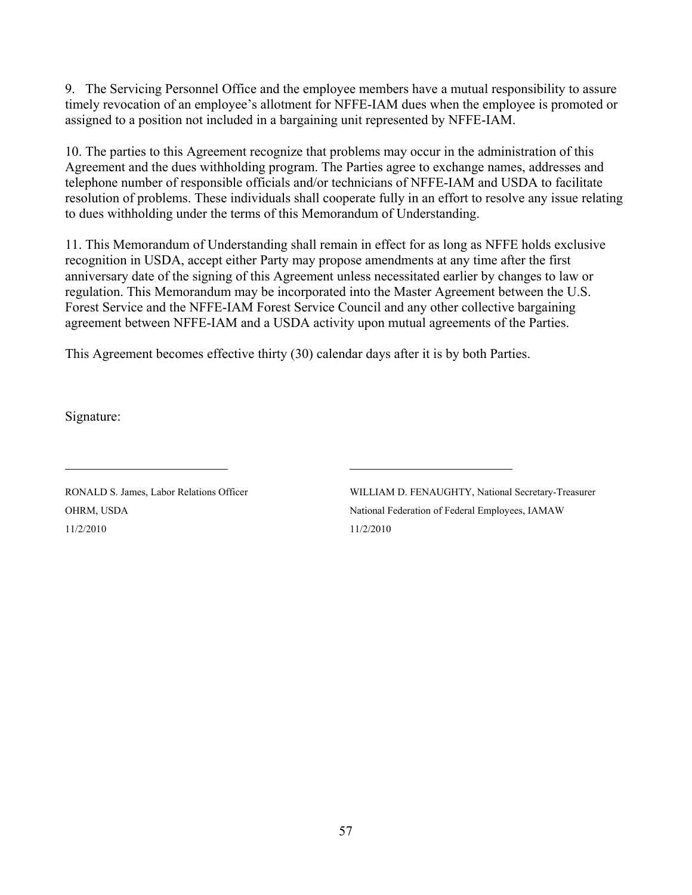9. The Servicing Personnel Office and the employee members have a mutual responsibility to assure timely revocation of an employee's allotment for NFFE-IAM dues when the employee is promoted or assigned to a position not included in a bargaining unit represented by NFFE-IAM.

10. The parties to this Agreement recognize that problems may occur in the administration of this Agreement and the dues withholding program. The Parties agree to exchange names, addresses and telephone number of responsible officials and/or technicians of NFFE-IAM and USDA to facilitate resolution of problems. These individuals shall cooperate fully in an effort to resolve any issue relating to dues withholding under the terms of this Memorandum of Understanding.

11. This Memorandum of Understanding shall remain in effect for as long as NFFE holds exclusive recognition in USDA, accept either Party may propose amendments at any time after the first anniversary date of the signing of this Agreement unless necessitated earlier by changes to law or regulation. This Memorandum may be incorporated into the Master Agreement between the U.S. Forest Service and the NFFE-IAM Forest Service Council and any other collective bargaining agreement between NFFE-IAM and a USDA activity upon mutual agreements of the Parties.

This Agreement becomes effective thirty (30) calendar days after it is by both Parties.

Signature:

\_\_\_\_\_\_\_\_\_\_\_\_\_\_\_\_\_\_\_\_\_\_\_\_\_\_\_\_

RONALD S. James, Labor Relations Officer
OHRM, USDA
11/2/2010

\_\_\_\_\_\_\_\_\_\_\_\_\_\_\_\_\_\_\_\_\_\_\_\_\_\_\_\_

WILLIAM D. FENAUGHTY, National Secretary-Treasurer
National Federation of Federal Employees, IAMAW
11/2/2010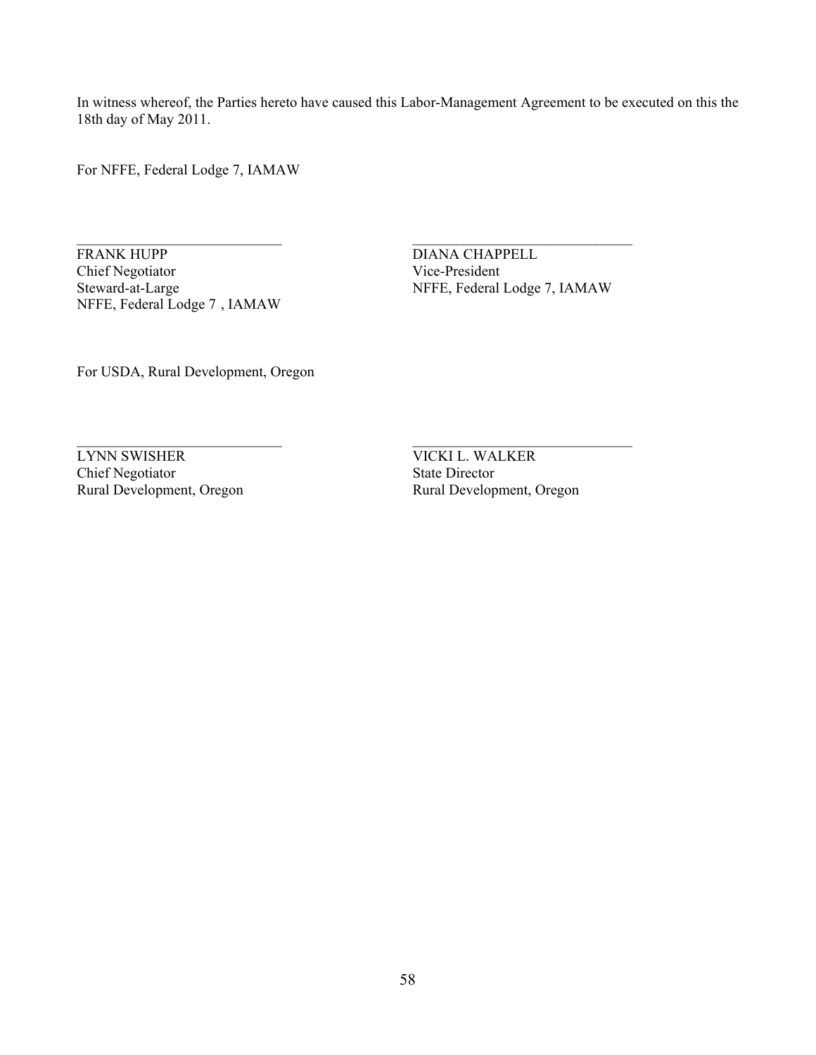In witness whereof, the Parties hereto have caused this Labor-Management Agreement to be executed on this the 18th day of May 2011.

For NFFE, Federal Lodge 7, IAMAW

\_\_\_\_\_\_\_\_\_\_\_\_\_\_\_\_\_\_\_\_\_\_\_\_\_\_\_\_
FRANK HUPP
Chief Negotiator
Steward-at-Large
NFFE, Federal Lodge 7 , IAMAW

\_\_\_\_\_\_\_\_\_\_\_\_\_\_\_\_\_\_\_\_\_\_\_\_\_\_\_\_
DIANA CHAPPELL
Vice-President
NFFE, Federal Lodge 7, IAMAW

For USDA, Rural Development, Oregon

\_\_\_\_\_\_\_\_\_\_\_\_\_\_\_\_\_\_\_\_\_\_\_\_\_\_\_\_
LYNN SWISHER
Chief Negotiator
Rural Development, Oregon

\_\_\_\_\_\_\_\_\_\_\_\_\_\_\_\_\_\_\_\_\_\_\_\_\_\_\_\_
VICKI L. WALKER
State Director
Rural Development, Oregon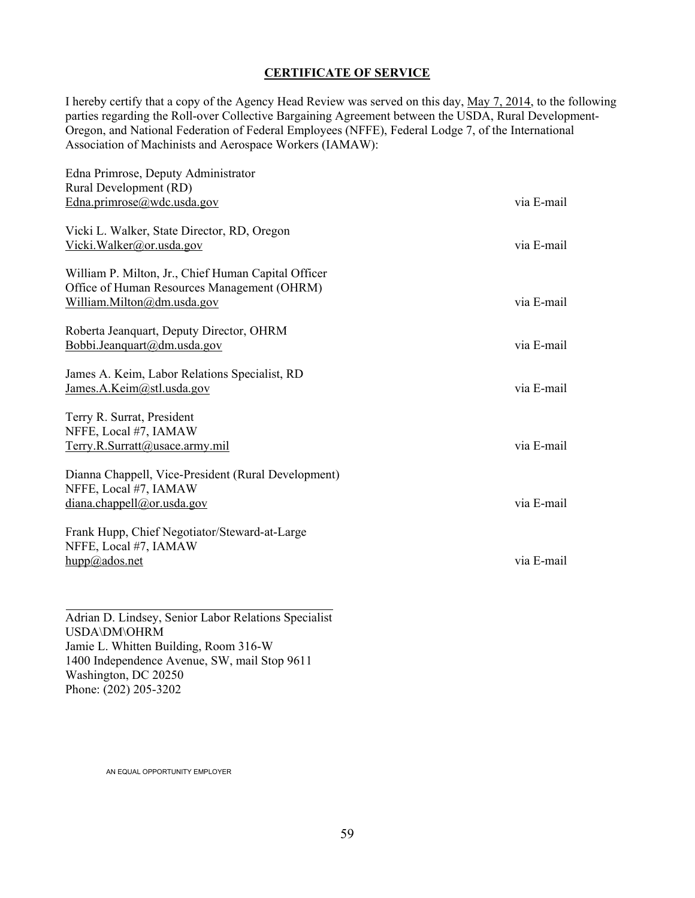## CERTIFICATE OF SERVICE

I hereby certify that a copy of the Agency Head Review was served on this day, May 7, 2014, to the following parties regarding the Roll-over Collective Bargaining Agreement between the USDA, Rural Development-Oregon, and National Federation of Federal Employees (NFFE), Federal Lodge 7, of the International Association of Machinists and Aerospace Workers (IAMAW):

Edna Primrose, Deputy Administrator
Rural Development (RD)
Edna.primrose@wdc.usda.gov — via E-mail

Vicki L. Walker, State Director, RD, Oregon
Vicki.Walker@or.usda.gov — via E-mail

William P. Milton, Jr., Chief Human Capital Officer
Office of Human Resources Management (OHRM)
William.Milton@dm.usda.gov — via E-mail

Roberta Jeanquart, Deputy Director, OHRM
Bobbi.Jeanquart@dm.usda.gov — via E-mail

James A. Keim, Labor Relations Specialist, RD
James.A.Keim@stl.usda.gov — via E-mail

Terry R. Surrat, President
NFFE, Local #7, IAMAW
Terry.R.Surratt@usace.army.mil — via E-mail

Dianna Chappell, Vice-President (Rural Development)
NFFE, Local #7, IAMAW
diana.chappell@or.usda.gov — via E-mail

Frank Hupp, Chief Negotiator/Steward-at-Large
NFFE, Local #7, IAMAW
hupp@ados.net — via E-mail

\_\_\_\_\_\_\_\_\_\_\_\_\_\_\_\_\_\_\_\_\_\_\_\_\_\_\_\_\_\_\_\_\_\_\_\_\_\_\_\_

Adrian D. Lindsey, Senior Labor Relations Specialist
USDA\DM\OHRM
Jamie L. Whitten Building, Room 316-W
1400 Independence Avenue, SW, mail Stop 9611
Washington, DC 20250
Phone: (202) 205-3202

AN EQUAL OPPORTUNITY EMPLOYER